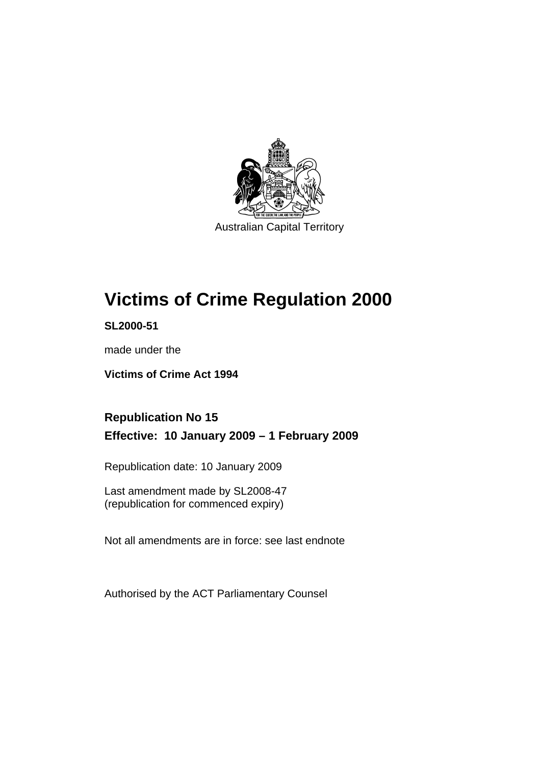Australian Capital Territory

# Victims of Crime Regulation 2000

**SL2000-51**

made under the

**Victims of Crime Act 1994**

## Republication No 15

## Effective: 10 January 2009 – 1 February 2009

Republication date: 10 January 2009

Last amendment made by SL2008-47
(republication for commenced expiry)

Not all amendments are in force: see last endnote

Authorised by the ACT Parliamentary Counsel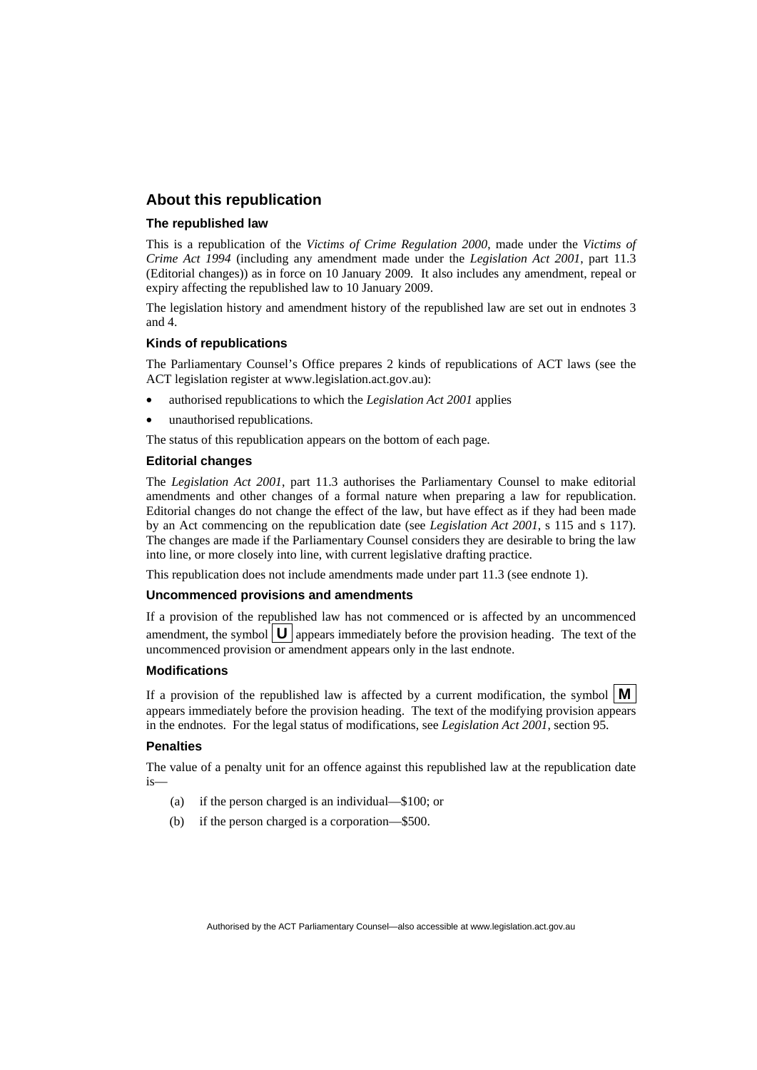## About this republication

### The republished law

This is a republication of the *Victims of Crime Regulation 2000*, made under the *Victims of Crime Act 1994* (including any amendment made under the *Legislation Act 2001*, part 11.3 (Editorial changes)) as in force on 10 January 2009*.* It also includes any amendment, repeal or expiry affecting the republished law to 10 January 2009.

The legislation history and amendment history of the republished law are set out in endnotes 3 and 4.

### Kinds of republications

The Parliamentary Counsel's Office prepares 2 kinds of republications of ACT laws (see the ACT legislation register at www.legislation.act.gov.au):

- authorised republications to which the *Legislation Act 2001* applies
- unauthorised republications.

The status of this republication appears on the bottom of each page.

### Editorial changes

The *Legislation Act 2001*, part 11.3 authorises the Parliamentary Counsel to make editorial amendments and other changes of a formal nature when preparing a law for republication. Editorial changes do not change the effect of the law, but have effect as if they had been made by an Act commencing on the republication date (see *Legislation Act 2001*, s 115 and s 117). The changes are made if the Parliamentary Counsel considers they are desirable to bring the law into line, or more closely into line, with current legislative drafting practice.

This republication does not include amendments made under part 11.3 (see endnote 1).

### Uncommenced provisions and amendments

If a provision of the republished law has not commenced or is affected by an uncommenced amendment, the symbol **U** appears immediately before the provision heading. The text of the uncommenced provision or amendment appears only in the last endnote.

### Modifications

If a provision of the republished law is affected by a current modification, the symbol **M** appears immediately before the provision heading. The text of the modifying provision appears in the endnotes. For the legal status of modifications, see *Legislation Act 2001*, section 95.

### Penalties

The value of a penalty unit for an offence against this republished law at the republication date is—

(a) if the person charged is an individual—$100; or

(b) if the person charged is a corporation—$500.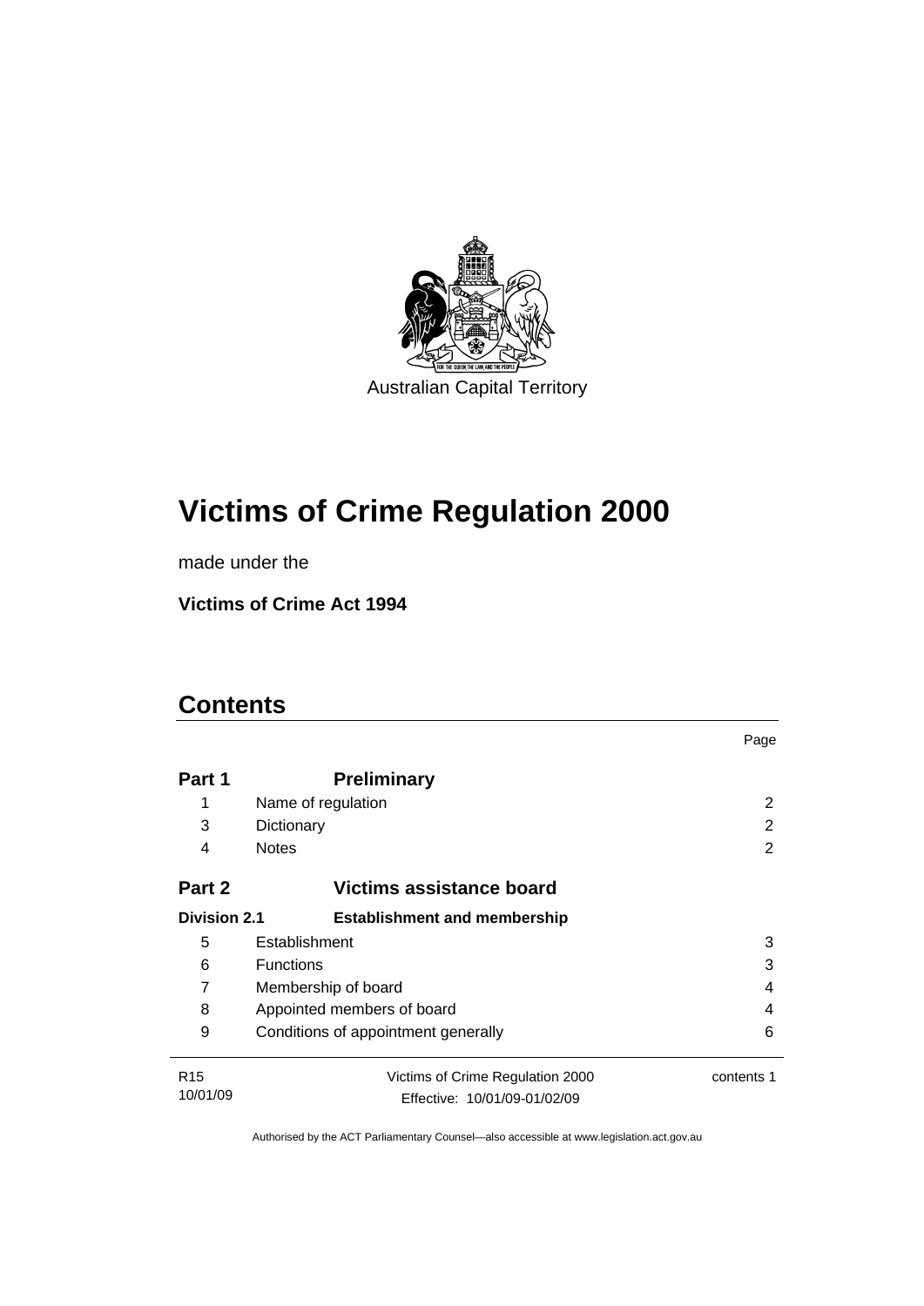Australian Capital Territory

# Victims of Crime Regulation 2000

made under the

**Victims of Crime Act 1994**

## Contents

| | | Page |
|---|---|---|
| **Part 1** | **Preliminary** | |
| 1 | Name of regulation | 2 |
| 3 | Dictionary | 2 |
| 4 | Notes | 2 |
| **Part 2** | **Victims assistance board** | |
| **Division 2.1** | **Establishment and membership** | |
| 5 | Establishment | 3 |
| 6 | Functions | 3 |
| 7 | Membership of board | 4 |
| 8 | Appointed members of board | 4 |
| 9 | Conditions of appointment generally | 6 |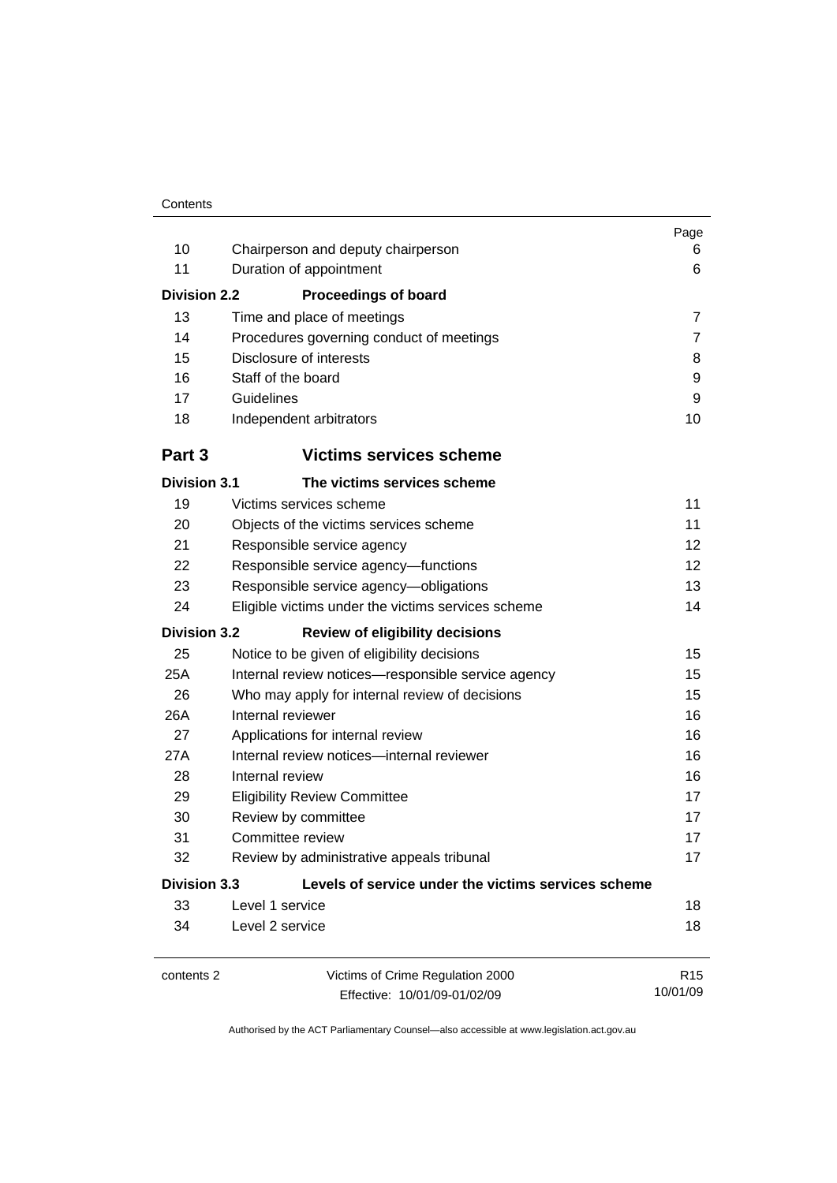| | | Page |
|---|---|---|
| 10 | Chairperson and deputy chairperson | 6 |
| 11 | Duration of appointment | 6 |
| **Division 2.2** | **Proceedings of board** | |
| 13 | Time and place of meetings | 7 |
| 14 | Procedures governing conduct of meetings | 7 |
| 15 | Disclosure of interests | 8 |
| 16 | Staff of the board | 9 |
| 17 | Guidelines | 9 |
| 18 | Independent arbitrators | 10 |
| **Part 3** | **Victims services scheme** | |
| **Division 3.1** | **The victims services scheme** | |
| 19 | Victims services scheme | 11 |
| 20 | Objects of the victims services scheme | 11 |
| 21 | Responsible service agency | 12 |
| 22 | Responsible service agency—functions | 12 |
| 23 | Responsible service agency—obligations | 13 |
| 24 | Eligible victims under the victims services scheme | 14 |
| **Division 3.2** | **Review of eligibility decisions** | |
| 25 | Notice to be given of eligibility decisions | 15 |
| 25A | Internal review notices—responsible service agency | 15 |
| 26 | Who may apply for internal review of decisions | 15 |
| 26A | Internal reviewer | 16 |
| 27 | Applications for internal review | 16 |
| 27A | Internal review notices—internal reviewer | 16 |
| 28 | Internal review | 16 |
| 29 | Eligibility Review Committee | 17 |
| 30 | Review by committee | 17 |
| 31 | Committee review | 17 |
| 32 | Review by administrative appeals tribunal | 17 |
| **Division 3.3** | **Levels of service under the victims services scheme** | |
| 33 | Level 1 service | 18 |
| 34 | Level 2 service | 18 |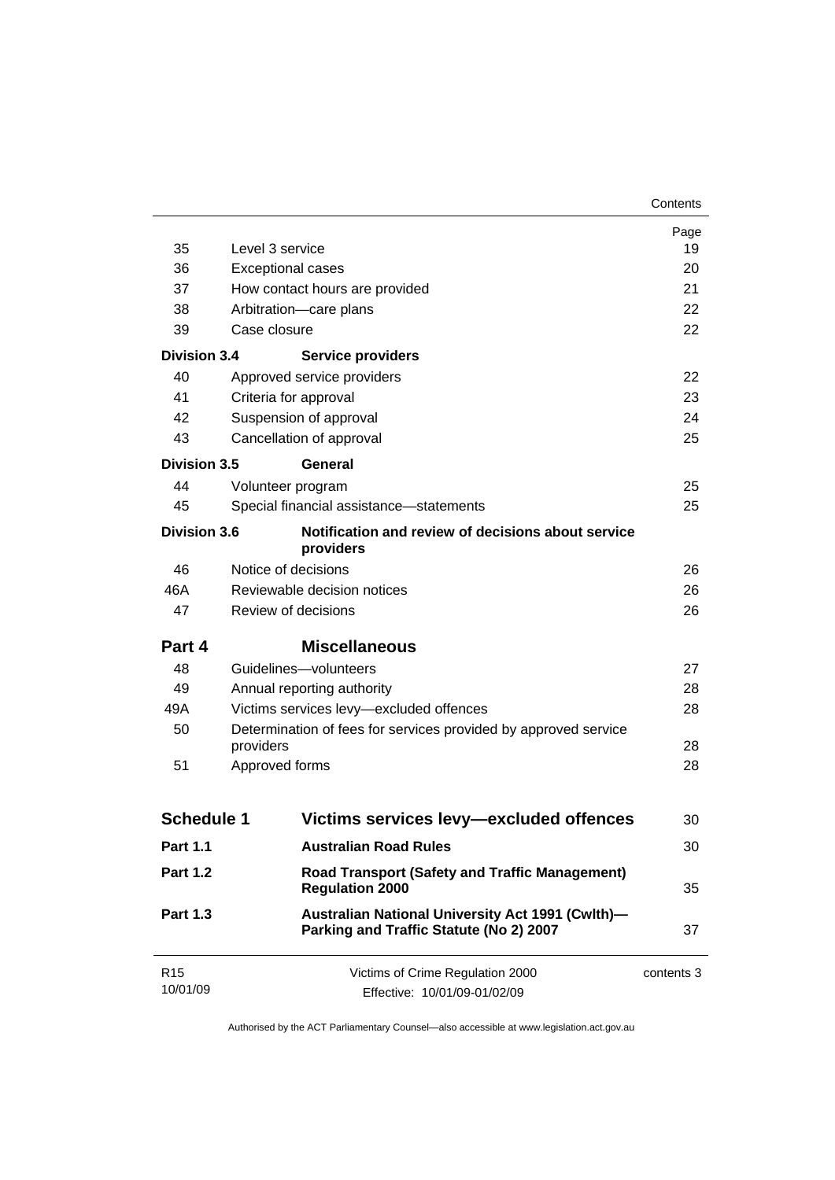| | | Page |
|---|---|---|
| 35 | Level 3 service | 19 |
| 36 | Exceptional cases | 20 |
| 37 | How contact hours are provided | 21 |
| 38 | Arbitration—care plans | 22 |
| 39 | Case closure | 22 |
| **Division 3.4** | **Service providers** | |
| 40 | Approved service providers | 22 |
| 41 | Criteria for approval | 23 |
| 42 | Suspension of approval | 24 |
| 43 | Cancellation of approval | 25 |
| **Division 3.5** | **General** | |
| 44 | Volunteer program | 25 |
| 45 | Special financial assistance—statements | 25 |
| **Division 3.6** | **Notification and review of decisions about service providers** | |
| 46 | Notice of decisions | 26 |
| 46A | Reviewable decision notices | 26 |
| 47 | Review of decisions | 26 |
| **Part 4** | **Miscellaneous** | |
| 48 | Guidelines—volunteers | 27 |
| 49 | Annual reporting authority | 28 |
| 49A | Victims services levy—excluded offences | 28 |
| 50 | Determination of fees for services provided by approved service providers | 28 |
| 51 | Approved forms | 28 |
| **Schedule 1** | **Victims services levy—excluded offences** | 30 |
| **Part 1.1** | **Australian Road Rules** | 30 |
| **Part 1.2** | **Road Transport (Safety and Traffic Management) Regulation 2000** | 35 |
| **Part 1.3** | **Australian National University Act 1991 (Cwlth)—Parking and Traffic Statute (No 2) 2007** | 37 |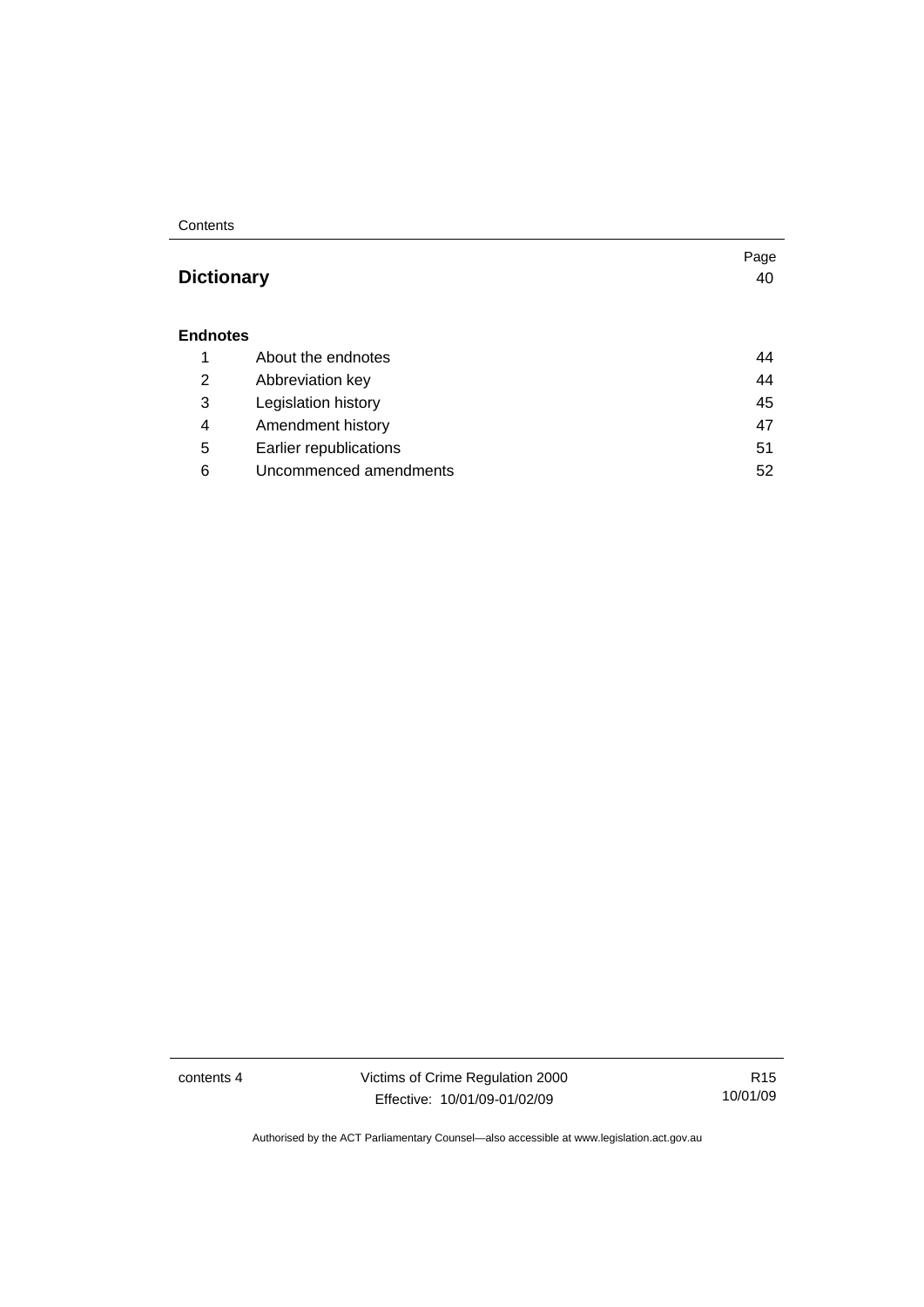| | | Page |
|---|---|---|
| **Dictionary** | | 40 |
| **Endnotes** | | |
| 1 | About the endnotes | 44 |
| 2 | Abbreviation key | 44 |
| 3 | Legislation history | 45 |
| 4 | Amendment history | 47 |
| 5 | Earlier republications | 51 |
| 6 | Uncommenced amendments | 52 |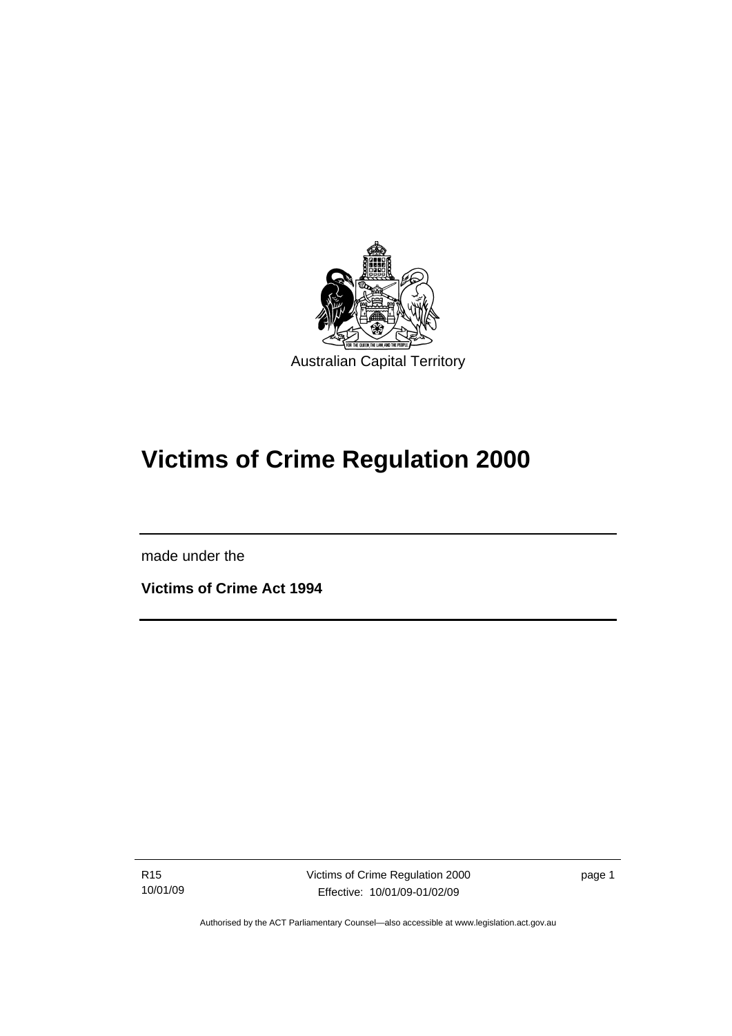Australian Capital Territory

# Victims of Crime Regulation 2000

made under the

**Victims of Crime Act 1994**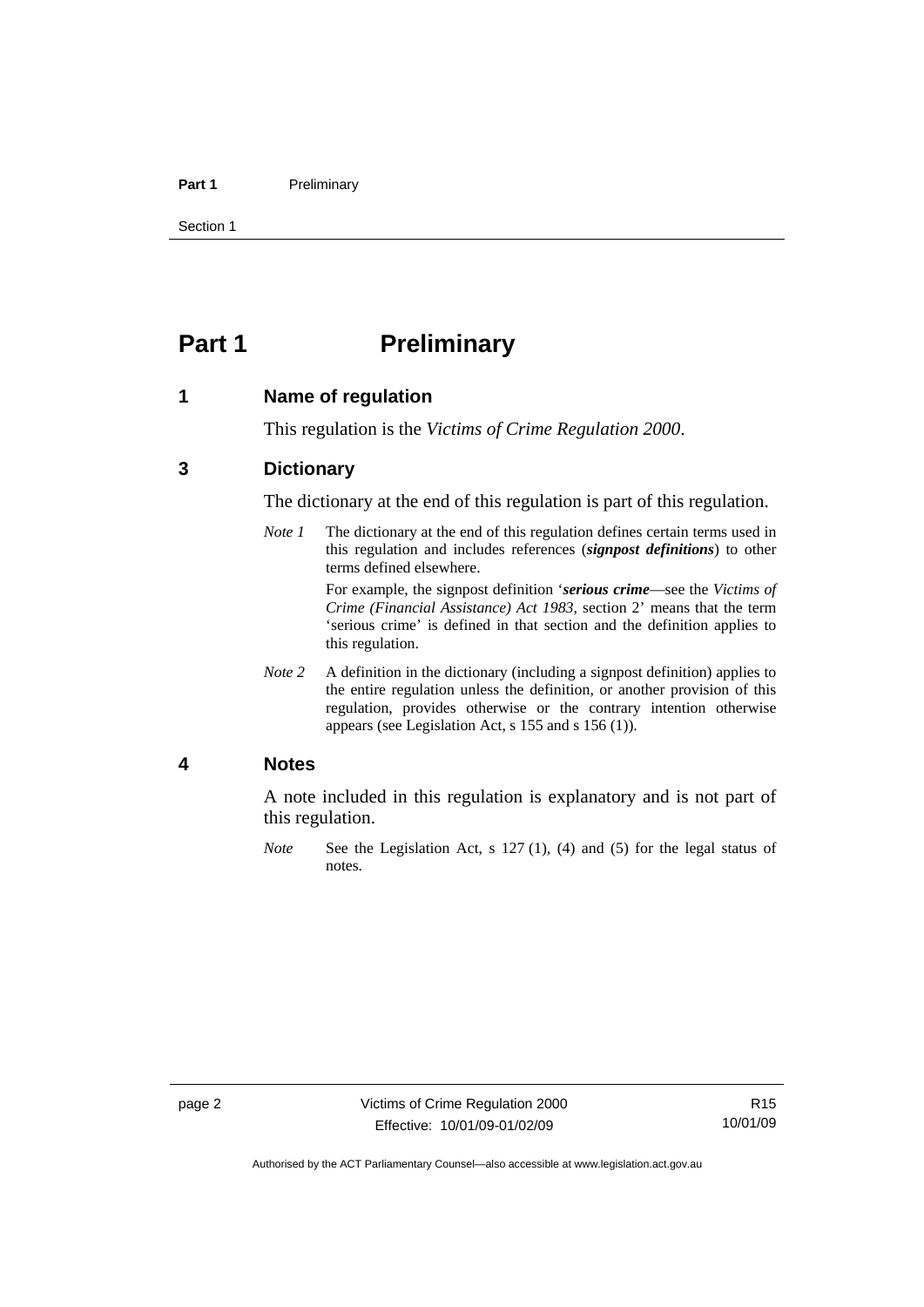# Part 1 Preliminary

## 1 Name of regulation

This regulation is the *Victims of Crime Regulation 2000*.

## 3 Dictionary

The dictionary at the end of this regulation is part of this regulation.

*Note 1* The dictionary at the end of this regulation defines certain terms used in this regulation and includes references (***signpost definitions***) to other terms defined elsewhere.

For example, the signpost definition '***serious crime***—see the *Victims of Crime (Financial Assistance) Act 1983*, section 2' means that the term 'serious crime' is defined in that section and the definition applies to this regulation.

*Note 2* A definition in the dictionary (including a signpost definition) applies to the entire regulation unless the definition, or another provision of this regulation, provides otherwise or the contrary intention otherwise appears (see Legislation Act, s 155 and s 156 (1)).

## 4 Notes

A note included in this regulation is explanatory and is not part of this regulation.

*Note* See the Legislation Act, s 127 (1), (4) and (5) for the legal status of notes.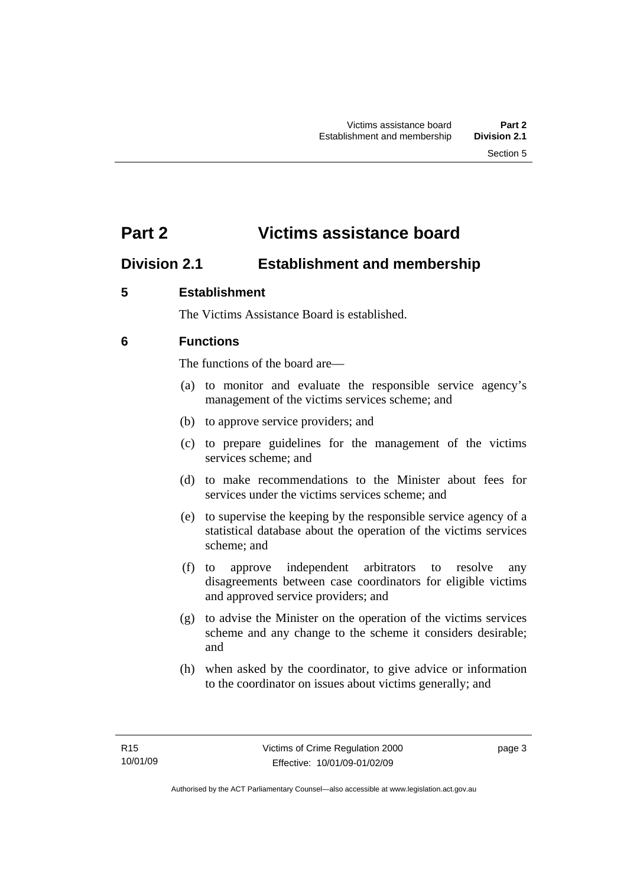# Part 2 Victims assistance board

## Division 2.1 Establishment and membership

### 5 Establishment

The Victims Assistance Board is established.

### 6 Functions

The functions of the board are—

(a) to monitor and evaluate the responsible service agency's management of the victims services scheme; and

(b) to approve service providers; and

(c) to prepare guidelines for the management of the victims services scheme; and

(d) to make recommendations to the Minister about fees for services under the victims services scheme; and

(e) to supervise the keeping by the responsible service agency of a statistical database about the operation of the victims services scheme; and

(f) to approve independent arbitrators to resolve any disagreements between case coordinators for eligible victims and approved service providers; and

(g) to advise the Minister on the operation of the victims services scheme and any change to the scheme it considers desirable; and

(h) when asked by the coordinator, to give advice or information to the coordinator on issues about victims generally; and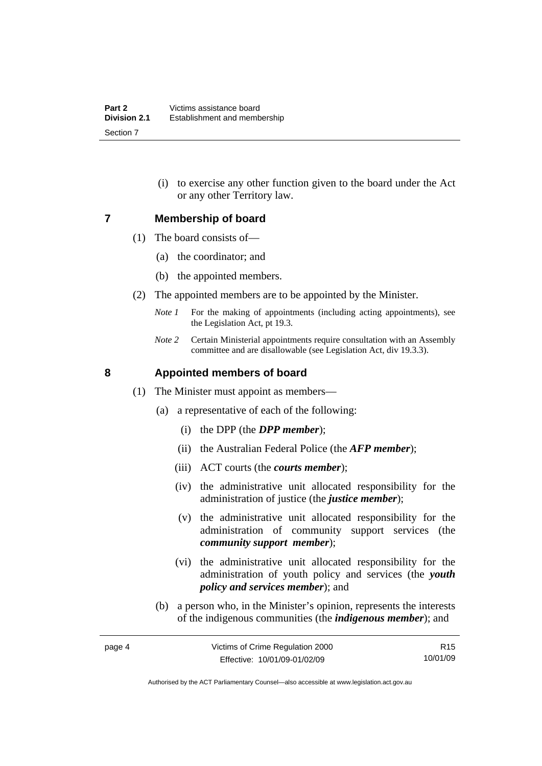(i) to exercise any other function given to the board under the Act or any other Territory law.

## 7 Membership of board

(1) The board consists of—

(a) the coordinator; and

(b) the appointed members.

(2) The appointed members are to be appointed by the Minister.

*Note 1* For the making of appointments (including acting appointments), see the Legislation Act, pt 19.3.

*Note 2* Certain Ministerial appointments require consultation with an Assembly committee and are disallowable (see Legislation Act, div 19.3.3).

## 8 Appointed members of board

(1) The Minister must appoint as members—

(a) a representative of each of the following:

(i) the DPP (the ***DPP member***);

(ii) the Australian Federal Police (the ***AFP member***);

(iii) ACT courts (the ***courts member***);

(iv) the administrative unit allocated responsibility for the administration of justice (the ***justice member***);

(v) the administrative unit allocated responsibility for the administration of community support services (the ***community support member***);

(vi) the administrative unit allocated responsibility for the administration of youth policy and services (the ***youth policy and services member***); and

(b) a person who, in the Minister's opinion, represents the interests of the indigenous communities (the ***indigenous member***); and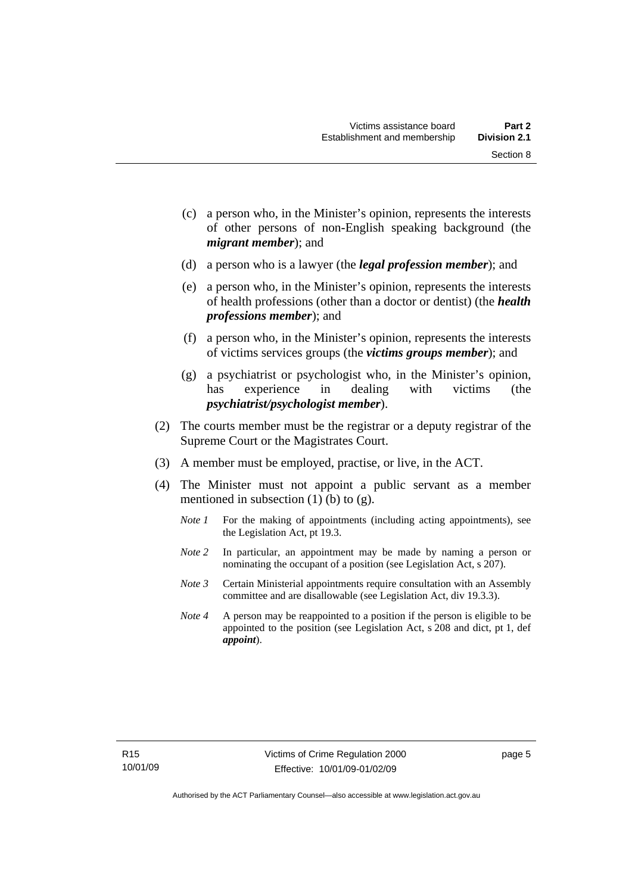(c) a person who, in the Minister's opinion, represents the interests of other persons of non-English speaking background (the ***migrant member***); and

(d) a person who is a lawyer (the ***legal profession member***); and

(e) a person who, in the Minister's opinion, represents the interests of health professions (other than a doctor or dentist) (the ***health professions member***); and

(f) a person who, in the Minister's opinion, represents the interests of victims services groups (the ***victims groups member***); and

(g) a psychiatrist or psychologist who, in the Minister's opinion, has experience in dealing with victims (the ***psychiatrist/psychologist member***).

(2) The courts member must be the registrar or a deputy registrar of the Supreme Court or the Magistrates Court.

(3) A member must be employed, practise, or live, in the ACT.

(4) The Minister must not appoint a public servant as a member mentioned in subsection (1) (b) to (g).

*Note 1* For the making of appointments (including acting appointments), see the Legislation Act, pt 19.3.

*Note 2* In particular, an appointment may be made by naming a person or nominating the occupant of a position (see Legislation Act, s 207).

*Note 3* Certain Ministerial appointments require consultation with an Assembly committee and are disallowable (see Legislation Act, div 19.3.3).

*Note 4* A person may be reappointed to a position if the person is eligible to be appointed to the position (see Legislation Act, s 208 and dict, pt 1, def ***appoint***).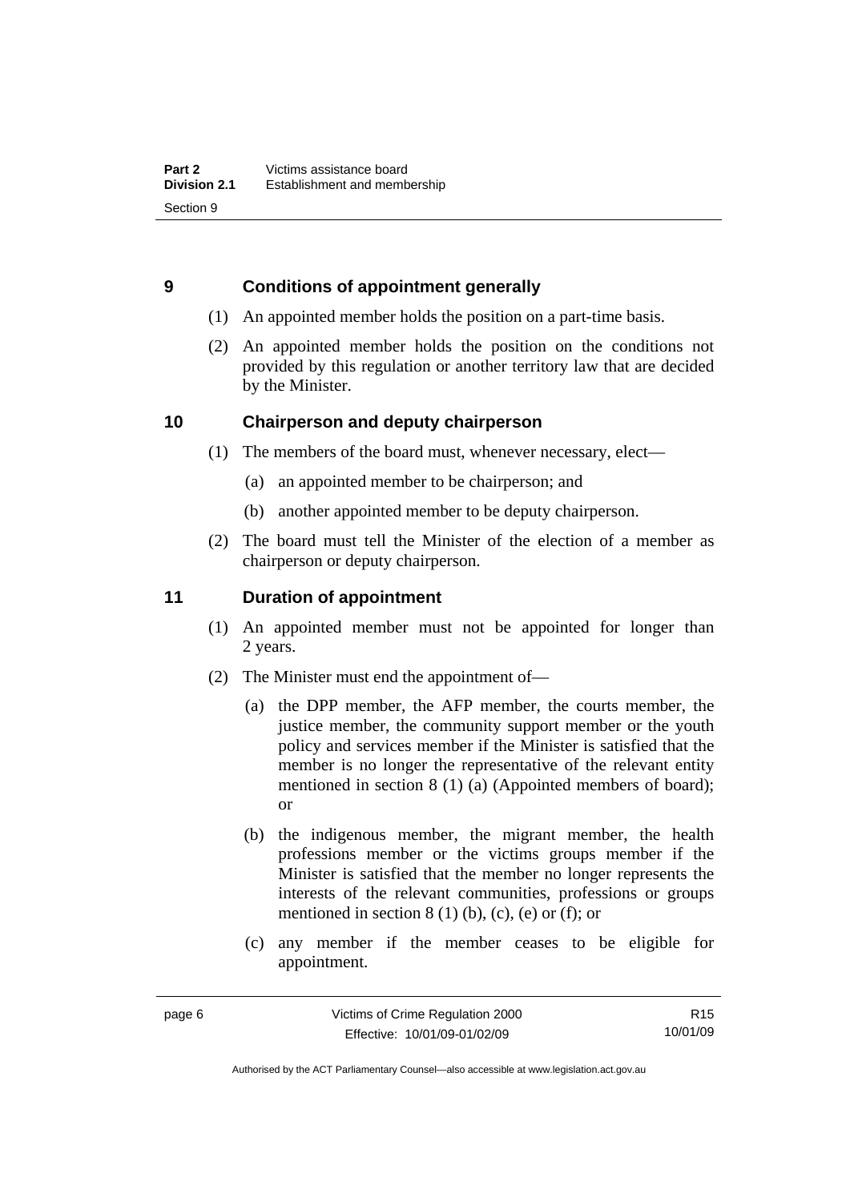## 9 Conditions of appointment generally

(1) An appointed member holds the position on a part-time basis.

(2) An appointed member holds the position on the conditions not provided by this regulation or another territory law that are decided by the Minister.

## 10 Chairperson and deputy chairperson

(1) The members of the board must, whenever necessary, elect—

(a) an appointed member to be chairperson; and

(b) another appointed member to be deputy chairperson.

(2) The board must tell the Minister of the election of a member as chairperson or deputy chairperson.

## 11 Duration of appointment

(1) An appointed member must not be appointed for longer than 2 years.

(2) The Minister must end the appointment of—

(a) the DPP member, the AFP member, the courts member, the justice member, the community support member or the youth policy and services member if the Minister is satisfied that the member is no longer the representative of the relevant entity mentioned in section 8 (1) (a) (Appointed members of board); or

(b) the indigenous member, the migrant member, the health professions member or the victims groups member if the Minister is satisfied that the member no longer represents the interests of the relevant communities, professions or groups mentioned in section 8 (1) (b), (c), (e) or (f); or

(c) any member if the member ceases to be eligible for appointment.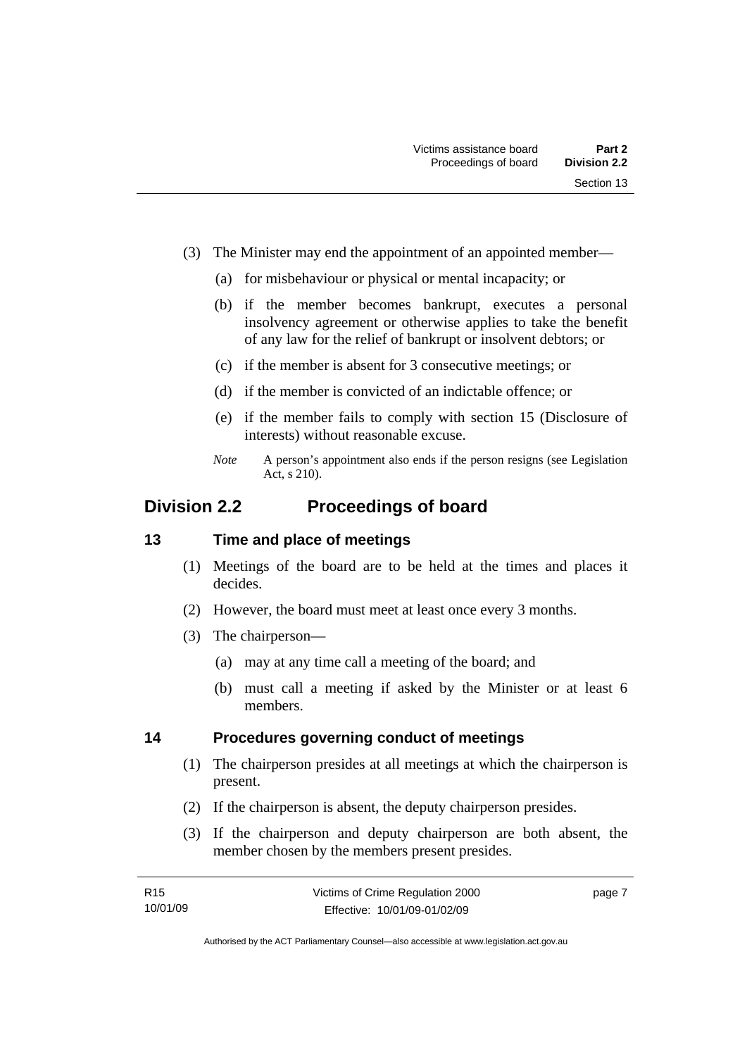(3) The Minister may end the appointment of an appointed member—

(a) for misbehaviour or physical or mental incapacity; or

(b) if the member becomes bankrupt, executes a personal insolvency agreement or otherwise applies to take the benefit of any law for the relief of bankrupt or insolvent debtors; or

(c) if the member is absent for 3 consecutive meetings; or

(d) if the member is convicted of an indictable offence; or

(e) if the member fails to comply with section 15 (Disclosure of interests) without reasonable excuse.

*Note* A person's appointment also ends if the person resigns (see Legislation Act, s 210).

## Division 2.2 Proceedings of board

### 13 Time and place of meetings

(1) Meetings of the board are to be held at the times and places it decides.

(2) However, the board must meet at least once every 3 months.

(3) The chairperson—

(a) may at any time call a meeting of the board; and

(b) must call a meeting if asked by the Minister or at least 6 members.

### 14 Procedures governing conduct of meetings

(1) The chairperson presides at all meetings at which the chairperson is present.

(2) If the chairperson is absent, the deputy chairperson presides.

(3) If the chairperson and deputy chairperson are both absent, the member chosen by the members present presides.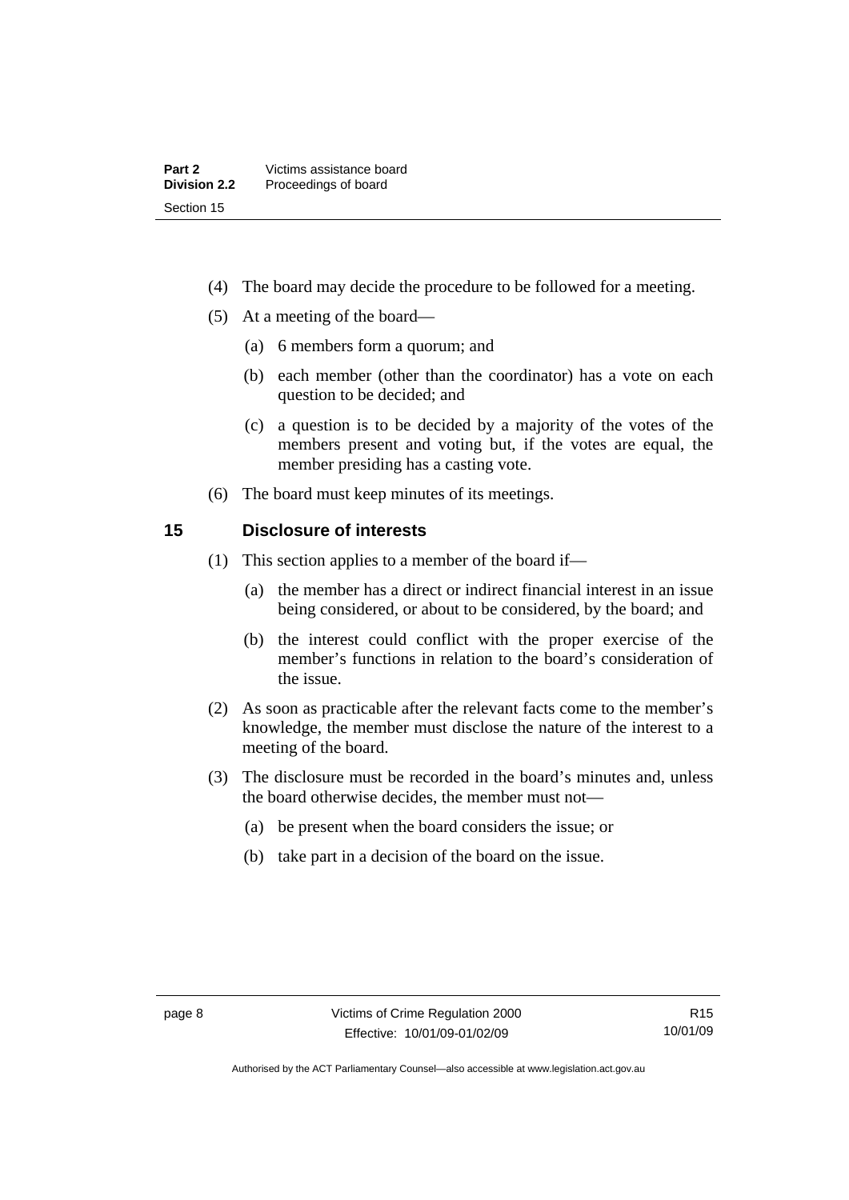(4) The board may decide the procedure to be followed for a meeting.

(5) At a meeting of the board—

(a) 6 members form a quorum; and

(b) each member (other than the coordinator) has a vote on each question to be decided; and

(c) a question is to be decided by a majority of the votes of the members present and voting but, if the votes are equal, the member presiding has a casting vote.

(6) The board must keep minutes of its meetings.

## 15 Disclosure of interests

(1) This section applies to a member of the board if—

(a) the member has a direct or indirect financial interest in an issue being considered, or about to be considered, by the board; and

(b) the interest could conflict with the proper exercise of the member's functions in relation to the board's consideration of the issue.

(2) As soon as practicable after the relevant facts come to the member's knowledge, the member must disclose the nature of the interest to a meeting of the board.

(3) The disclosure must be recorded in the board's minutes and, unless the board otherwise decides, the member must not—

(a) be present when the board considers the issue; or

(b) take part in a decision of the board on the issue.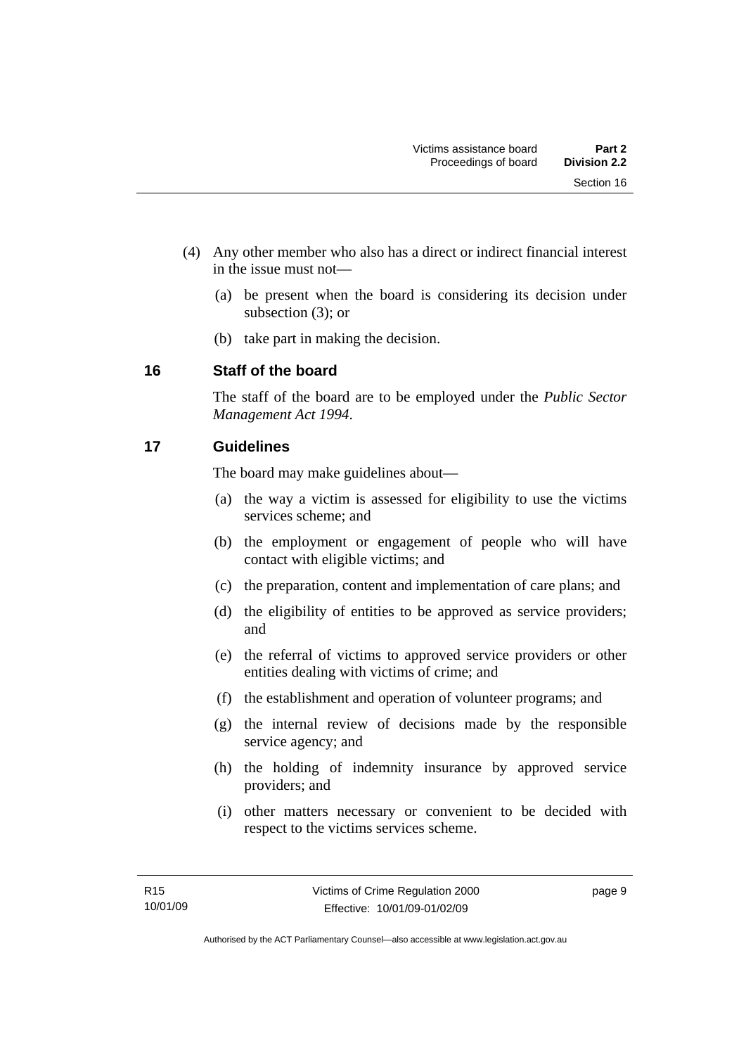(4) Any other member who also has a direct or indirect financial interest in the issue must not—

(a) be present when the board is considering its decision under subsection (3); or

(b) take part in making the decision.

## 16 Staff of the board

The staff of the board are to be employed under the *Public Sector Management Act 1994*.

## 17 Guidelines

The board may make guidelines about—

(a) the way a victim is assessed for eligibility to use the victims services scheme; and

(b) the employment or engagement of people who will have contact with eligible victims; and

(c) the preparation, content and implementation of care plans; and

(d) the eligibility of entities to be approved as service providers; and

(e) the referral of victims to approved service providers or other entities dealing with victims of crime; and

(f) the establishment and operation of volunteer programs; and

(g) the internal review of decisions made by the responsible service agency; and

(h) the holding of indemnity insurance by approved service providers; and

(i) other matters necessary or convenient to be decided with respect to the victims services scheme.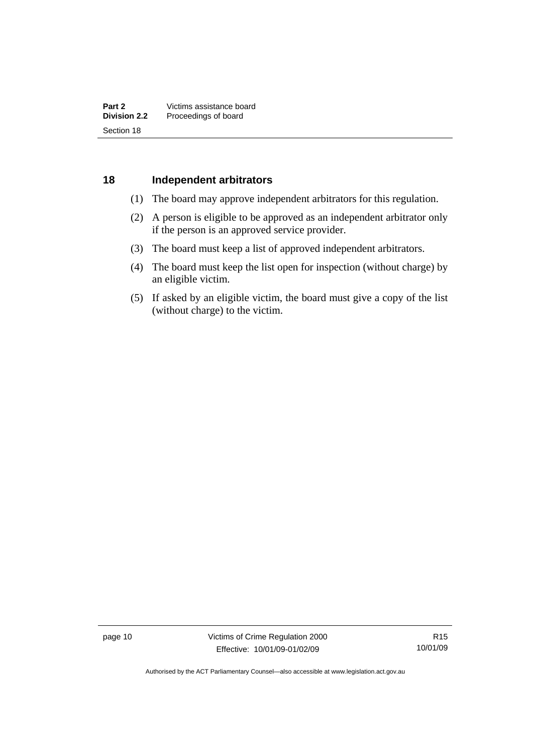## 18 Independent arbitrators

(1) The board may approve independent arbitrators for this regulation.

(2) A person is eligible to be approved as an independent arbitrator only if the person is an approved service provider.

(3) The board must keep a list of approved independent arbitrators.

(4) The board must keep the list open for inspection (without charge) by an eligible victim.

(5) If asked by an eligible victim, the board must give a copy of the list (without charge) to the victim.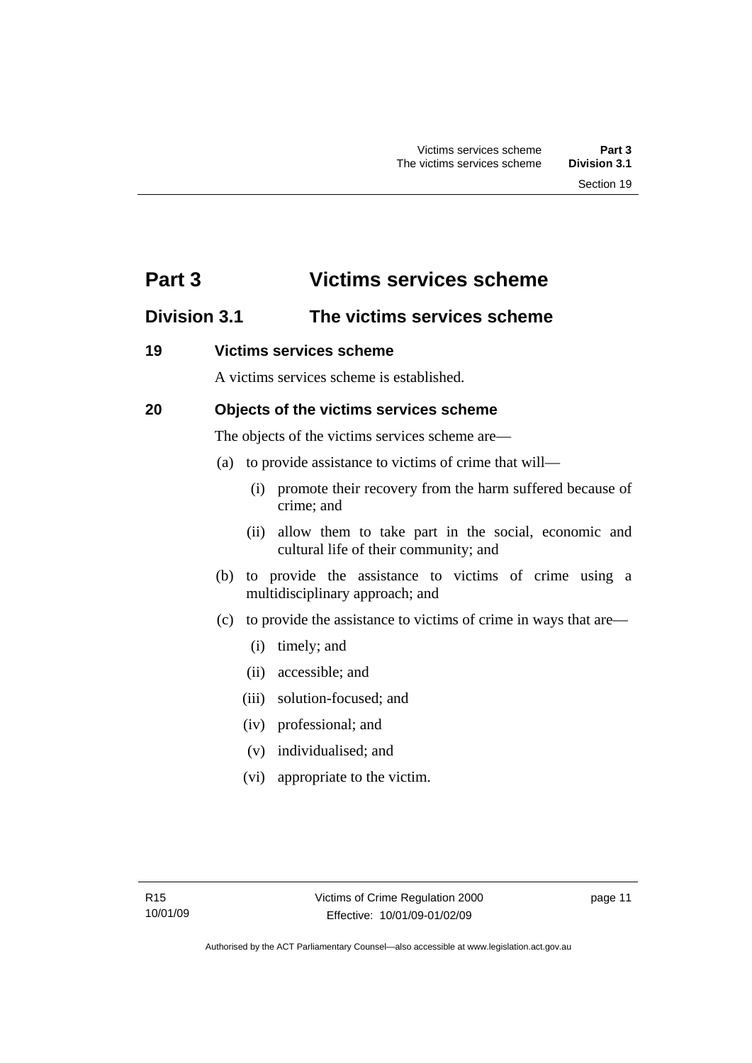# Part 3 Victims services scheme

## Division 3.1 The victims services scheme

### 19 Victims services scheme

A victims services scheme is established.

### 20 Objects of the victims services scheme

The objects of the victims services scheme are—

(a) to provide assistance to victims of crime that will—

(i) promote their recovery from the harm suffered because of crime; and

(ii) allow them to take part in the social, economic and cultural life of their community; and

(b) to provide the assistance to victims of crime using a multidisciplinary approach; and

(c) to provide the assistance to victims of crime in ways that are—

(i) timely; and

(ii) accessible; and

(iii) solution-focused; and

(iv) professional; and

(v) individualised; and

(vi) appropriate to the victim.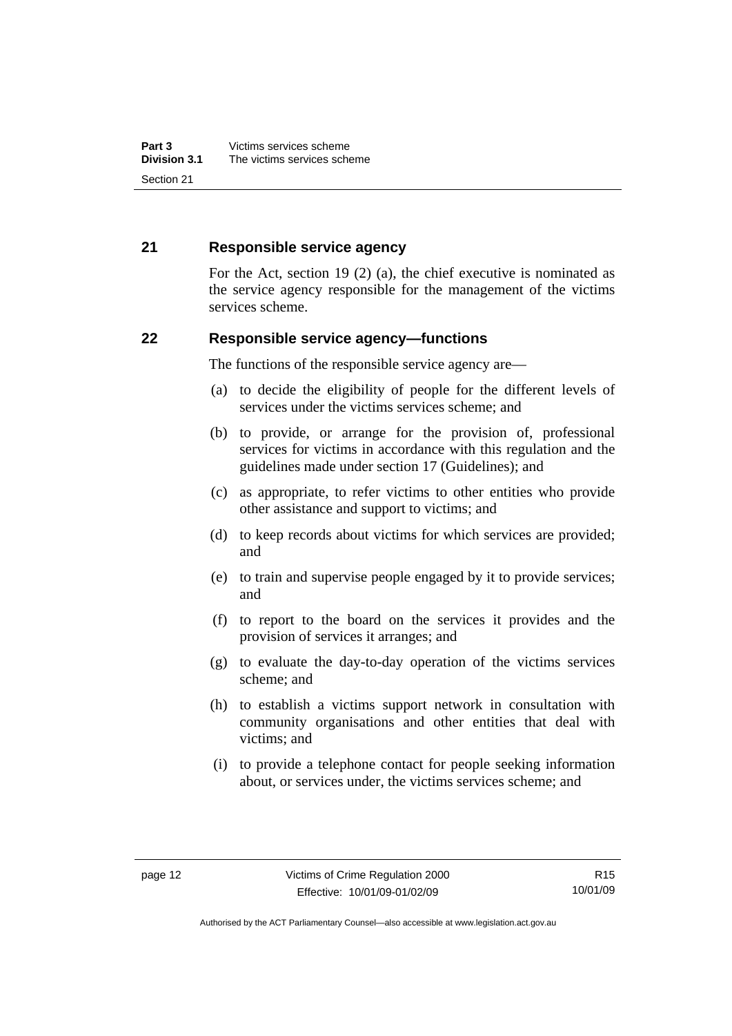## 21 Responsible service agency

For the Act, section 19 (2) (a), the chief executive is nominated as the service agency responsible for the management of the victims services scheme.

## 22 Responsible service agency—functions

The functions of the responsible service agency are—

(a) to decide the eligibility of people for the different levels of services under the victims services scheme; and

(b) to provide, or arrange for the provision of, professional services for victims in accordance with this regulation and the guidelines made under section 17 (Guidelines); and

(c) as appropriate, to refer victims to other entities who provide other assistance and support to victims; and

(d) to keep records about victims for which services are provided; and

(e) to train and supervise people engaged by it to provide services; and

(f) to report to the board on the services it provides and the provision of services it arranges; and

(g) to evaluate the day-to-day operation of the victims services scheme; and

(h) to establish a victims support network in consultation with community organisations and other entities that deal with victims; and

(i) to provide a telephone contact for people seeking information about, or services under, the victims services scheme; and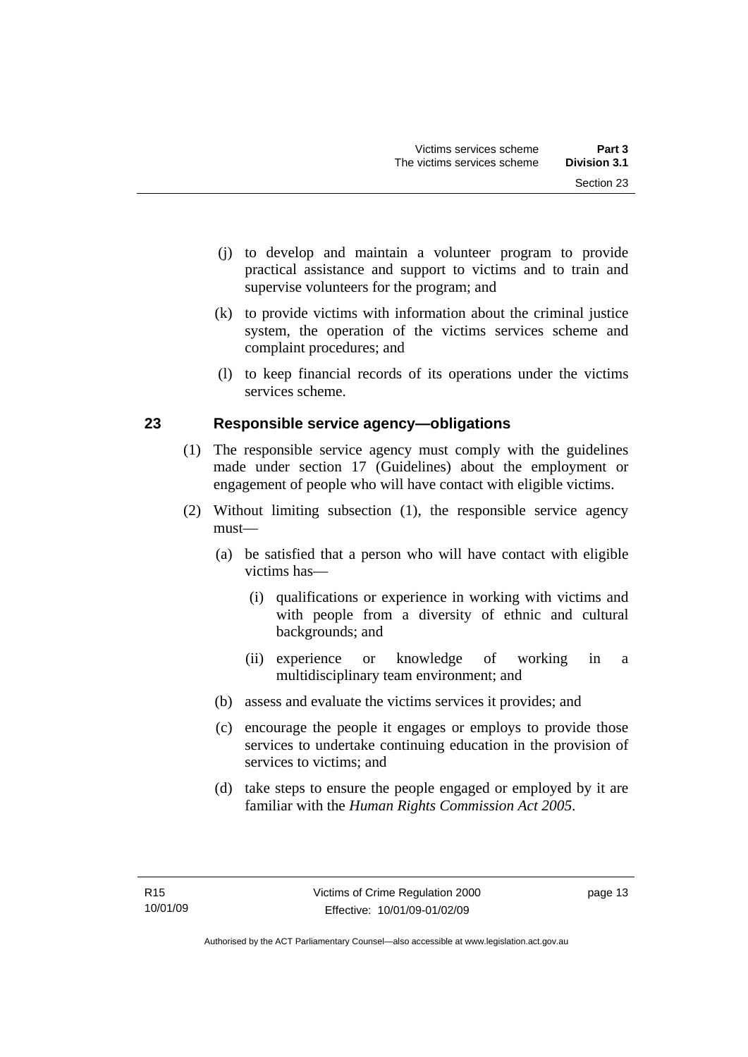(j) to develop and maintain a volunteer program to provide practical assistance and support to victims and to train and supervise volunteers for the program; and

(k) to provide victims with information about the criminal justice system, the operation of the victims services scheme and complaint procedures; and

(l) to keep financial records of its operations under the victims services scheme.

## 23 Responsible service agency—obligations

(1) The responsible service agency must comply with the guidelines made under section 17 (Guidelines) about the employment or engagement of people who will have contact with eligible victims.

(2) Without limiting subsection (1), the responsible service agency must—

(a) be satisfied that a person who will have contact with eligible victims has—

(i) qualifications or experience in working with victims and with people from a diversity of ethnic and cultural backgrounds; and

(ii) experience or knowledge of working in a multidisciplinary team environment; and

(b) assess and evaluate the victims services it provides; and

(c) encourage the people it engages or employs to provide those services to undertake continuing education in the provision of services to victims; and

(d) take steps to ensure the people engaged or employed by it are familiar with the *Human Rights Commission Act 2005*.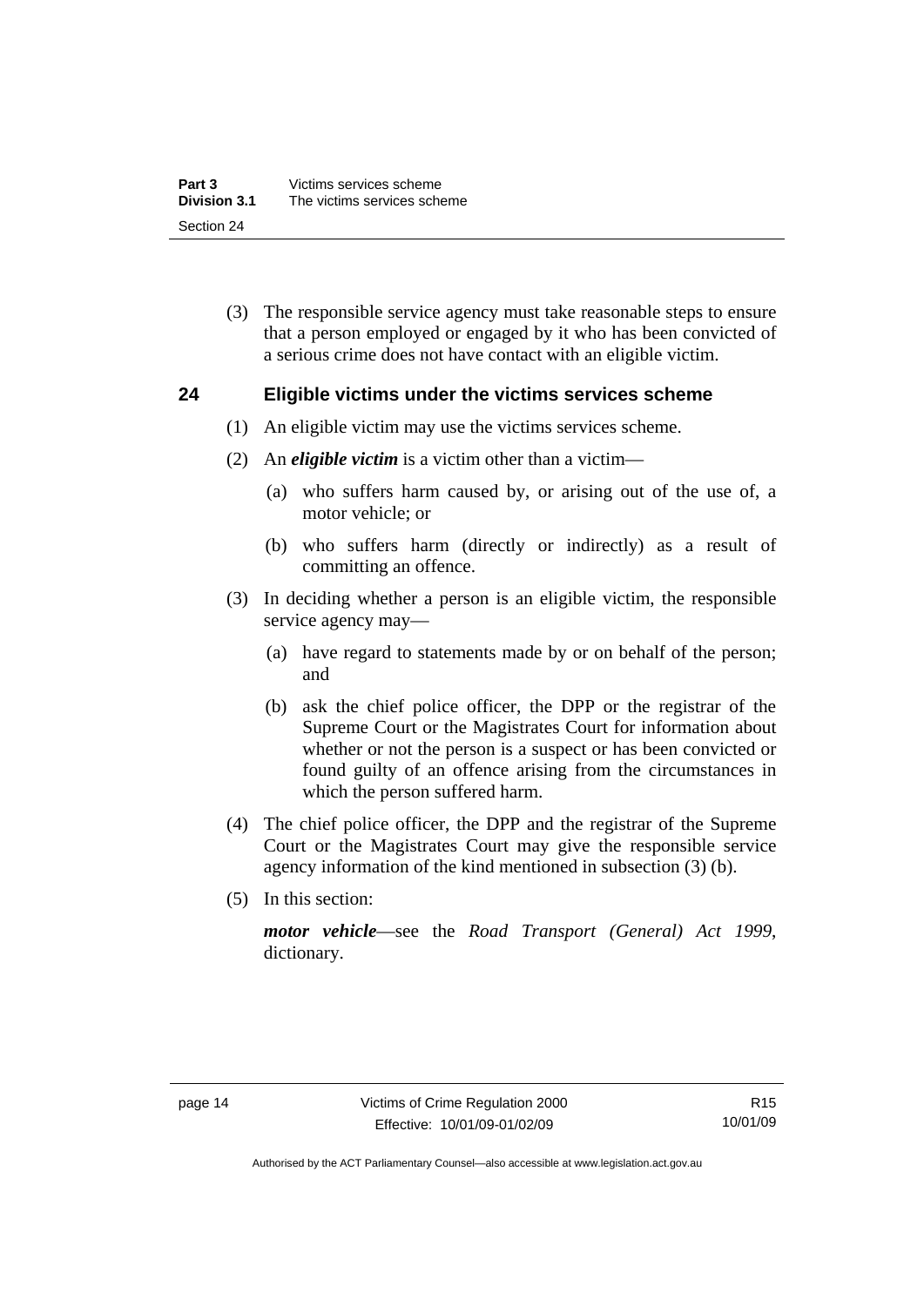(3) The responsible service agency must take reasonable steps to ensure that a person employed or engaged by it who has been convicted of a serious crime does not have contact with an eligible victim.

## 24 Eligible victims under the victims services scheme

(1) An eligible victim may use the victims services scheme.

(2) An ***eligible victim*** is a victim other than a victim—

(a) who suffers harm caused by, or arising out of the use of, a motor vehicle; or

(b) who suffers harm (directly or indirectly) as a result of committing an offence.

(3) In deciding whether a person is an eligible victim, the responsible service agency may—

(a) have regard to statements made by or on behalf of the person; and

(b) ask the chief police officer, the DPP or the registrar of the Supreme Court or the Magistrates Court for information about whether or not the person is a suspect or has been convicted or found guilty of an offence arising from the circumstances in which the person suffered harm.

(4) The chief police officer, the DPP and the registrar of the Supreme Court or the Magistrates Court may give the responsible service agency information of the kind mentioned in subsection (3) (b).

(5) In this section:

***motor vehicle***—see the *Road Transport (General) Act 1999*, dictionary.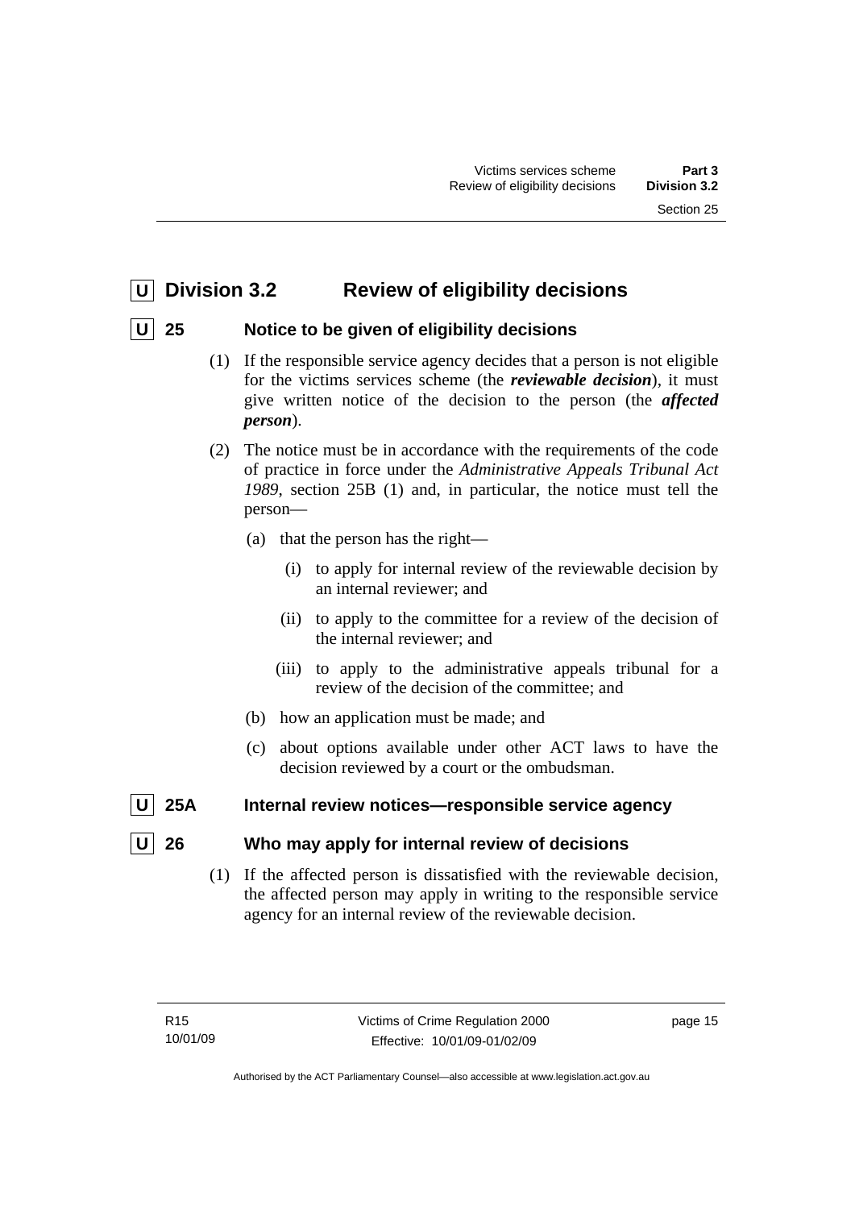## U Division 3.2 Review of eligibility decisions

### U 25 Notice to be given of eligibility decisions

(1) If the responsible service agency decides that a person is not eligible for the victims services scheme (the ***reviewable decision***), it must give written notice of the decision to the person (the ***affected person***).

(2) The notice must be in accordance with the requirements of the code of practice in force under the *Administrative Appeals Tribunal Act 1989*, section 25B (1) and, in particular, the notice must tell the person—

(a) that the person has the right—

(i) to apply for internal review of the reviewable decision by an internal reviewer; and

(ii) to apply to the committee for a review of the decision of the internal reviewer; and

(iii) to apply to the administrative appeals tribunal for a review of the decision of the committee; and

(b) how an application must be made; and

(c) about options available under other ACT laws to have the decision reviewed by a court or the ombudsman.

### U 25A Internal review notices—responsible service agency

### U 26 Who may apply for internal review of decisions

(1) If the affected person is dissatisfied with the reviewable decision, the affected person may apply in writing to the responsible service agency for an internal review of the reviewable decision.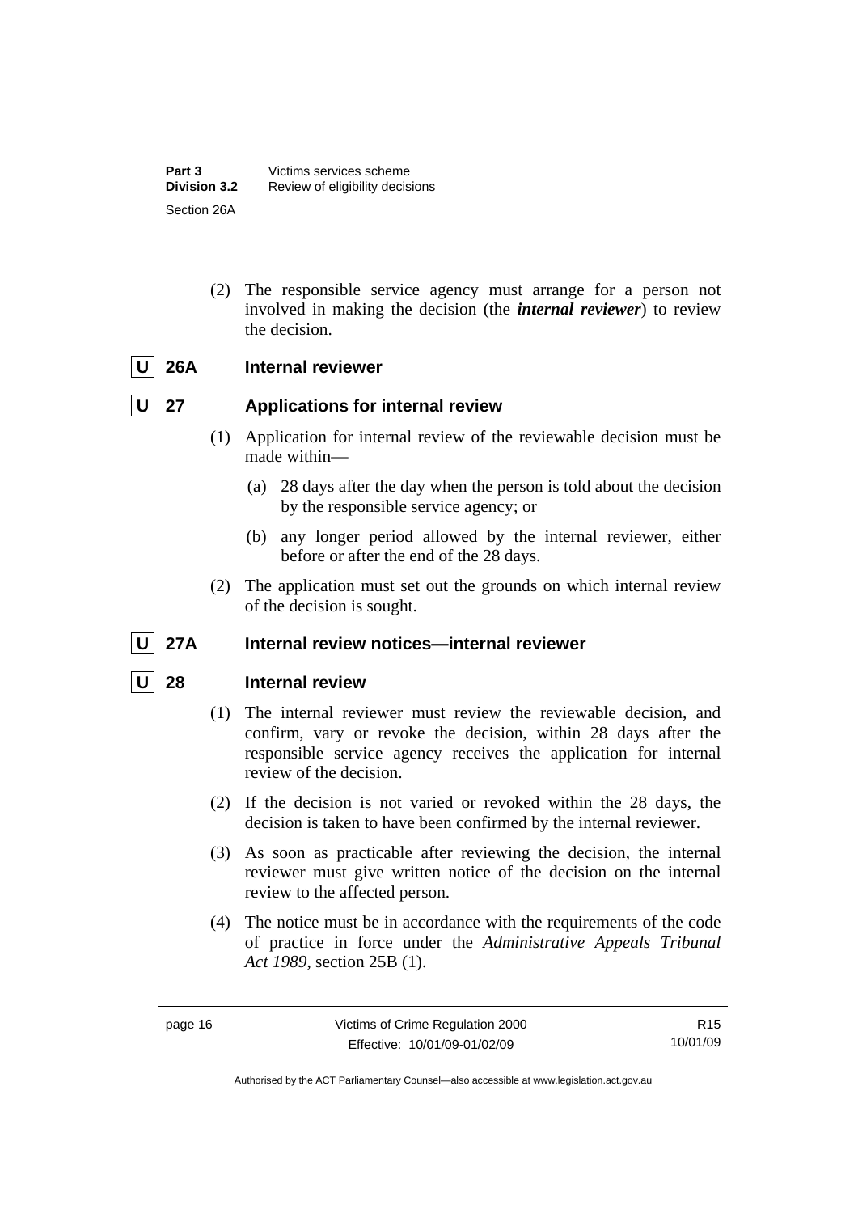(2) The responsible service agency must arrange for a person not involved in making the decision (the ***internal reviewer***) to review the decision.

### U 26A Internal reviewer

### U 27 Applications for internal review

(1) Application for internal review of the reviewable decision must be made within—

(a) 28 days after the day when the person is told about the decision by the responsible service agency; or

(b) any longer period allowed by the internal reviewer, either before or after the end of the 28 days.

(2) The application must set out the grounds on which internal review of the decision is sought.

### U 27A Internal review notices—internal reviewer

### U 28 Internal review

(1) The internal reviewer must review the reviewable decision, and confirm, vary or revoke the decision, within 28 days after the responsible service agency receives the application for internal review of the decision.

(2) If the decision is not varied or revoked within the 28 days, the decision is taken to have been confirmed by the internal reviewer.

(3) As soon as practicable after reviewing the decision, the internal reviewer must give written notice of the decision on the internal review to the affected person.

(4) The notice must be in accordance with the requirements of the code of practice in force under the *Administrative Appeals Tribunal Act 1989*, section 25B (1).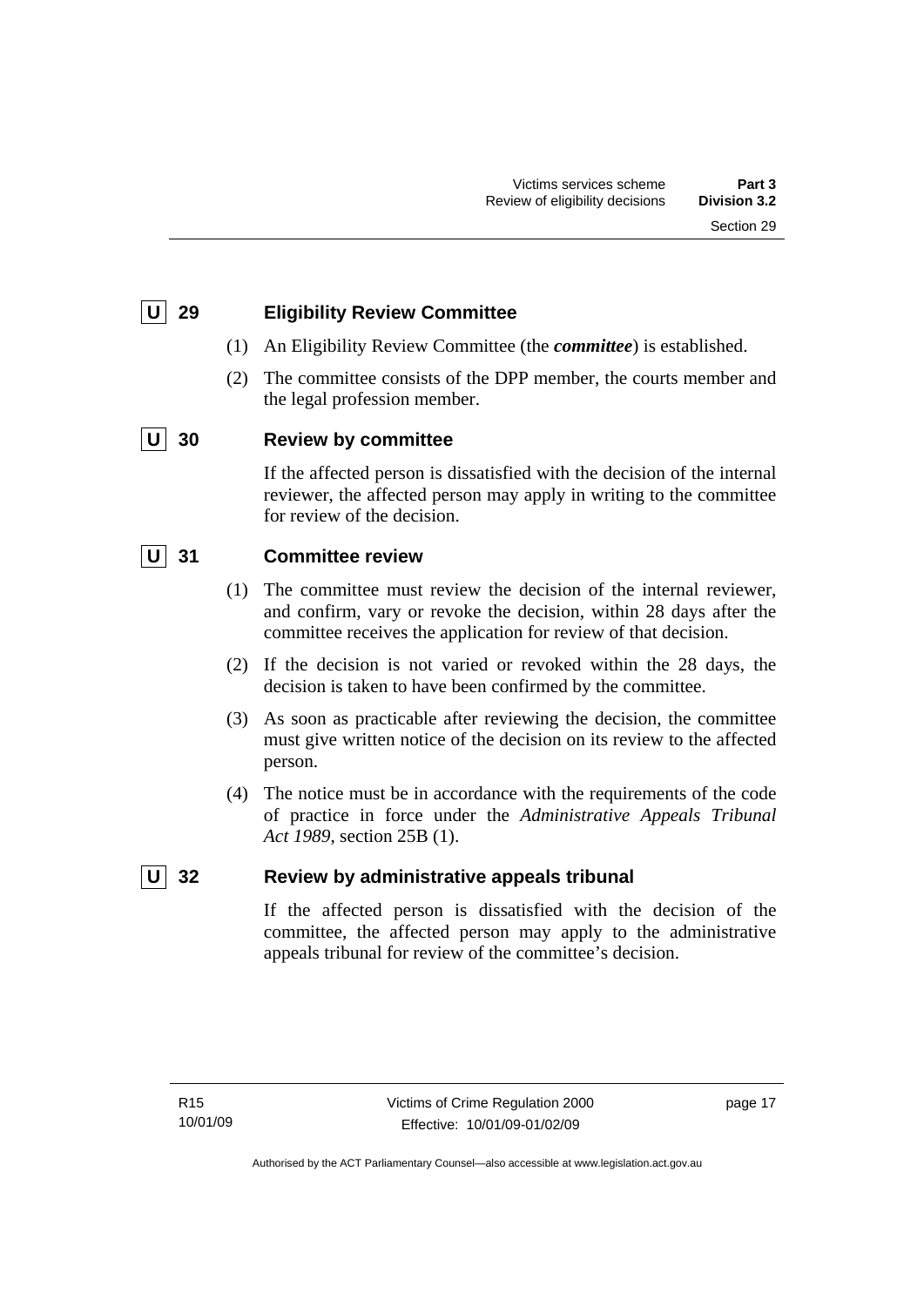## U 29 Eligibility Review Committee

(1) An Eligibility Review Committee (the ***committee***) is established.

(2) The committee consists of the DPP member, the courts member and the legal profession member.

## U 30 Review by committee

If the affected person is dissatisfied with the decision of the internal reviewer, the affected person may apply in writing to the committee for review of the decision.

## U 31 Committee review

(1) The committee must review the decision of the internal reviewer, and confirm, vary or revoke the decision, within 28 days after the committee receives the application for review of that decision.

(2) If the decision is not varied or revoked within the 28 days, the decision is taken to have been confirmed by the committee.

(3) As soon as practicable after reviewing the decision, the committee must give written notice of the decision on its review to the affected person.

(4) The notice must be in accordance with the requirements of the code of practice in force under the *Administrative Appeals Tribunal Act 1989*, section 25B (1).

## U 32 Review by administrative appeals tribunal

If the affected person is dissatisfied with the decision of the committee, the affected person may apply to the administrative appeals tribunal for review of the committee's decision.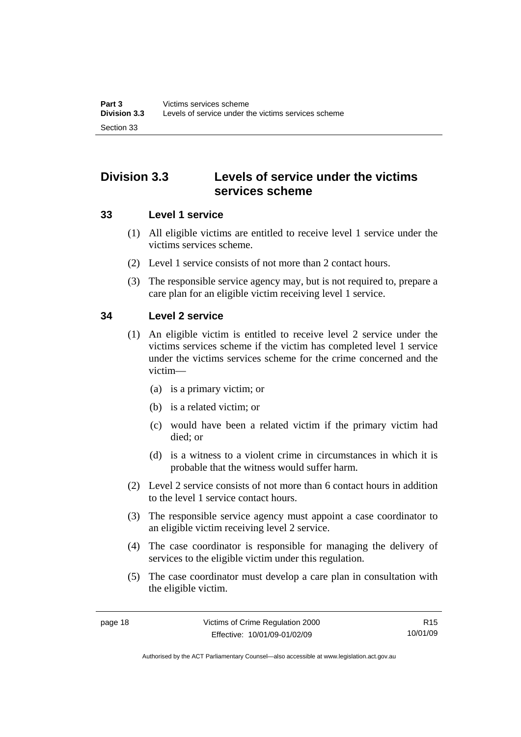## Division 3.3 Levels of service under the victims services scheme

### 33 Level 1 service

(1) All eligible victims are entitled to receive level 1 service under the victims services scheme.

(2) Level 1 service consists of not more than 2 contact hours.

(3) The responsible service agency may, but is not required to, prepare a care plan for an eligible victim receiving level 1 service.

### 34 Level 2 service

(1) An eligible victim is entitled to receive level 2 service under the victims services scheme if the victim has completed level 1 service under the victims services scheme for the crime concerned and the victim—

(a) is a primary victim; or

(b) is a related victim; or

(c) would have been a related victim if the primary victim had died; or

(d) is a witness to a violent crime in circumstances in which it is probable that the witness would suffer harm.

(2) Level 2 service consists of not more than 6 contact hours in addition to the level 1 service contact hours.

(3) The responsible service agency must appoint a case coordinator to an eligible victim receiving level 2 service.

(4) The case coordinator is responsible for managing the delivery of services to the eligible victim under this regulation.

(5) The case coordinator must develop a care plan in consultation with the eligible victim.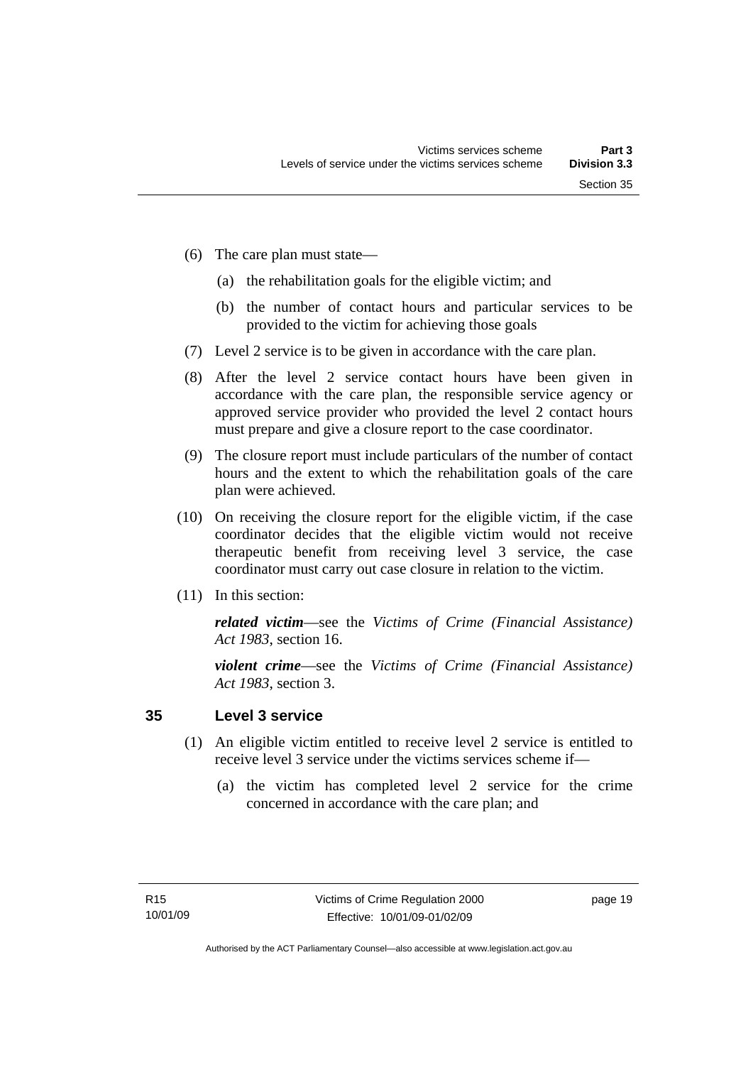(6) The care plan must state—

(a) the rehabilitation goals for the eligible victim; and

(b) the number of contact hours and particular services to be provided to the victim for achieving those goals

(7) Level 2 service is to be given in accordance with the care plan.

(8) After the level 2 service contact hours have been given in accordance with the care plan, the responsible service agency or approved service provider who provided the level 2 contact hours must prepare and give a closure report to the case coordinator.

(9) The closure report must include particulars of the number of contact hours and the extent to which the rehabilitation goals of the care plan were achieved.

(10) On receiving the closure report for the eligible victim, if the case coordinator decides that the eligible victim would not receive therapeutic benefit from receiving level 3 service, the case coordinator must carry out case closure in relation to the victim.

(11) In this section:

***related victim***—see the *Victims of Crime (Financial Assistance) Act 1983*, section 16.

***violent crime***—see the *Victims of Crime (Financial Assistance) Act 1983*, section 3.

## 35 Level 3 service

(1) An eligible victim entitled to receive level 2 service is entitled to receive level 3 service under the victims services scheme if—

(a) the victim has completed level 2 service for the crime concerned in accordance with the care plan; and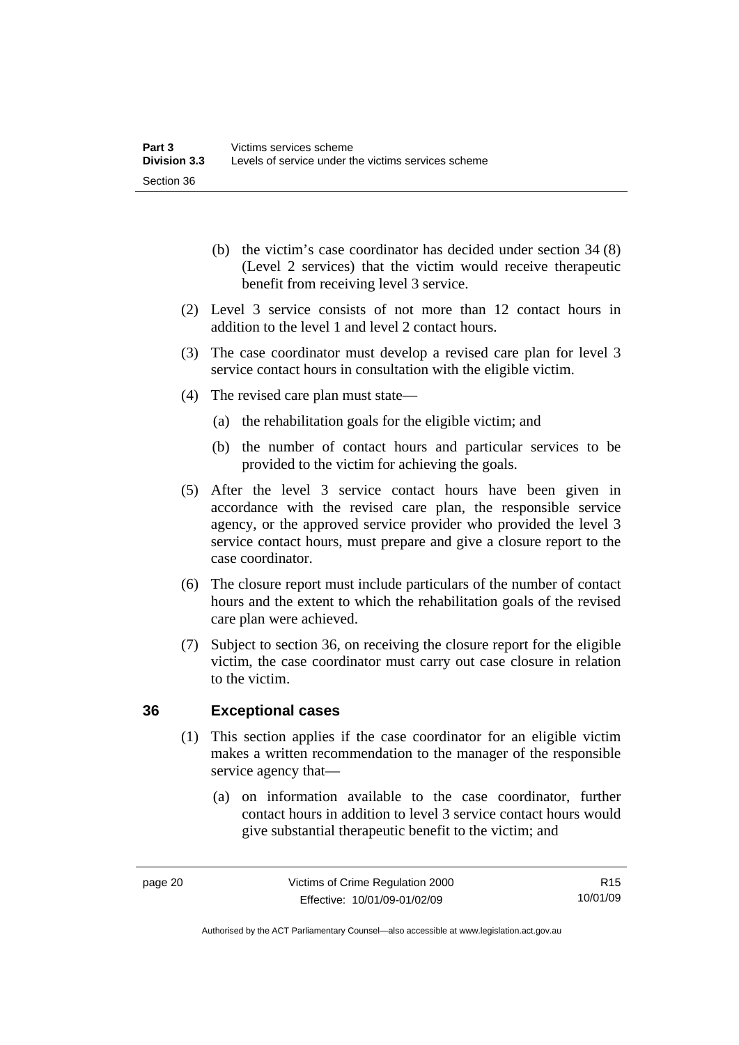(b) the victim's case coordinator has decided under section 34 (8) (Level 2 services) that the victim would receive therapeutic benefit from receiving level 3 service.

(2) Level 3 service consists of not more than 12 contact hours in addition to the level 1 and level 2 contact hours.

(3) The case coordinator must develop a revised care plan for level 3 service contact hours in consultation with the eligible victim.

(4) The revised care plan must state—

(a) the rehabilitation goals for the eligible victim; and

(b) the number of contact hours and particular services to be provided to the victim for achieving the goals.

(5) After the level 3 service contact hours have been given in accordance with the revised care plan, the responsible service agency, or the approved service provider who provided the level 3 service contact hours, must prepare and give a closure report to the case coordinator.

(6) The closure report must include particulars of the number of contact hours and the extent to which the rehabilitation goals of the revised care plan were achieved.

(7) Subject to section 36, on receiving the closure report for the eligible victim, the case coordinator must carry out case closure in relation to the victim.

## 36 Exceptional cases

(1) This section applies if the case coordinator for an eligible victim makes a written recommendation to the manager of the responsible service agency that—

(a) on information available to the case coordinator, further contact hours in addition to level 3 service contact hours would give substantial therapeutic benefit to the victim; and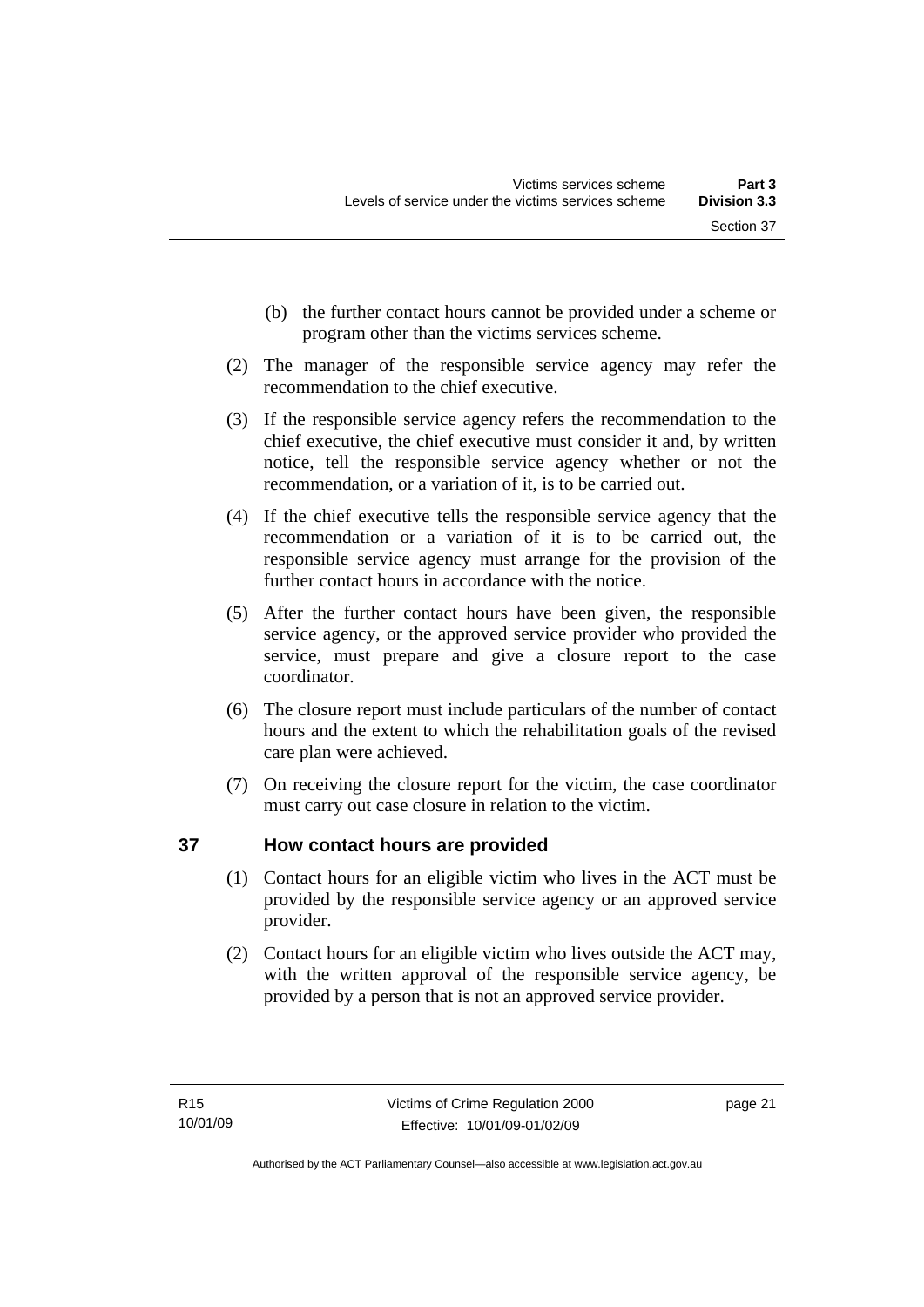(b) the further contact hours cannot be provided under a scheme or program other than the victims services scheme.

(2) The manager of the responsible service agency may refer the recommendation to the chief executive.

(3) If the responsible service agency refers the recommendation to the chief executive, the chief executive must consider it and, by written notice, tell the responsible service agency whether or not the recommendation, or a variation of it, is to be carried out.

(4) If the chief executive tells the responsible service agency that the recommendation or a variation of it is to be carried out, the responsible service agency must arrange for the provision of the further contact hours in accordance with the notice.

(5) After the further contact hours have been given, the responsible service agency, or the approved service provider who provided the service, must prepare and give a closure report to the case coordinator.

(6) The closure report must include particulars of the number of contact hours and the extent to which the rehabilitation goals of the revised care plan were achieved.

(7) On receiving the closure report for the victim, the case coordinator must carry out case closure in relation to the victim.

## 37 How contact hours are provided

(1) Contact hours for an eligible victim who lives in the ACT must be provided by the responsible service agency or an approved service provider.

(2) Contact hours for an eligible victim who lives outside the ACT may, with the written approval of the responsible service agency, be provided by a person that is not an approved service provider.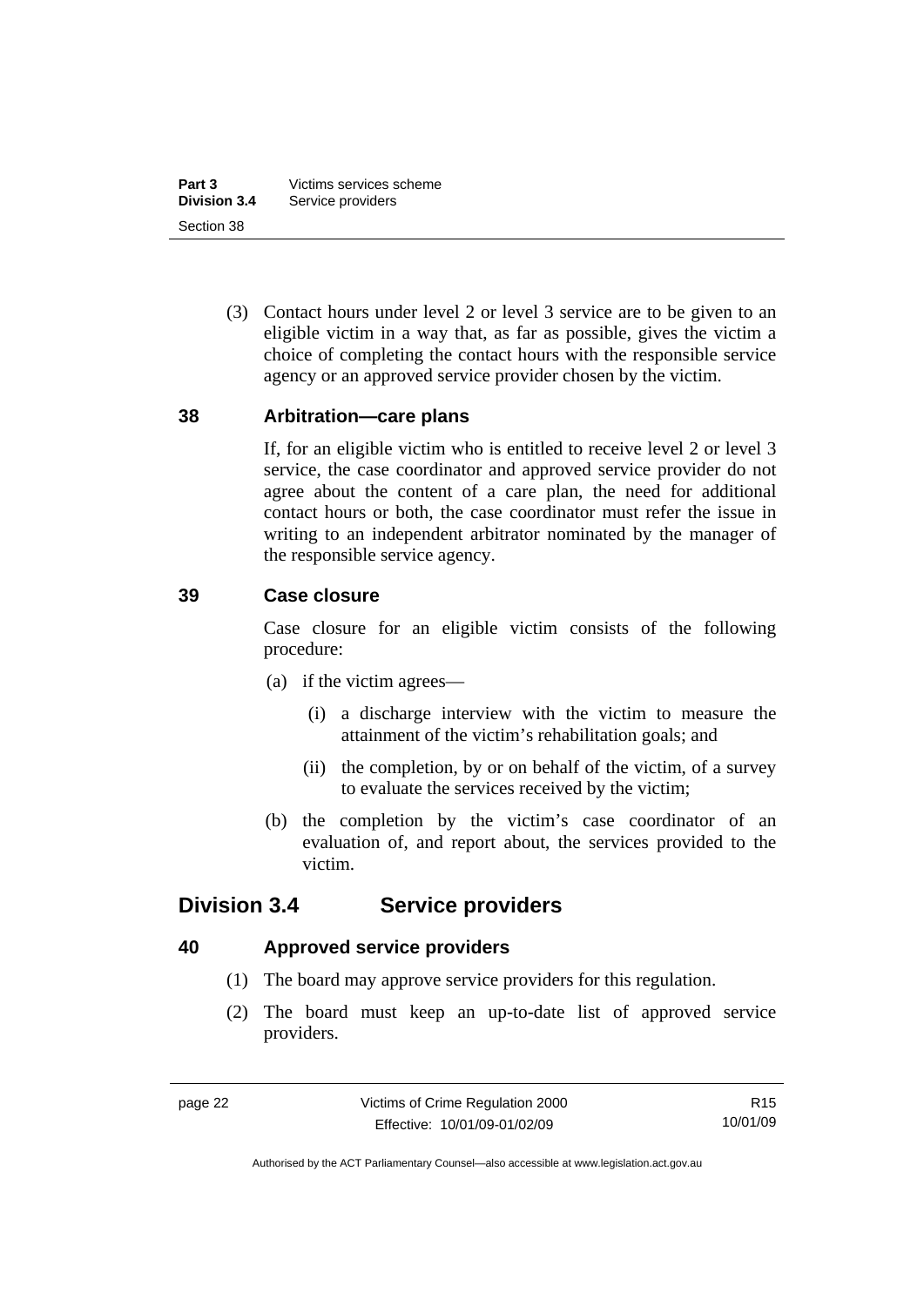(3) Contact hours under level 2 or level 3 service are to be given to an eligible victim in a way that, as far as possible, gives the victim a choice of completing the contact hours with the responsible service agency or an approved service provider chosen by the victim.

### 38 Arbitration—care plans

If, for an eligible victim who is entitled to receive level 2 or level 3 service, the case coordinator and approved service provider do not agree about the content of a care plan, the need for additional contact hours or both, the case coordinator must refer the issue in writing to an independent arbitrator nominated by the manager of the responsible service agency.

### 39 Case closure

Case closure for an eligible victim consists of the following procedure:

(a) if the victim agrees—

(i) a discharge interview with the victim to measure the attainment of the victim's rehabilitation goals; and

(ii) the completion, by or on behalf of the victim, of a survey to evaluate the services received by the victim;

(b) the completion by the victim's case coordinator of an evaluation of, and report about, the services provided to the victim.

## Division 3.4 Service providers

### 40 Approved service providers

(1) The board may approve service providers for this regulation.

(2) The board must keep an up-to-date list of approved service providers.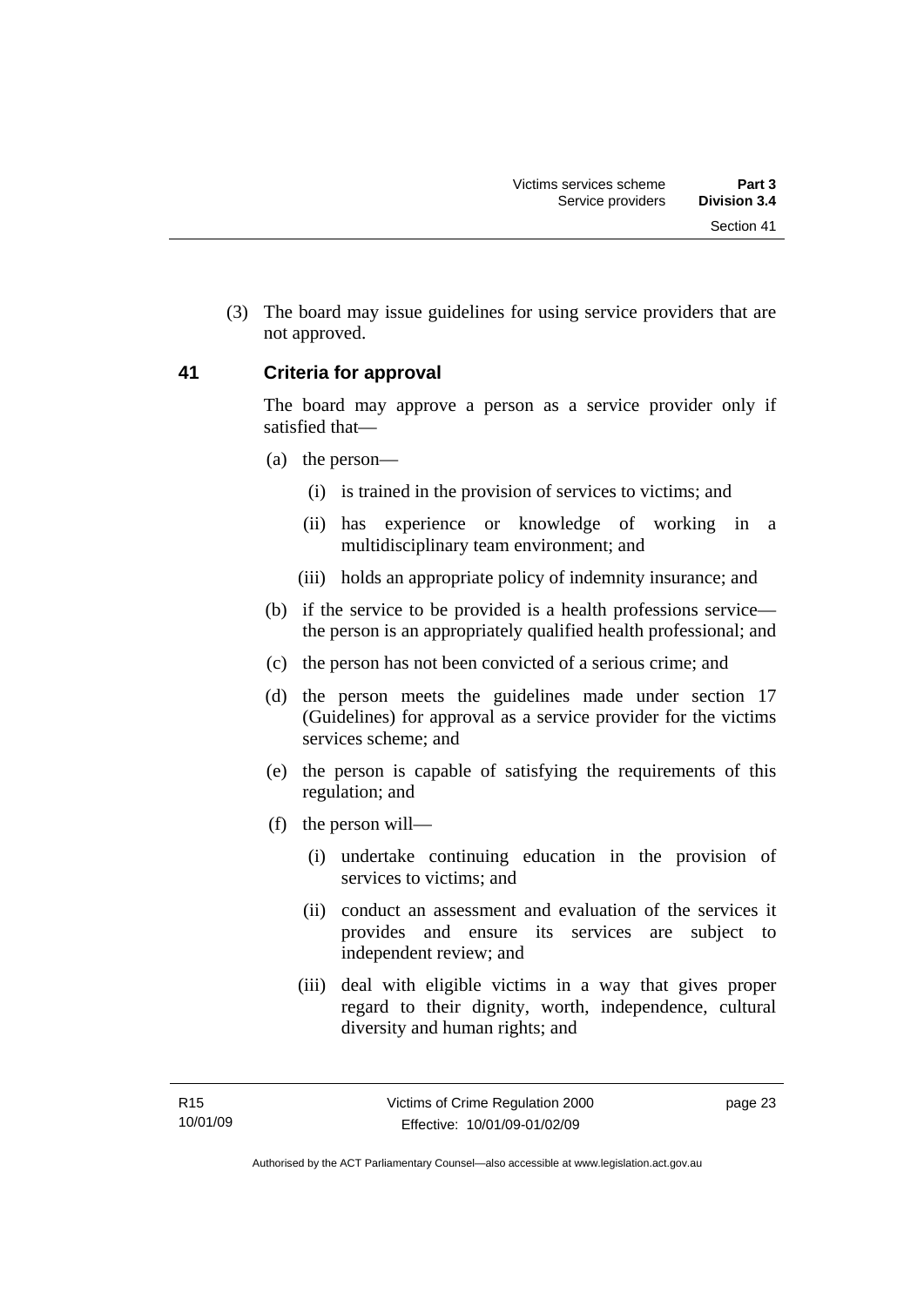(3) The board may issue guidelines for using service providers that are not approved.

## 41 Criteria for approval

The board may approve a person as a service provider only if satisfied that—

(a) the person—

(i) is trained in the provision of services to victims; and

(ii) has experience or knowledge of working in a multidisciplinary team environment; and

(iii) holds an appropriate policy of indemnity insurance; and

(b) if the service to be provided is a health professions service—the person is an appropriately qualified health professional; and

(c) the person has not been convicted of a serious crime; and

(d) the person meets the guidelines made under section 17 (Guidelines) for approval as a service provider for the victims services scheme; and

(e) the person is capable of satisfying the requirements of this regulation; and

(f) the person will—

(i) undertake continuing education in the provision of services to victims; and

(ii) conduct an assessment and evaluation of the services it provides and ensure its services are subject to independent review; and

(iii) deal with eligible victims in a way that gives proper regard to their dignity, worth, independence, cultural diversity and human rights; and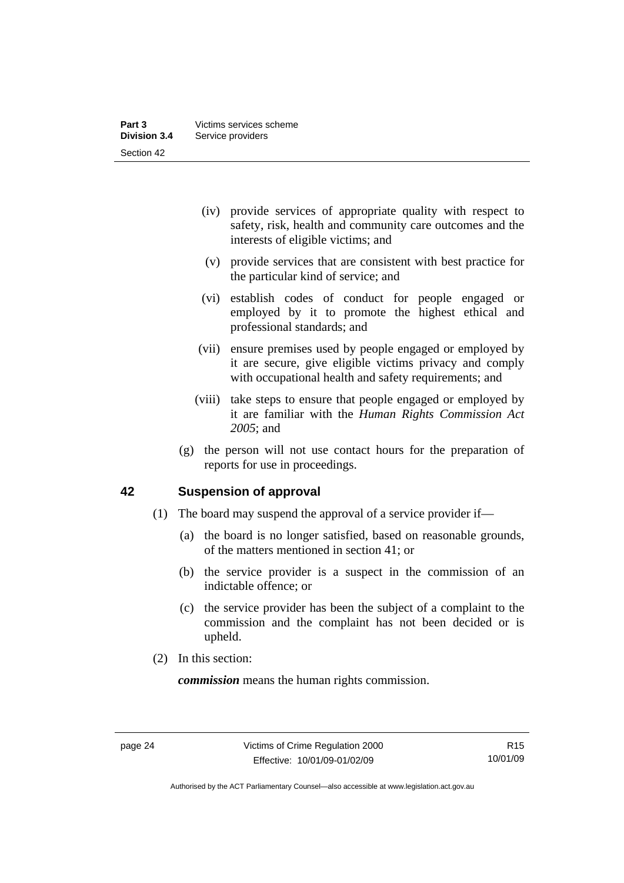(iv) provide services of appropriate quality with respect to safety, risk, health and community care outcomes and the interests of eligible victims; and

(v) provide services that are consistent with best practice for the particular kind of service; and

(vi) establish codes of conduct for people engaged or employed by it to promote the highest ethical and professional standards; and

(vii) ensure premises used by people engaged or employed by it are secure, give eligible victims privacy and comply with occupational health and safety requirements; and

(viii) take steps to ensure that people engaged or employed by it are familiar with the *Human Rights Commission Act 2005*; and

(g) the person will not use contact hours for the preparation of reports for use in proceedings.

## 42 Suspension of approval

(1) The board may suspend the approval of a service provider if—

(a) the board is no longer satisfied, based on reasonable grounds, of the matters mentioned in section 41; or

(b) the service provider is a suspect in the commission of an indictable offence; or

(c) the service provider has been the subject of a complaint to the commission and the complaint has not been decided or is upheld.

(2) In this section:

***commission*** means the human rights commission.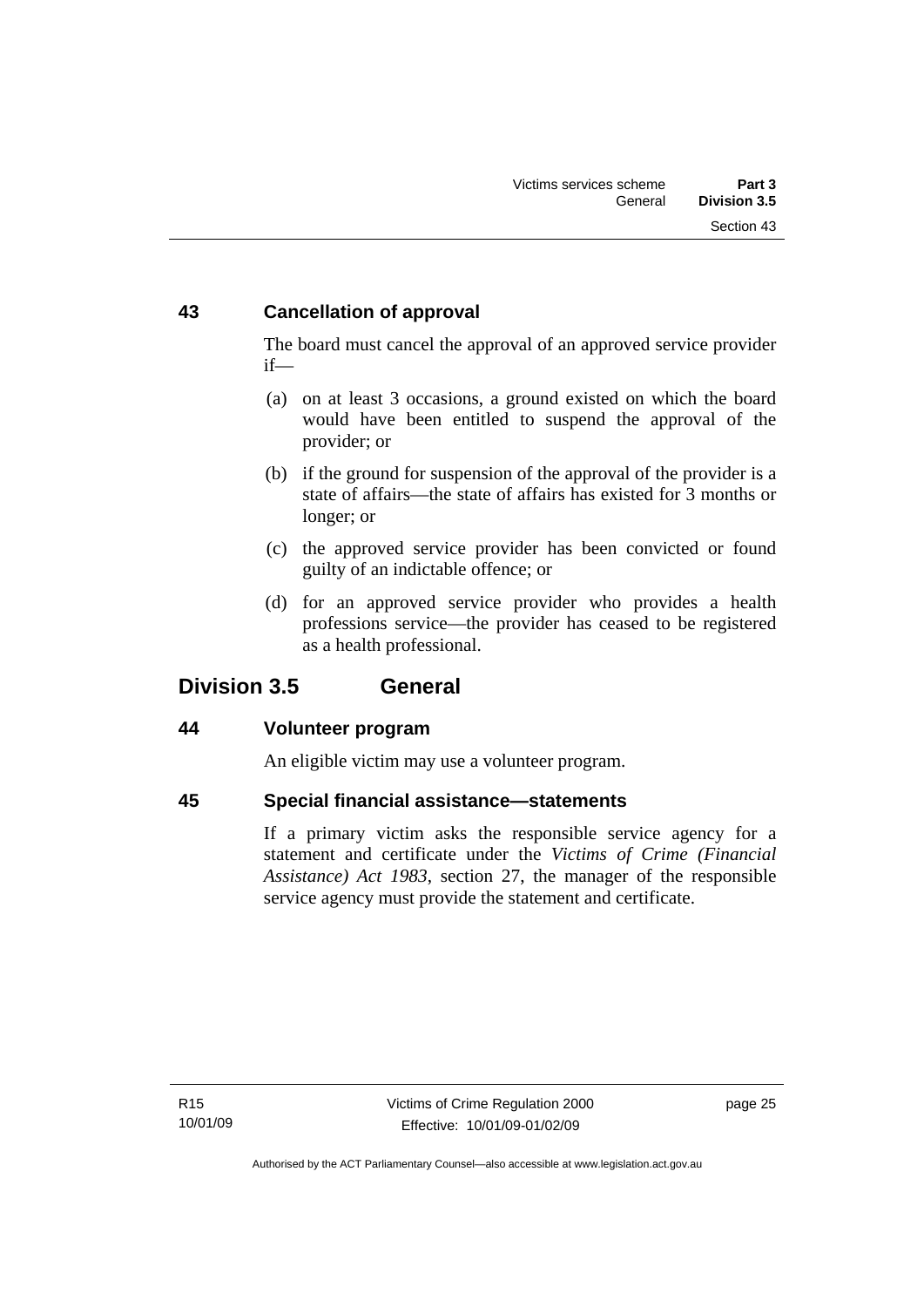### 43 Cancellation of approval

The board must cancel the approval of an approved service provider if—

(a) on at least 3 occasions, a ground existed on which the board would have been entitled to suspend the approval of the provider; or

(b) if the ground for suspension of the approval of the provider is a state of affairs—the state of affairs has existed for 3 months or longer; or

(c) the approved service provider has been convicted or found guilty of an indictable offence; or

(d) for an approved service provider who provides a health professions service—the provider has ceased to be registered as a health professional.

## Division 3.5 General

### 44 Volunteer program

An eligible victim may use a volunteer program.

### 45 Special financial assistance—statements

If a primary victim asks the responsible service agency for a statement and certificate under the *Victims of Crime (Financial Assistance) Act 1983*, section 27, the manager of the responsible service agency must provide the statement and certificate.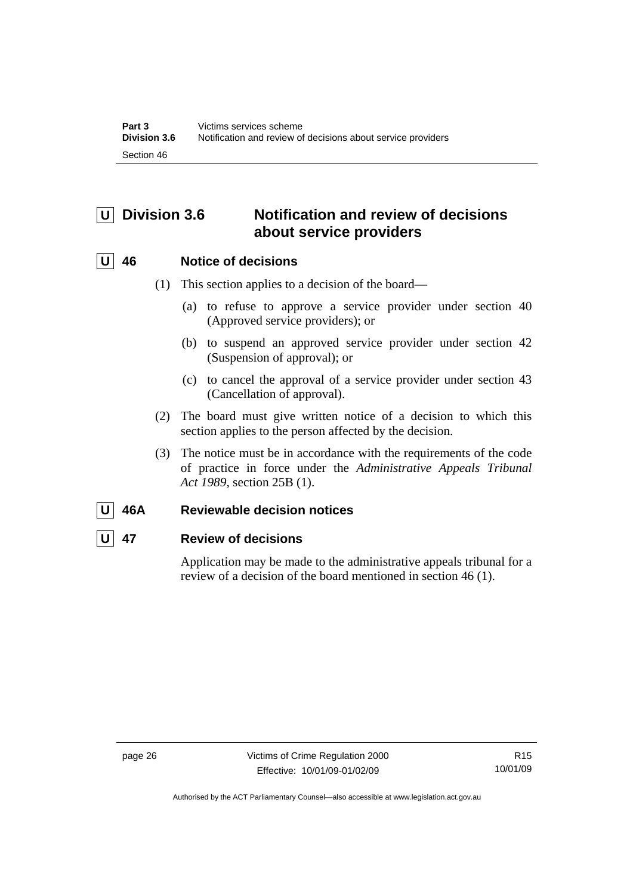## U Division 3.6 Notification and review of decisions about service providers

### U 46 Notice of decisions

(1) This section applies to a decision of the board—

(a) to refuse to approve a service provider under section 40 (Approved service providers); or

(b) to suspend an approved service provider under section 42 (Suspension of approval); or

(c) to cancel the approval of a service provider under section 43 (Cancellation of approval).

(2) The board must give written notice of a decision to which this section applies to the person affected by the decision.

(3) The notice must be in accordance with the requirements of the code of practice in force under the *Administrative Appeals Tribunal Act 1989*, section 25B (1).

### U 46A Reviewable decision notices

### U 47 Review of decisions

Application may be made to the administrative appeals tribunal for a review of a decision of the board mentioned in section 46 (1).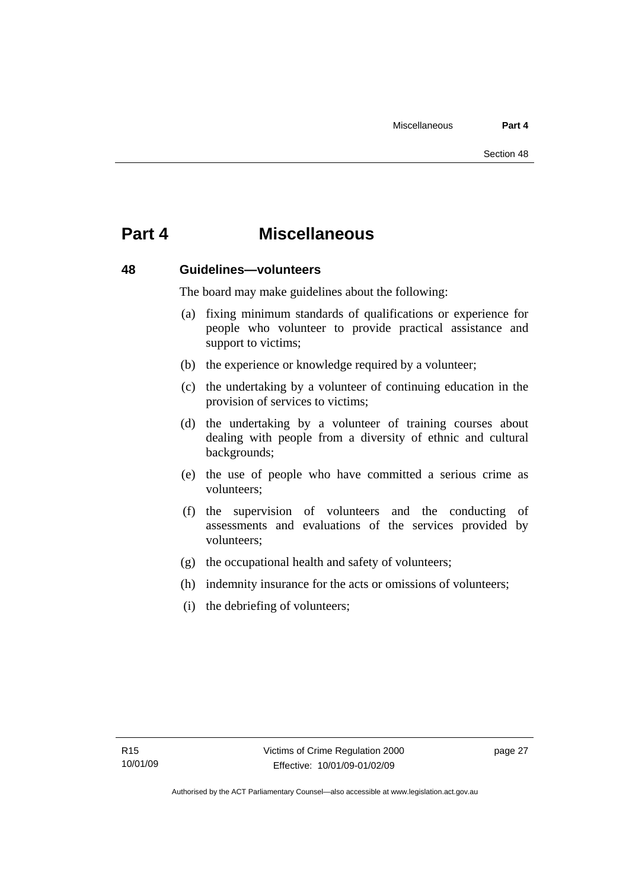# Part 4 Miscellaneous

## 48 Guidelines—volunteers

The board may make guidelines about the following:

(a) fixing minimum standards of qualifications or experience for people who volunteer to provide practical assistance and support to victims;

(b) the experience or knowledge required by a volunteer;

(c) the undertaking by a volunteer of continuing education in the provision of services to victims;

(d) the undertaking by a volunteer of training courses about dealing with people from a diversity of ethnic and cultural backgrounds;

(e) the use of people who have committed a serious crime as volunteers;

(f) the supervision of volunteers and the conducting of assessments and evaluations of the services provided by volunteers;

(g) the occupational health and safety of volunteers;

(h) indemnity insurance for the acts or omissions of volunteers;

(i) the debriefing of volunteers;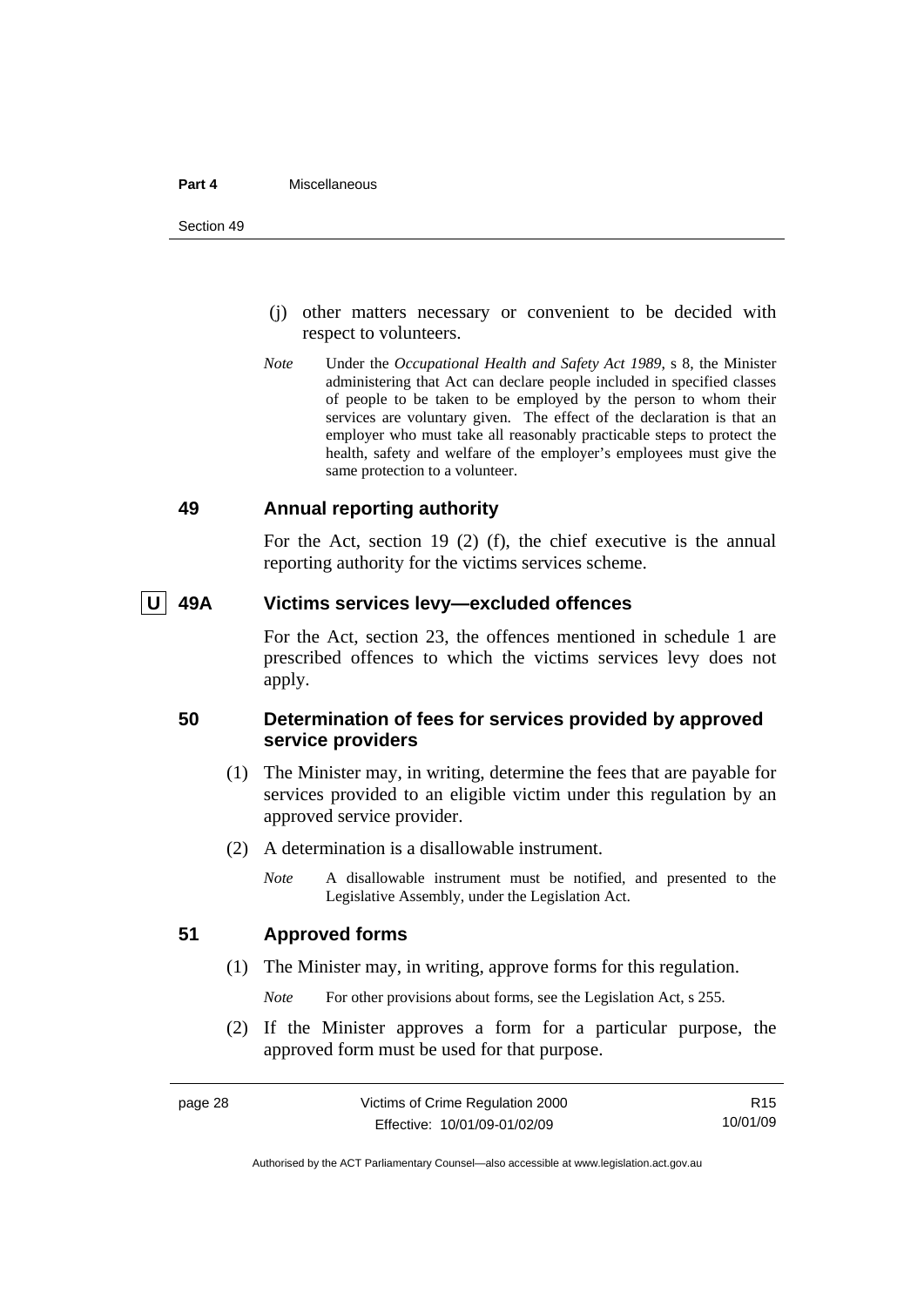(j) other matters necessary or convenient to be decided with respect to volunteers.

*Note* Under the *Occupational Health and Safety Act 1989*, s 8, the Minister administering that Act can declare people included in specified classes of people to be taken to be employed by the person to whom their services are voluntary given. The effect of the declaration is that an employer who must take all reasonably practicable steps to protect the health, safety and welfare of the employer's employees must give the same protection to a volunteer.

### 49 Annual reporting authority

For the Act, section 19 (2) (f), the chief executive is the annual reporting authority for the victims services scheme.

### U 49A Victims services levy—excluded offences

For the Act, section 23, the offences mentioned in schedule 1 are prescribed offences to which the victims services levy does not apply.

### 50 Determination of fees for services provided by approved service providers

(1) The Minister may, in writing, determine the fees that are payable for services provided to an eligible victim under this regulation by an approved service provider.

(2) A determination is a disallowable instrument.

*Note* A disallowable instrument must be notified, and presented to the Legislative Assembly, under the Legislation Act.

### 51 Approved forms

(1) The Minister may, in writing, approve forms for this regulation.

*Note* For other provisions about forms, see the Legislation Act, s 255.

(2) If the Minister approves a form for a particular purpose, the approved form must be used for that purpose.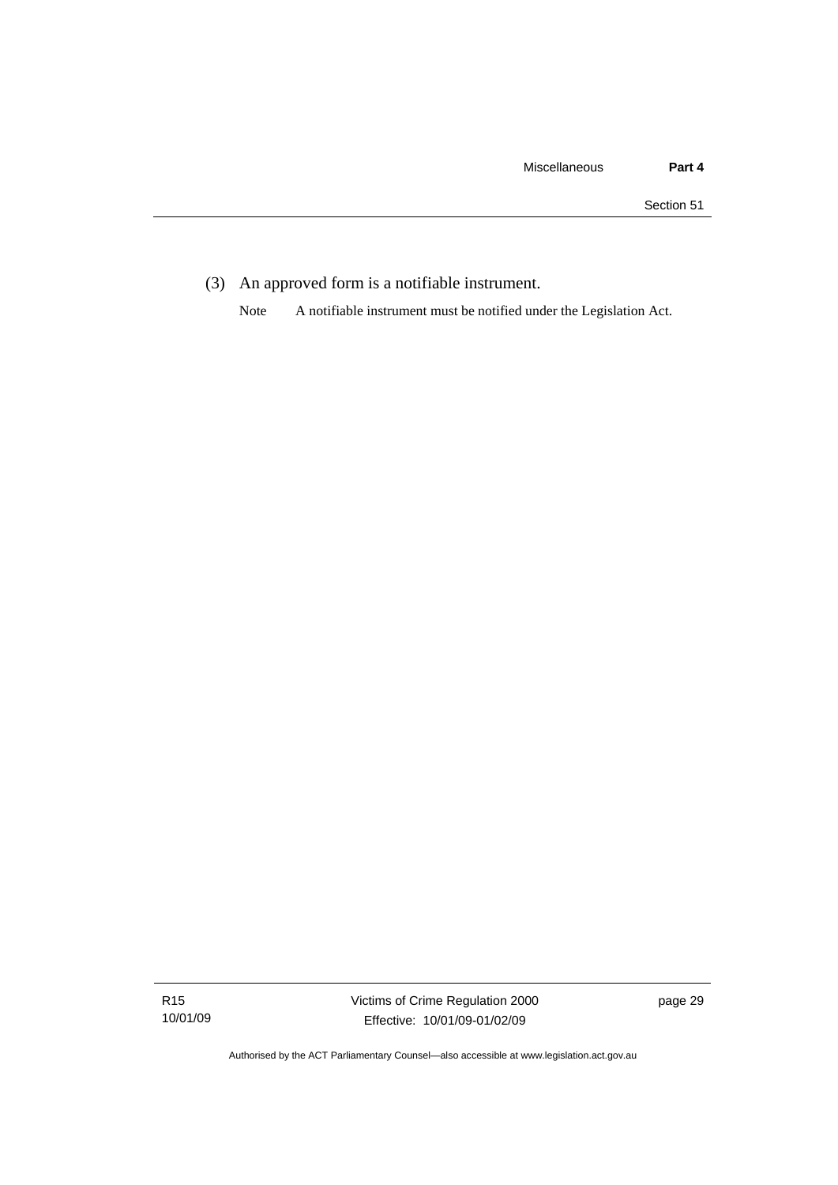(3) An approved form is a notifiable instrument.

Note A notifiable instrument must be notified under the Legislation Act.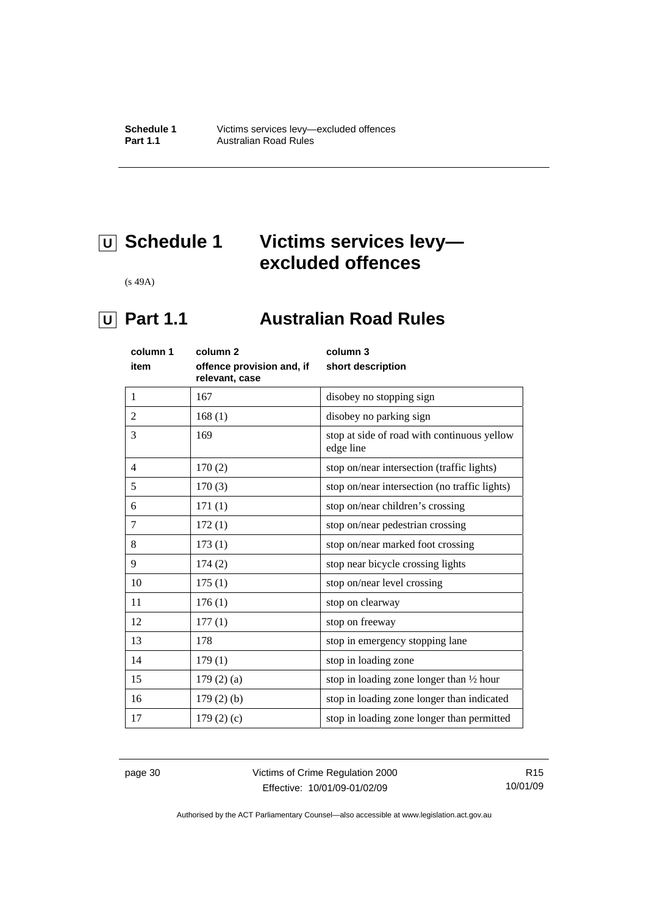# U Schedule 1 Victims services levy—excluded offences

(s 49A)

## U Part 1.1 Australian Road Rules

| column 1<br>item | column 2<br>offence provision and, if relevant, case | column 3<br>short description |
|---|---|---|
| 1 | 167 | disobey no stopping sign |
| 2 | 168 (1) | disobey no parking sign |
| 3 | 169 | stop at side of road with continuous yellow edge line |
| 4 | 170 (2) | stop on/near intersection (traffic lights) |
| 5 | 170 (3) | stop on/near intersection (no traffic lights) |
| 6 | 171 (1) | stop on/near children's crossing |
| 7 | 172 (1) | stop on/near pedestrian crossing |
| 8 | 173 (1) | stop on/near marked foot crossing |
| 9 | 174 (2) | stop near bicycle crossing lights |
| 10 | 175 (1) | stop on/near level crossing |
| 11 | 176 (1) | stop on clearway |
| 12 | 177 (1) | stop on freeway |
| 13 | 178 | stop in emergency stopping lane |
| 14 | 179 (1) | stop in loading zone |
| 15 | 179 (2) (a) | stop in loading zone longer than ½ hour |
| 16 | 179 (2) (b) | stop in loading zone longer than indicated |
| 17 | 179 (2) (c) | stop in loading zone longer than permitted |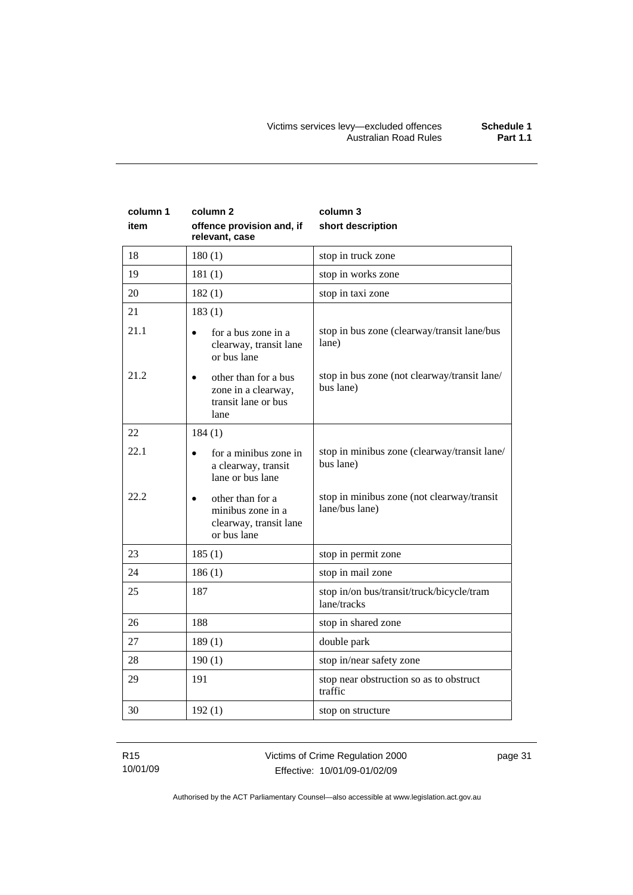| column 1<br>item | column 2<br>offence provision and, if relevant, case | column 3<br>short description |
|---|---|---|
| 18 | 180 (1) | stop in truck zone |
| 19 | 181 (1) | stop in works zone |
| 20 | 182 (1) | stop in taxi zone |
| 21 | 183 (1) | |
| 21.1 | • for a bus zone in a clearway, transit lane or bus lane | stop in bus zone (clearway/transit lane/bus lane) |
| 21.2 | • other than for a bus zone in a clearway, transit lane or bus lane | stop in bus zone (not clearway/transit lane/ bus lane) |
| 22 | 184 (1) | |
| 22.1 | • for a minibus zone in a clearway, transit lane or bus lane | stop in minibus zone (clearway/transit lane/ bus lane) |
| 22.2 | • other than for a minibus zone in a clearway, transit lane or bus lane | stop in minibus zone (not clearway/transit lane/bus lane) |
| 23 | 185 (1) | stop in permit zone |
| 24 | 186 (1) | stop in mail zone |
| 25 | 187 | stop in/on bus/transit/truck/bicycle/tram lane/tracks |
| 26 | 188 | stop in shared zone |
| 27 | 189 (1) | double park |
| 28 | 190 (1) | stop in/near safety zone |
| 29 | 191 | stop near obstruction so as to obstruct traffic |
| 30 | 192 (1) | stop on structure |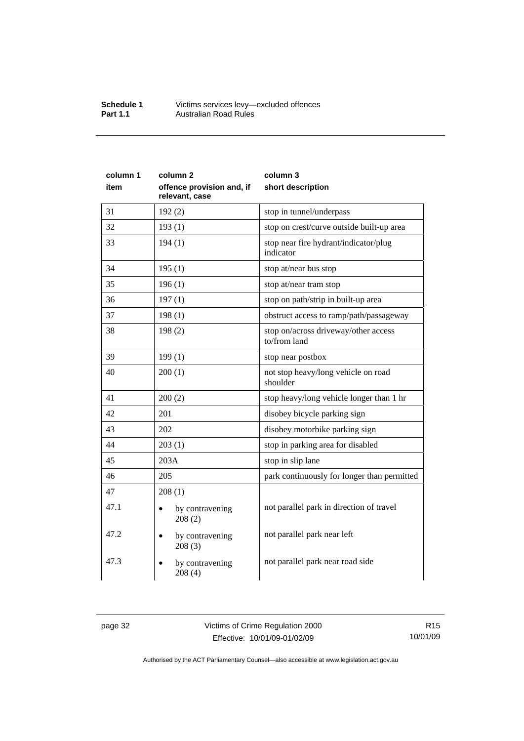| column 1<br>item | column 2<br>offence provision and, if relevant, case | column 3<br>short description |
|---|---|---|
| 31 | 192 (2) | stop in tunnel/underpass |
| 32 | 193 (1) | stop on crest/curve outside built-up area |
| 33 | 194 (1) | stop near fire hydrant/indicator/plug indicator |
| 34 | 195 (1) | stop at/near bus stop |
| 35 | 196 (1) | stop at/near tram stop |
| 36 | 197 (1) | stop on path/strip in built-up area |
| 37 | 198 (1) | obstruct access to ramp/path/passageway |
| 38 | 198 (2) | stop on/across driveway/other access to/from land |
| 39 | 199 (1) | stop near postbox |
| 40 | 200 (1) | not stop heavy/long vehicle on road shoulder |
| 41 | 200 (2) | stop heavy/long vehicle longer than 1 hr |
| 42 | 201 | disobey bicycle parking sign |
| 43 | 202 | disobey motorbike parking sign |
| 44 | 203 (1) | stop in parking area for disabled |
| 45 | 203A | stop in slip lane |
| 46 | 205 | park continuously for longer than permitted |
| 47 | 208 (1) | |
| 47.1 | • by contravening 208 (2) | not parallel park in direction of travel |
| 47.2 | • by contravening 208 (3) | not parallel park near left |
| 47.3 | • by contravening 208 (4) | not parallel park near road side |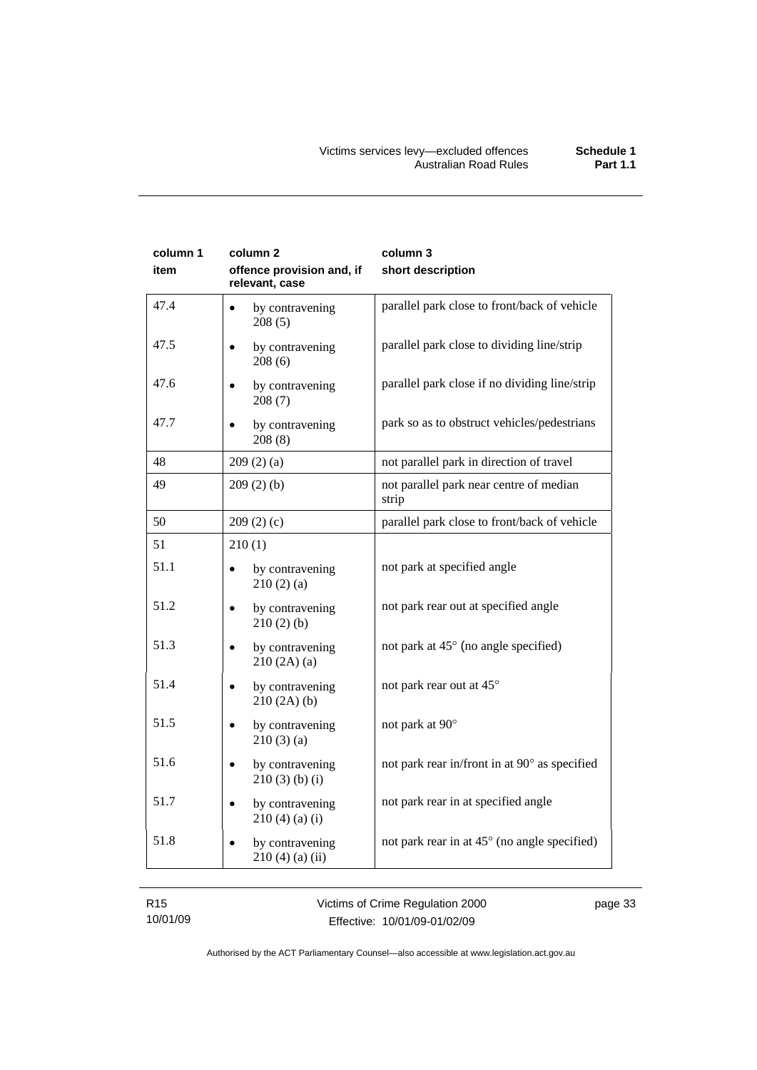| column 1 item | column 2 offence provision and, if relevant, case | column 3 short description |
|---|---|---|
| 47.4 | • by contravening 208 (5) | parallel park close to front/back of vehicle |
| 47.5 | • by contravening 208 (6) | parallel park close to dividing line/strip |
| 47.6 | • by contravening 208 (7) | parallel park close if no dividing line/strip |
| 47.7 | • by contravening 208 (8) | park so as to obstruct vehicles/pedestrians |
| 48 | 209 (2) (a) | not parallel park in direction of travel |
| 49 | 209 (2) (b) | not parallel park near centre of median strip |
| 50 | 209 (2) (c) | parallel park close to front/back of vehicle |
| 51 | 210 (1) | |
| 51.1 | • by contravening 210 (2) (a) | not park at specified angle |
| 51.2 | • by contravening 210 (2) (b) | not park rear out at specified angle |
| 51.3 | • by contravening 210 (2A) (a) | not park at 45° (no angle specified) |
| 51.4 | • by contravening 210 (2A) (b) | not park rear out at 45° |
| 51.5 | • by contravening 210 (3) (a) | not park at 90° |
| 51.6 | • by contravening 210 (3) (b) (i) | not park rear in/front in at 90° as specified |
| 51.7 | • by contravening 210 (4) (a) (i) | not park rear in at specified angle |
| 51.8 | • by contravening 210 (4) (a) (ii) | not park rear in at 45° (no angle specified) |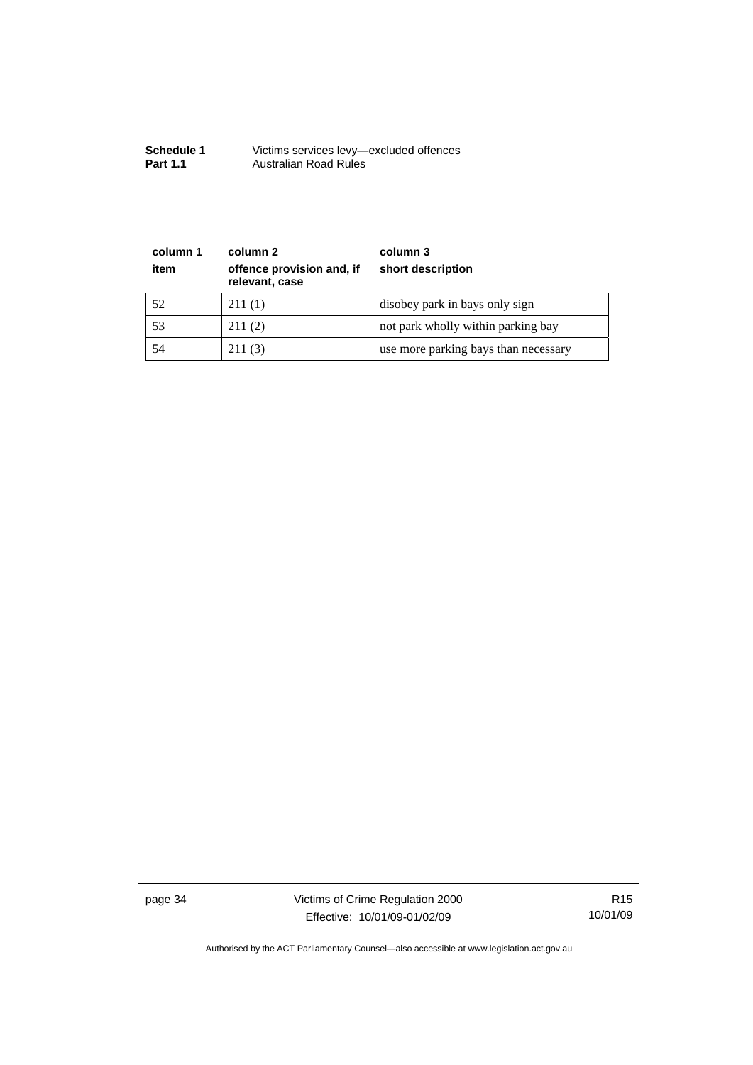| column 1<br>item | column 2<br>offence provision and, if relevant, case | column 3<br>short description |
|---|---|---|
| 52 | 211 (1) | disobey park in bays only sign |
| 53 | 211 (2) | not park wholly within parking bay |
| 54 | 211 (3) | use more parking bays than necessary |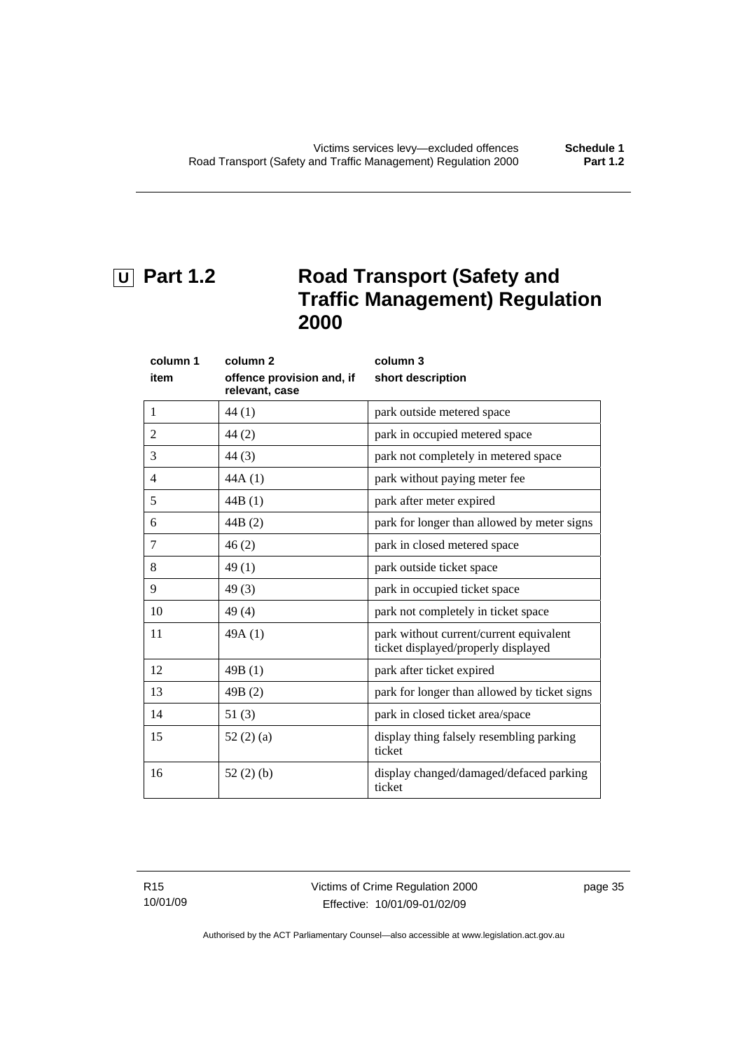## U Part 1.2 Road Transport (Safety and Traffic Management) Regulation 2000

| column 1<br>item | column 2<br>offence provision and, if relevant, case | column 3<br>short description |
|---|---|---|
| 1 | 44 (1) | park outside metered space |
| 2 | 44 (2) | park in occupied metered space |
| 3 | 44 (3) | park not completely in metered space |
| 4 | 44A (1) | park without paying meter fee |
| 5 | 44B (1) | park after meter expired |
| 6 | 44B (2) | park for longer than allowed by meter signs |
| 7 | 46 (2) | park in closed metered space |
| 8 | 49 (1) | park outside ticket space |
| 9 | 49 (3) | park in occupied ticket space |
| 10 | 49 (4) | park not completely in ticket space |
| 11 | 49A (1) | park without current/current equivalent ticket displayed/properly displayed |
| 12 | 49B (1) | park after ticket expired |
| 13 | 49B (2) | park for longer than allowed by ticket signs |
| 14 | 51 (3) | park in closed ticket area/space |
| 15 | 52 (2) (a) | display thing falsely resembling parking ticket |
| 16 | 52 (2) (b) | display changed/damaged/defaced parking ticket |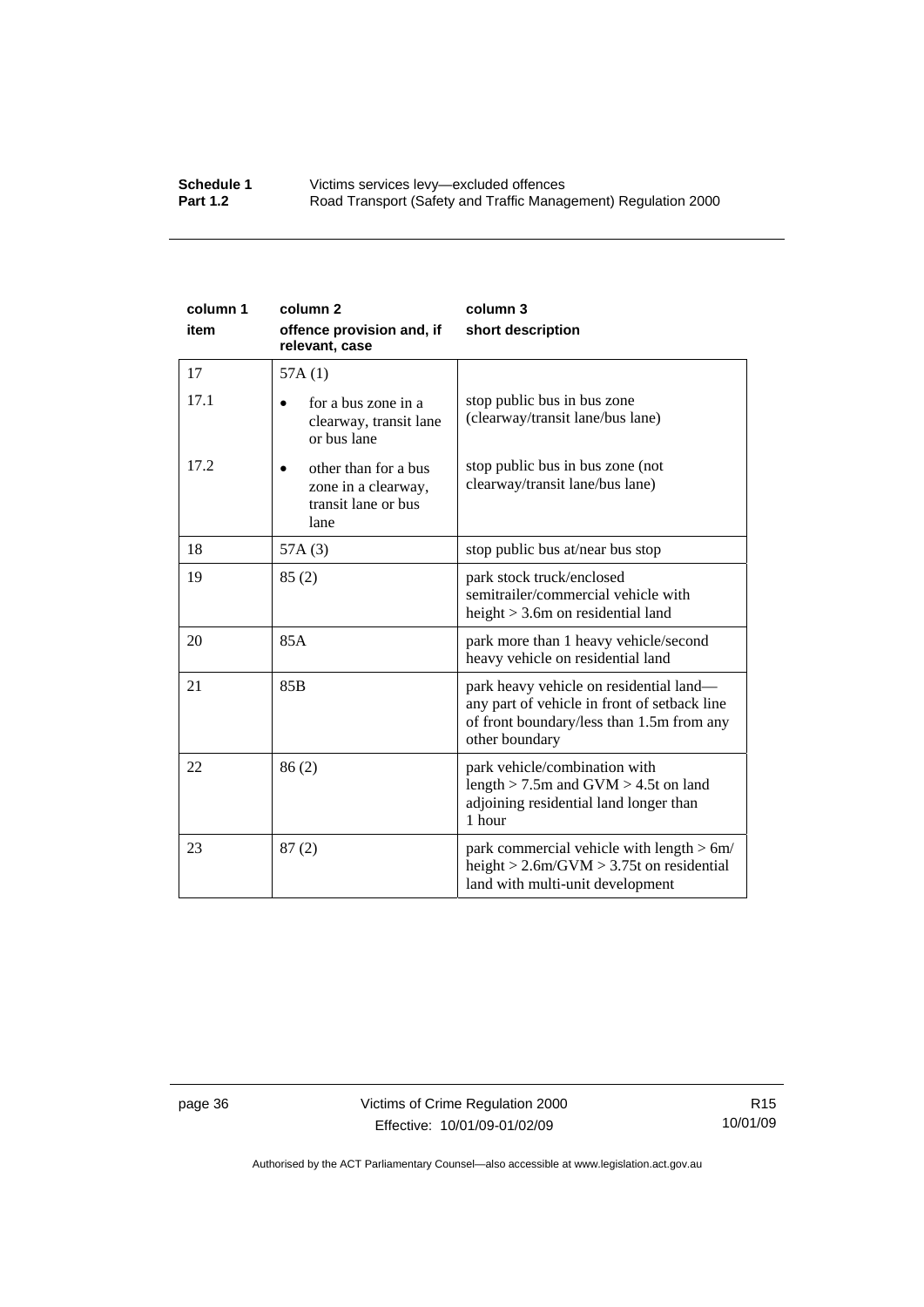| column 1 item | column 2 offence provision and, if relevant, case | column 3 short description |
|---|---|---|
| 17 | 57A (1) | |
| 17.1 | • for a bus zone in a clearway, transit lane or bus lane | stop public bus in bus zone (clearway/transit lane/bus lane) |
| 17.2 | • other than for a bus zone in a clearway, transit lane or bus lane | stop public bus in bus zone (not clearway/transit lane/bus lane) |
| 18 | 57A (3) | stop public bus at/near bus stop |
| 19 | 85 (2) | park stock truck/enclosed semitrailer/commercial vehicle with height > 3.6m on residential land |
| 20 | 85A | park more than 1 heavy vehicle/second heavy vehicle on residential land |
| 21 | 85B | park heavy vehicle on residential land—any part of vehicle in front of setback line of front boundary/less than 1.5m from any other boundary |
| 22 | 86 (2) | park vehicle/combination with length > 7.5m and GVM > 4.5t on land adjoining residential land longer than 1 hour |
| 23 | 87 (2) | park commercial vehicle with length > 6m/ height > 2.6m/GVM > 3.75t on residential land with multi-unit development |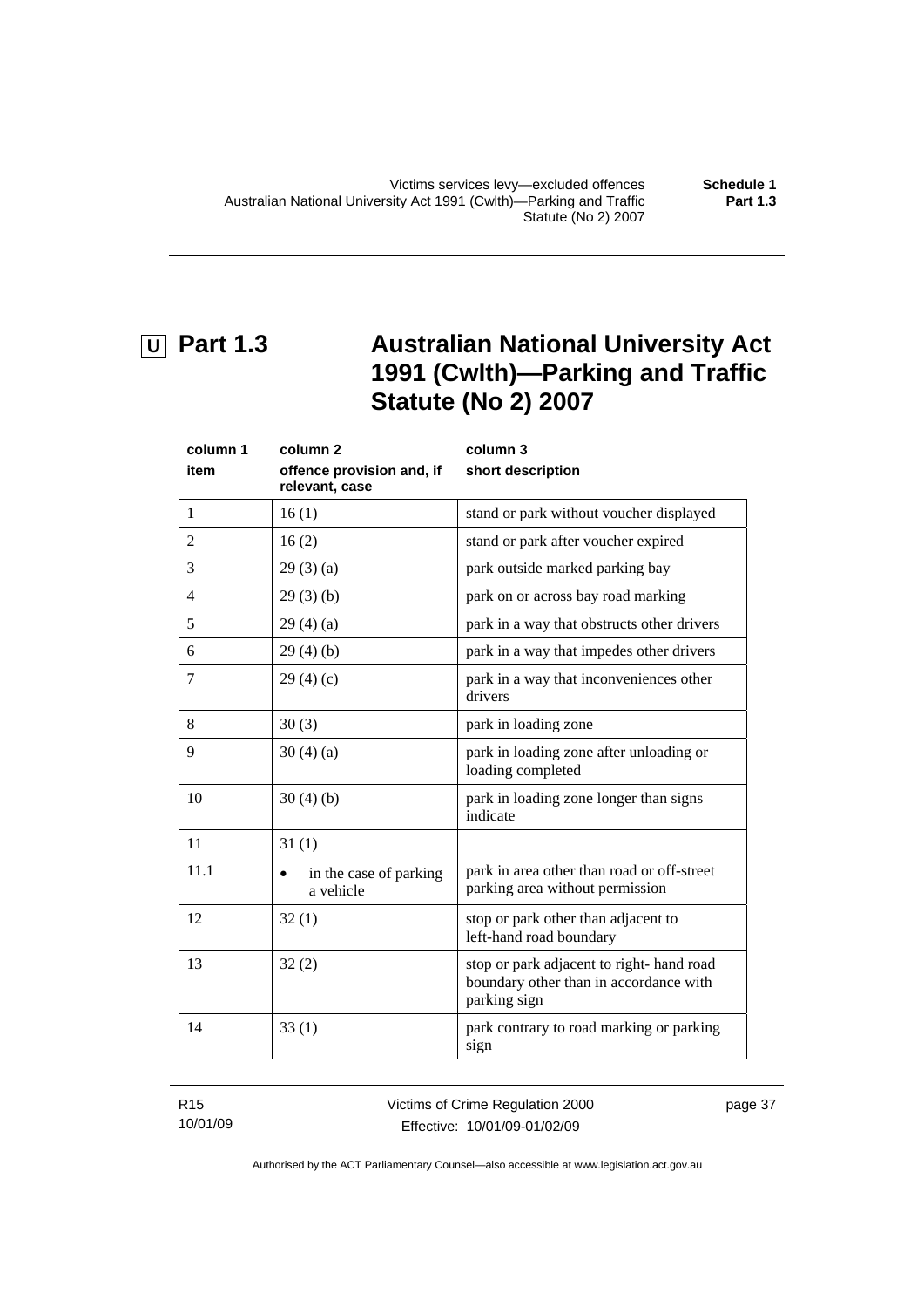# U Part 1.3 Australian National University Act 1991 (Cwlth)—Parking and Traffic Statute (No 2) 2007

| column 1<br>item | column 2<br>offence provision and, if relevant, case | column 3<br>short description |
|---|---|---|
| 1 | 16 (1) | stand or park without voucher displayed |
| 2 | 16 (2) | stand or park after voucher expired |
| 3 | 29 (3) (a) | park outside marked parking bay |
| 4 | 29 (3) (b) | park on or across bay road marking |
| 5 | 29 (4) (a) | park in a way that obstructs other drivers |
| 6 | 29 (4) (b) | park in a way that impedes other drivers |
| 7 | 29 (4) (c) | park in a way that inconveniences other drivers |
| 8 | 30 (3) | park in loading zone |
| 9 | 30 (4) (a) | park in loading zone after unloading or loading completed |
| 10 | 30 (4) (b) | park in loading zone longer than signs indicate |
| 11 | 31 (1) | |
| 11.1 | • in the case of parking a vehicle | park in area other than road or off-street parking area without permission |
| 12 | 32 (1) | stop or park other than adjacent to left-hand road boundary |
| 13 | 32 (2) | stop or park adjacent to right- hand road boundary other than in accordance with parking sign |
| 14 | 33 (1) | park contrary to road marking or parking sign |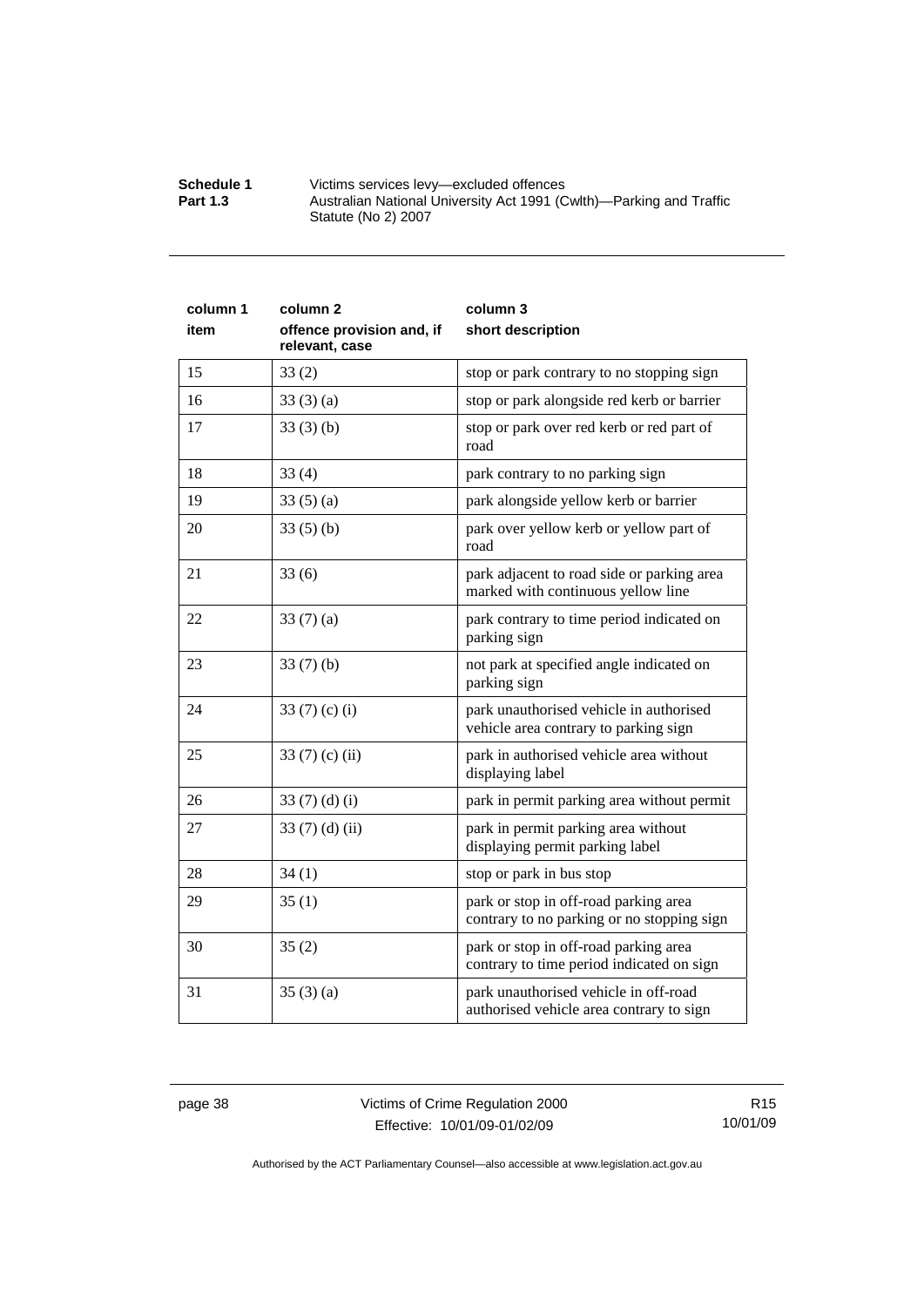| column 1<br>item | column 2<br>offence provision and, if relevant, case | column 3<br>short description |
|---|---|---|
| 15 | 33 (2) | stop or park contrary to no stopping sign |
| 16 | 33 (3) (a) | stop or park alongside red kerb or barrier |
| 17 | 33 (3) (b) | stop or park over red kerb or red part of road |
| 18 | 33 (4) | park contrary to no parking sign |
| 19 | 33 (5) (a) | park alongside yellow kerb or barrier |
| 20 | 33 (5) (b) | park over yellow kerb or yellow part of road |
| 21 | 33 (6) | park adjacent to road side or parking area marked with continuous yellow line |
| 22 | 33 (7) (a) | park contrary to time period indicated on parking sign |
| 23 | 33 (7) (b) | not park at specified angle indicated on parking sign |
| 24 | 33 (7) (c) (i) | park unauthorised vehicle in authorised vehicle area contrary to parking sign |
| 25 | 33 (7) (c) (ii) | park in authorised vehicle area without displaying label |
| 26 | 33 (7) (d) (i) | park in permit parking area without permit |
| 27 | 33 (7) (d) (ii) | park in permit parking area without displaying permit parking label |
| 28 | 34 (1) | stop or park in bus stop |
| 29 | 35 (1) | park or stop in off-road parking area contrary to no parking or no stopping sign |
| 30 | 35 (2) | park or stop in off-road parking area contrary to time period indicated on sign |
| 31 | 35 (3) (a) | park unauthorised vehicle in off-road authorised vehicle area contrary to sign |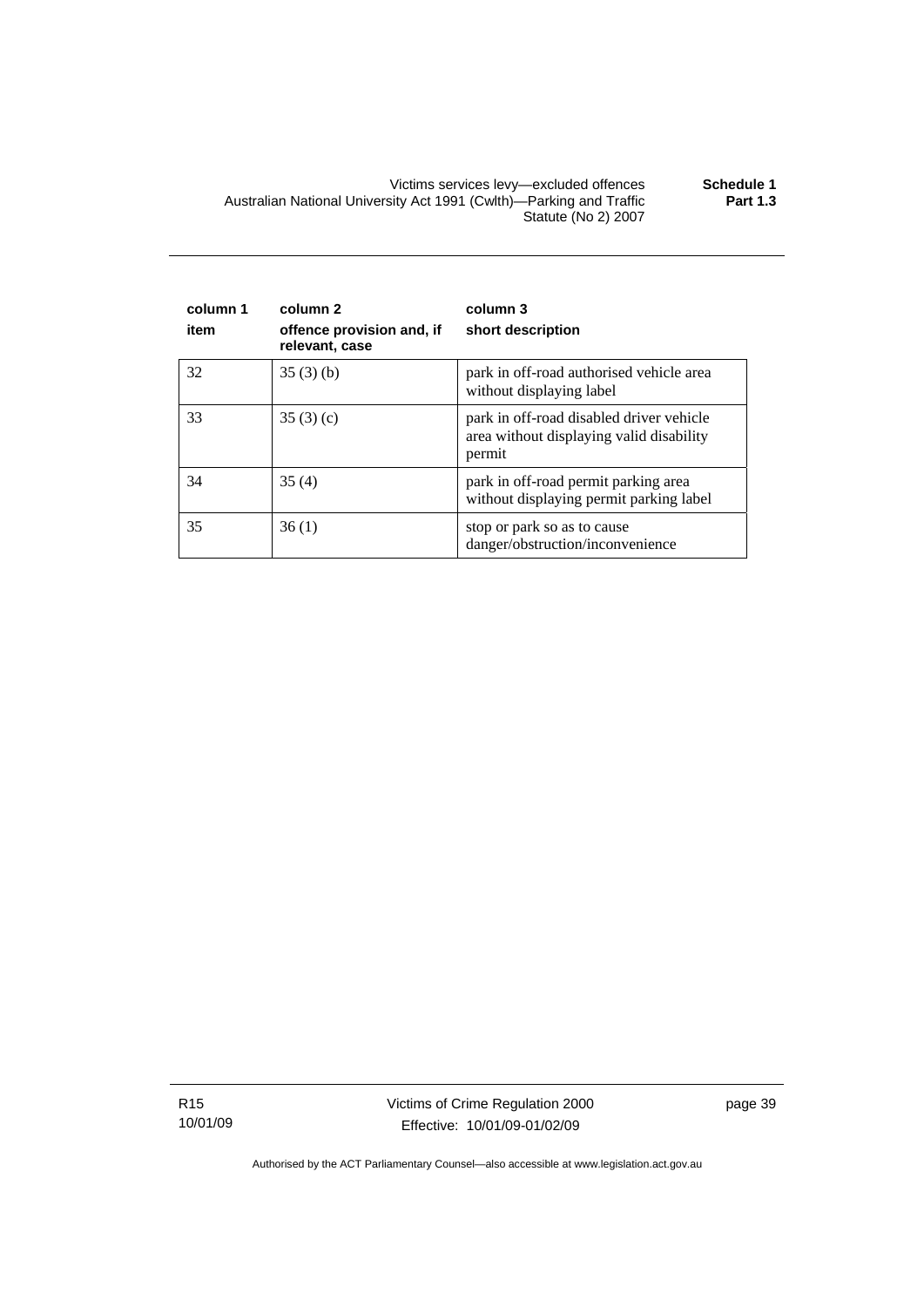| column 1 item | column 2 offence provision and, if relevant, case | column 3 short description |
|---|---|---|
| 32 | 35 (3) (b) | park in off-road authorised vehicle area without displaying label |
| 33 | 35 (3) (c) | park in off-road disabled driver vehicle area without displaying valid disability permit |
| 34 | 35 (4) | park in off-road permit parking area without displaying permit parking label |
| 35 | 36 (1) | stop or park so as to cause danger/obstruction/inconvenience |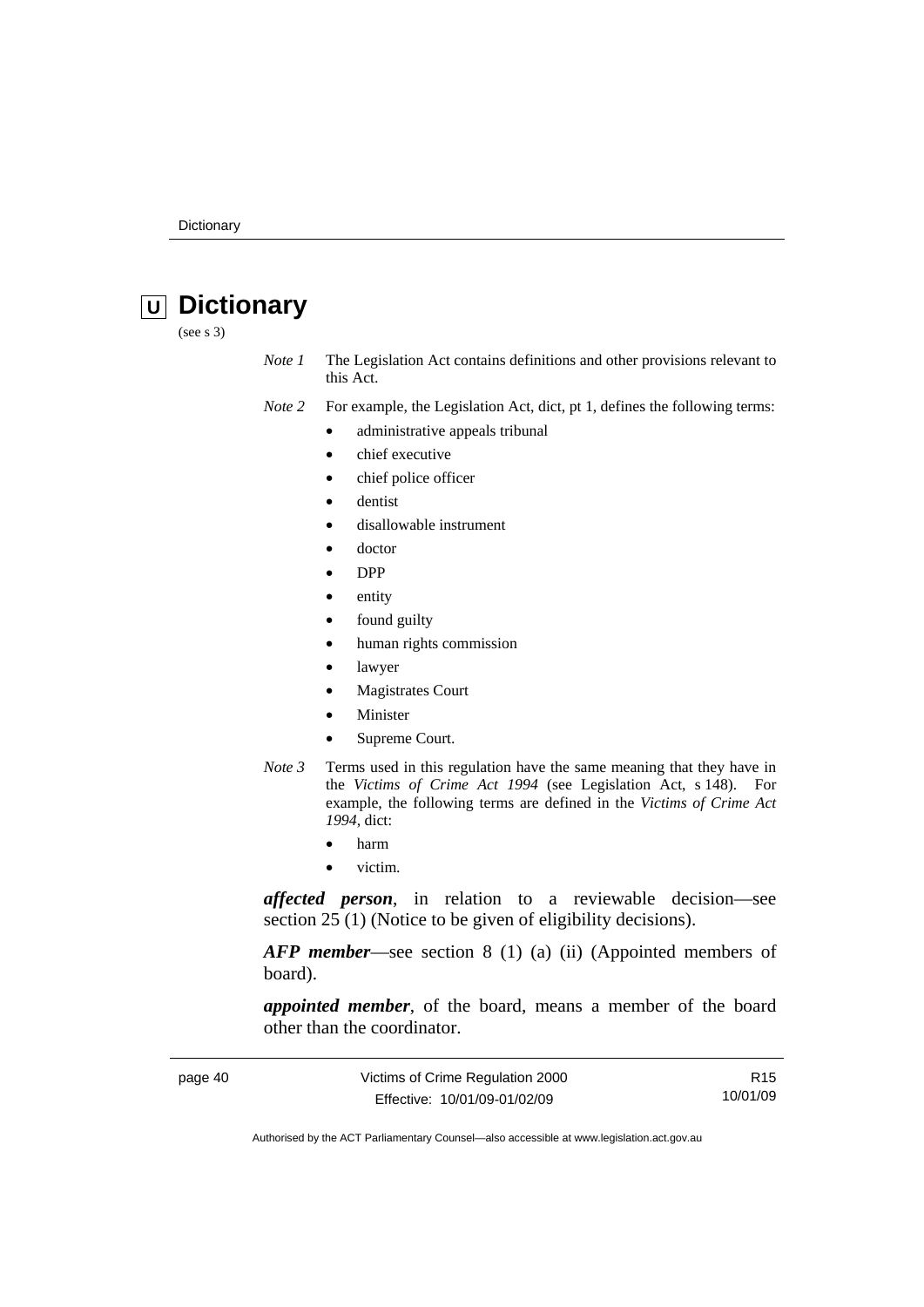# U Dictionary

(see s 3)

*Note 1* The Legislation Act contains definitions and other provisions relevant to this Act.

*Note 2* For example, the Legislation Act, dict, pt 1, defines the following terms:

- administrative appeals tribunal
- chief executive
- chief police officer
- dentist
- disallowable instrument
- doctor
- DPP
- entity
- found guilty
- human rights commission
- lawyer
- Magistrates Court
- Minister
- Supreme Court.

*Note 3* Terms used in this regulation have the same meaning that they have in the *Victims of Crime Act 1994* (see Legislation Act, s 148). For example, the following terms are defined in the *Victims of Crime Act 1994*, dict:

- harm
- victim.

***affected person***, in relation to a reviewable decision—see section 25 (1) (Notice to be given of eligibility decisions).

***AFP member***—see section 8 (1) (a) (ii) (Appointed members of board).

***appointed member***, of the board, means a member of the board other than the coordinator.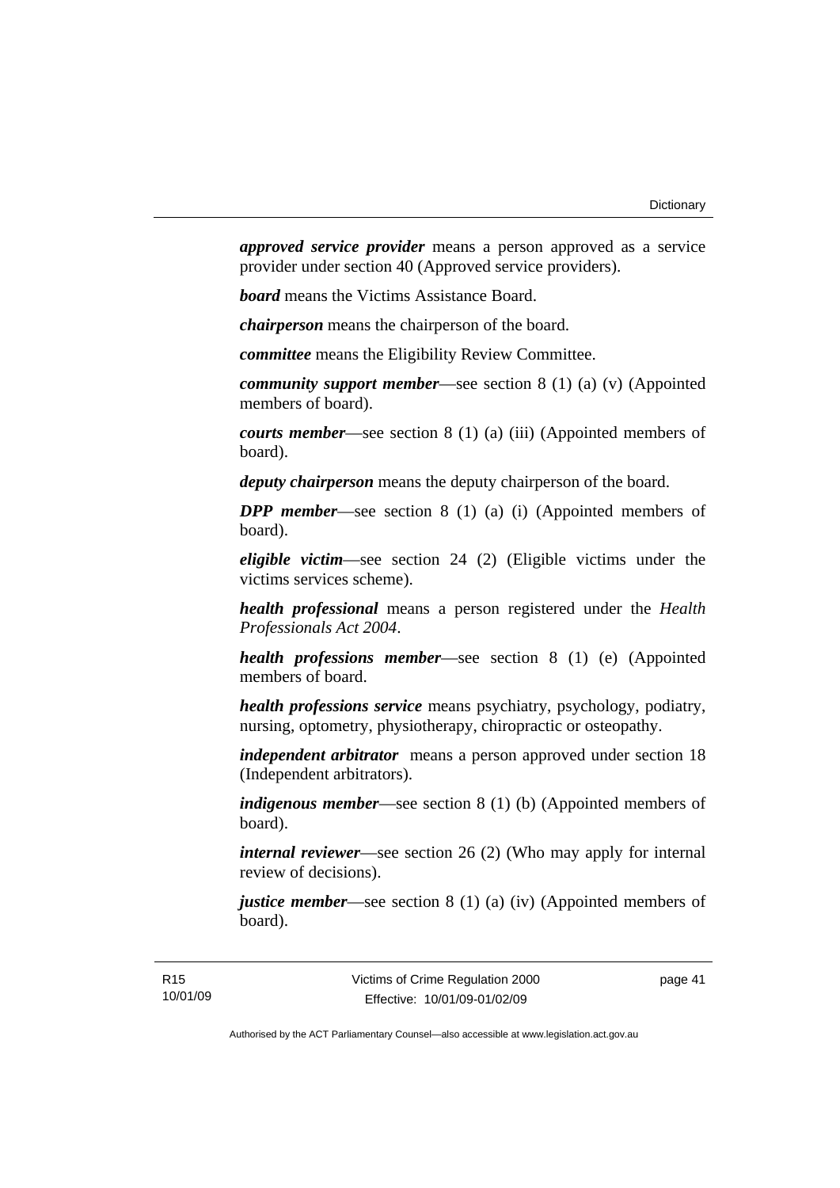***approved service provider*** means a person approved as a service provider under section 40 (Approved service providers).

***board*** means the Victims Assistance Board.

***chairperson*** means the chairperson of the board.

***committee*** means the Eligibility Review Committee.

***community support member***—see section 8 (1) (a) (v) (Appointed members of board).

***courts member***—see section 8 (1) (a) (iii) (Appointed members of board).

***deputy chairperson*** means the deputy chairperson of the board.

***DPP member***—see section 8 (1) (a) (i) (Appointed members of board).

***eligible victim***—see section 24 (2) (Eligible victims under the victims services scheme).

***health professional*** means a person registered under the *Health Professionals Act 2004*.

***health professions member***—see section 8 (1) (e) (Appointed members of board.

***health professions service*** means psychiatry, psychology, podiatry, nursing, optometry, physiotherapy, chiropractic or osteopathy.

***independent arbitrator*** means a person approved under section 18 (Independent arbitrators).

***indigenous member***—see section 8 (1) (b) (Appointed members of board).

***internal reviewer***—see section 26 (2) (Who may apply for internal review of decisions).

***justice member***—see section 8 (1) (a) (iv) (Appointed members of board).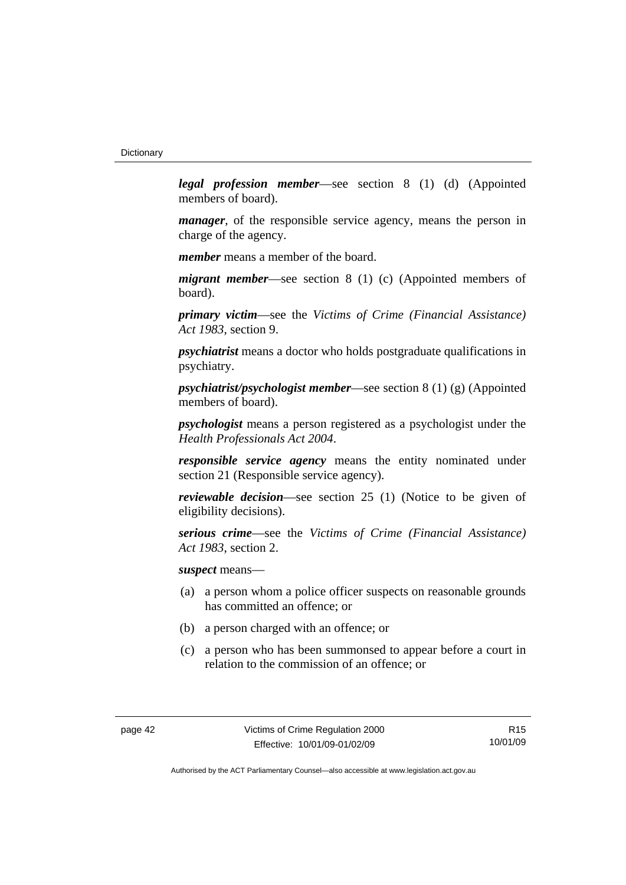***legal profession member***—see section 8 (1) (d) (Appointed members of board).

***manager***, of the responsible service agency, means the person in charge of the agency.

***member*** means a member of the board.

***migrant member***—see section 8 (1) (c) (Appointed members of board).

***primary victim***—see the *Victims of Crime (Financial Assistance) Act 1983*, section 9.

***psychiatrist*** means a doctor who holds postgraduate qualifications in psychiatry.

***psychiatrist/psychologist member***—see section 8 (1) (g) (Appointed members of board).

***psychologist*** means a person registered as a psychologist under the *Health Professionals Act 2004*.

***responsible service agency*** means the entity nominated under section 21 (Responsible service agency).

***reviewable decision***—see section 25 (1) (Notice to be given of eligibility decisions).

***serious crime***—see the *Victims of Crime (Financial Assistance) Act 1983*, section 2.

***suspect*** means—

(a) a person whom a police officer suspects on reasonable grounds has committed an offence; or

(b) a person charged with an offence; or

(c) a person who has been summonsed to appear before a court in relation to the commission of an offence; or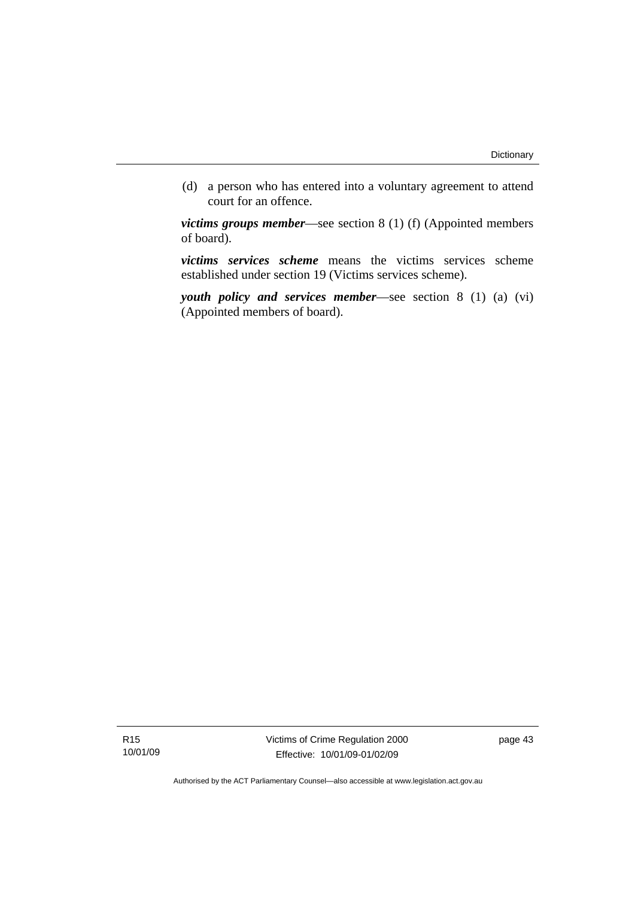(d) a person who has entered into a voluntary agreement to attend court for an offence.

***victims groups member***—see section 8 (1) (f) (Appointed members of board).

***victims services scheme*** means the victims services scheme established under section 19 (Victims services scheme).

***youth policy and services member***—see section 8 (1) (a) (vi) (Appointed members of board).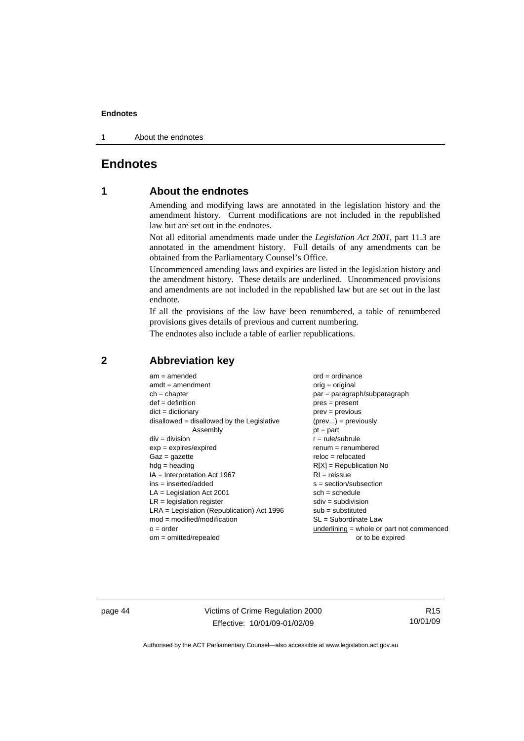# Endnotes

## 1 About the endnotes

Amending and modifying laws are annotated in the legislation history and the amendment history. Current modifications are not included in the republished law but are set out in the endnotes.

Not all editorial amendments made under the *Legislation Act 2001*, part 11.3 are annotated in the amendment history. Full details of any amendments can be obtained from the Parliamentary Counsel's Office.

Uncommenced amending laws and expiries are listed in the legislation history and the amendment history. These details are underlined. Uncommenced provisions and amendments are not included in the republished law but are set out in the last endnote.

If all the provisions of the law have been renumbered, a table of renumbered provisions gives details of previous and current numbering.

The endnotes also include a table of earlier republications.

## 2 Abbreviation key

am = amended
amdt = amendment
ch = chapter
def = definition
dict = dictionary
disallowed = disallowed by the Legislative Assembly
div = division
exp = expires/expired
Gaz = gazette
hdg = heading
IA = Interpretation Act 1967
ins = inserted/added
LA = Legislation Act 2001
LR = legislation register
LRA = Legislation (Republication) Act 1996
mod = modified/modification
o = order
om = omitted/repealed
ord = ordinance
orig = original
par = paragraph/subparagraph
pres = present
prev = previous
(prev...) = previously
pt = part
r = rule/subrule
renum = renumbered
reloc = relocated
R[X] = Republication No
RI = reissue
s = section/subsection
sch = schedule
sdiv = subdivision
sub = substituted
SL = Subordinate Law
<u>underlining</u> = whole or part not commenced or to be expired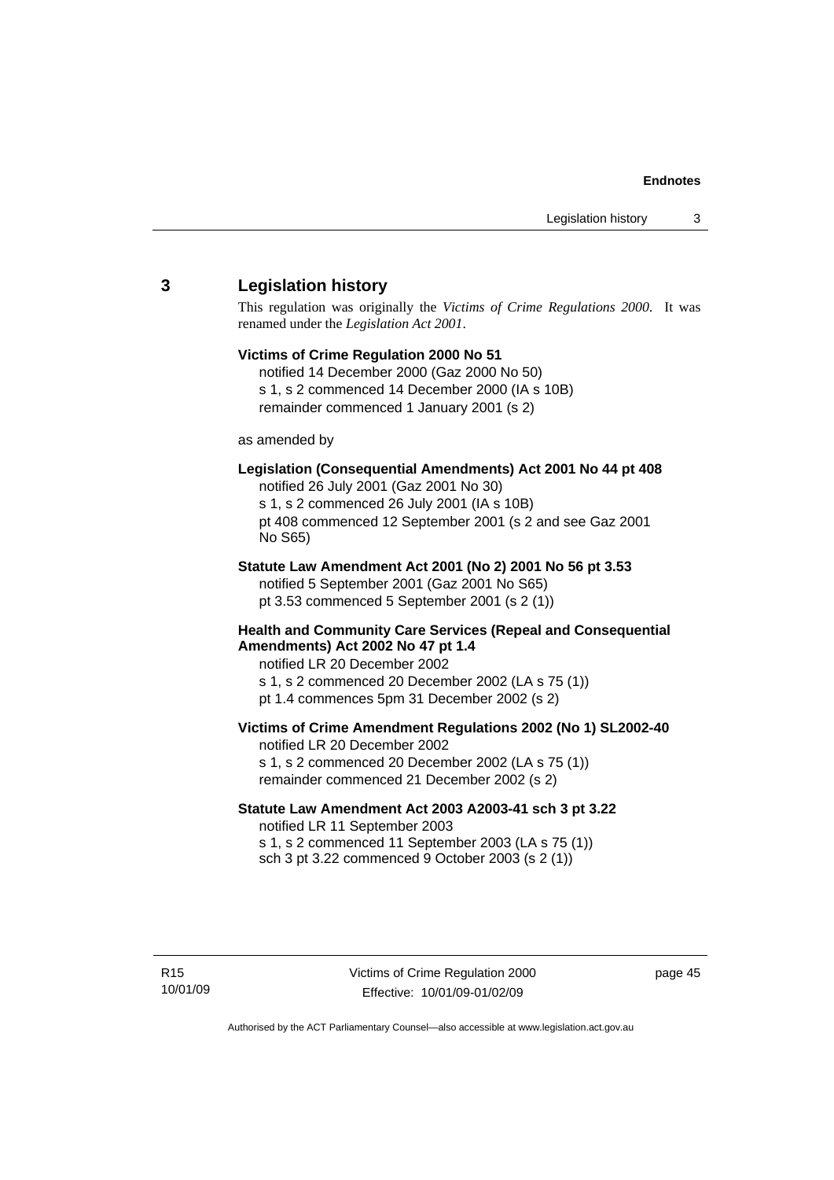## 3 Legislation history

This regulation was originally the *Victims of Crime Regulations 2000*. It was renamed under the *Legislation Act 2001*.

**Victims of Crime Regulation 2000 No 51**

notified 14 December 2000 (Gaz 2000 No 50)
s 1, s 2 commenced 14 December 2000 (IA s 10B)
remainder commenced 1 January 2001 (s 2)

as amended by

**Legislation (Consequential Amendments) Act 2001 No 44 pt 408**

notified 26 July 2001 (Gaz 2001 No 30)
s 1, s 2 commenced 26 July 2001 (IA s 10B)
pt 408 commenced 12 September 2001 (s 2 and see Gaz 2001 No S65)

**Statute Law Amendment Act 2001 (No 2) 2001 No 56 pt 3.53**

notified 5 September 2001 (Gaz 2001 No S65)
pt 3.53 commenced 5 September 2001 (s 2 (1))

**Health and Community Care Services (Repeal and Consequential Amendments) Act 2002 No 47 pt 1.4**

notified LR 20 December 2002
s 1, s 2 commenced 20 December 2002 (LA s 75 (1))
pt 1.4 commences 5pm 31 December 2002 (s 2)

**Victims of Crime Amendment Regulations 2002 (No 1) SL2002-40**

notified LR 20 December 2002
s 1, s 2 commenced 20 December 2002 (LA s 75 (1))
remainder commenced 21 December 2002 (s 2)

**Statute Law Amendment Act 2003 A2003-41 sch 3 pt 3.22**

notified LR 11 September 2003
s 1, s 2 commenced 11 September 2003 (LA s 75 (1))
sch 3 pt 3.22 commenced 9 October 2003 (s 2 (1))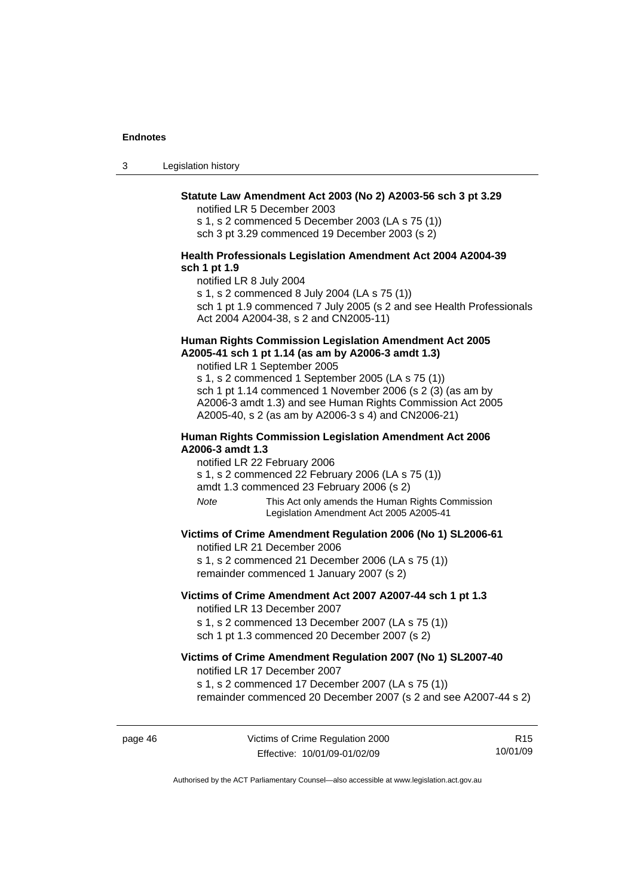**Statute Law Amendment Act 2003 (No 2) A2003-56 sch 3 pt 3.29**

notified LR 5 December 2003

s 1, s 2 commenced 5 December 2003 (LA s 75 (1))

sch 3 pt 3.29 commenced 19 December 2003 (s 2)

**Health Professionals Legislation Amendment Act 2004 A2004-39 sch 1 pt 1.9**

notified LR 8 July 2004

s 1, s 2 commenced 8 July 2004 (LA s 75 (1))

sch 1 pt 1.9 commenced 7 July 2005 (s 2 and see Health Professionals Act 2004 A2004-38, s 2 and CN2005-11)

**Human Rights Commission Legislation Amendment Act 2005 A2005-41 sch 1 pt 1.14 (as am by A2006-3 amdt 1.3)**

notified LR 1 September 2005

s 1, s 2 commenced 1 September 2005 (LA s 75 (1))

sch 1 pt 1.14 commenced 1 November 2006 (s 2 (3) (as am by A2006-3 amdt 1.3) and see Human Rights Commission Act 2005 A2005-40, s 2 (as am by A2006-3 s 4) and CN2006-21)

**Human Rights Commission Legislation Amendment Act 2006 A2006-3 amdt 1.3**

notified LR 22 February 2006

s 1, s 2 commenced 22 February 2006 (LA s 75 (1))

amdt 1.3 commenced 23 February 2006 (s 2)

*Note* This Act only amends the Human Rights Commission Legislation Amendment Act 2005 A2005-41

**Victims of Crime Amendment Regulation 2006 (No 1) SL2006-61**

notified LR 21 December 2006

s 1, s 2 commenced 21 December 2006 (LA s 75 (1))

remainder commenced 1 January 2007 (s 2)

**Victims of Crime Amendment Act 2007 A2007-44 sch 1 pt 1.3**

notified LR 13 December 2007

s 1, s 2 commenced 13 December 2007 (LA s 75 (1))

sch 1 pt 1.3 commenced 20 December 2007 (s 2)

**Victims of Crime Amendment Regulation 2007 (No 1) SL2007-40**

notified LR 17 December 2007

s 1, s 2 commenced 17 December 2007 (LA s 75 (1))

remainder commenced 20 December 2007 (s 2 and see A2007-44 s 2)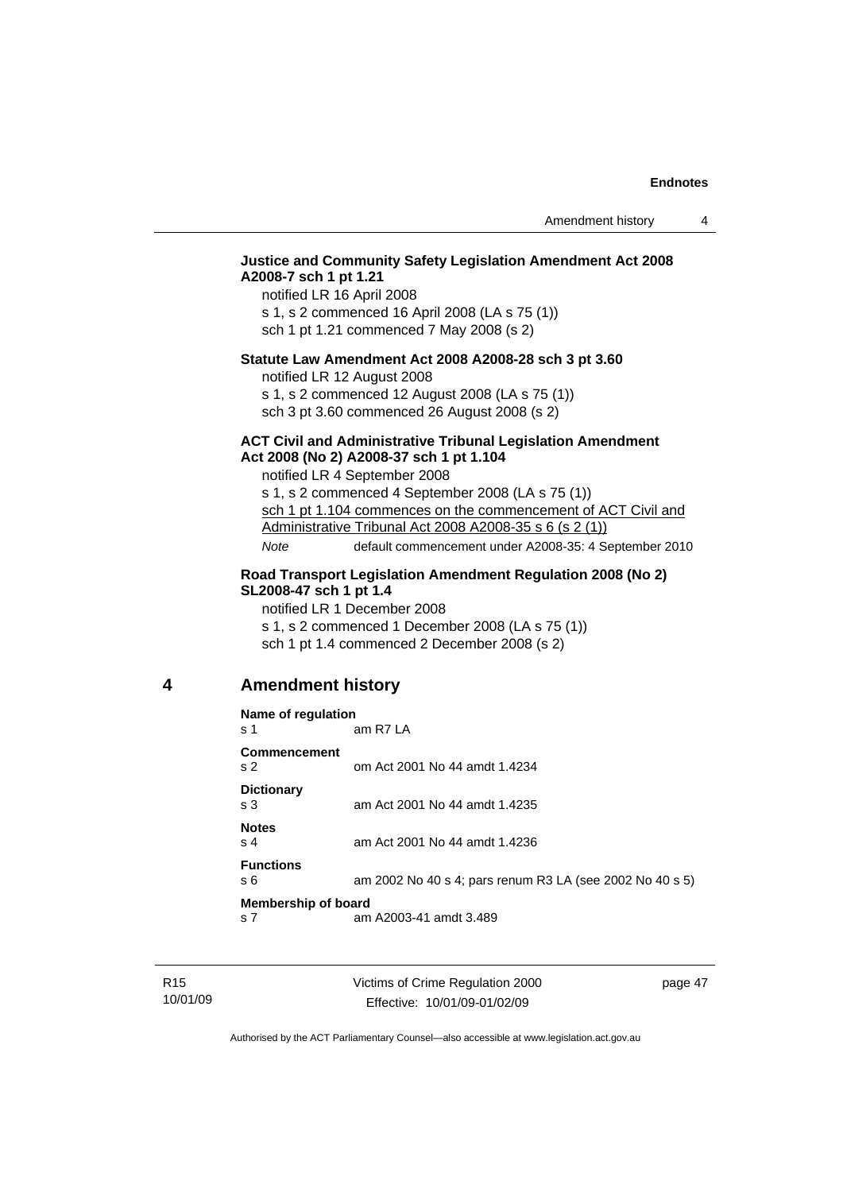**Justice and Community Safety Legislation Amendment Act 2008 A2008-7 sch 1 pt 1.21**

notified LR 16 April 2008

s 1, s 2 commenced 16 April 2008 (LA s 75 (1))

sch 1 pt 1.21 commenced 7 May 2008 (s 2)

**Statute Law Amendment Act 2008 A2008-28 sch 3 pt 3.60**

notified LR 12 August 2008

s 1, s 2 commenced 12 August 2008 (LA s 75 (1))

sch 3 pt 3.60 commenced 26 August 2008 (s 2)

**ACT Civil and Administrative Tribunal Legislation Amendment Act 2008 (No 2) A2008-37 sch 1 pt 1.104**

notified LR 4 September 2008

s 1, s 2 commenced 4 September 2008 (LA s 75 (1))

sch 1 pt 1.104 commences on the commencement of ACT Civil and Administrative Tribunal Act 2008 A2008-35 s 6 (s 2 (1))

*Note* default commencement under A2008-35: 4 September 2010

**Road Transport Legislation Amendment Regulation 2008 (No 2) SL2008-47 sch 1 pt 1.4**

notified LR 1 December 2008

s 1, s 2 commenced 1 December 2008 (LA s 75 (1))

sch 1 pt 1.4 commenced 2 December 2008 (s 2)

## 4 Amendment history

**Name of regulation**
s 1 am R7 LA

**Commencement**
s 2 om Act 2001 No 44 amdt 1.4234

**Dictionary**
s 3 am Act 2001 No 44 amdt 1.4235

**Notes**
s 4 am Act 2001 No 44 amdt 1.4236

**Functions**
s 6 am 2002 No 40 s 4; pars renum R3 LA (see 2002 No 40 s 5)

**Membership of board**
s 7 am A2003-41 amdt 3.489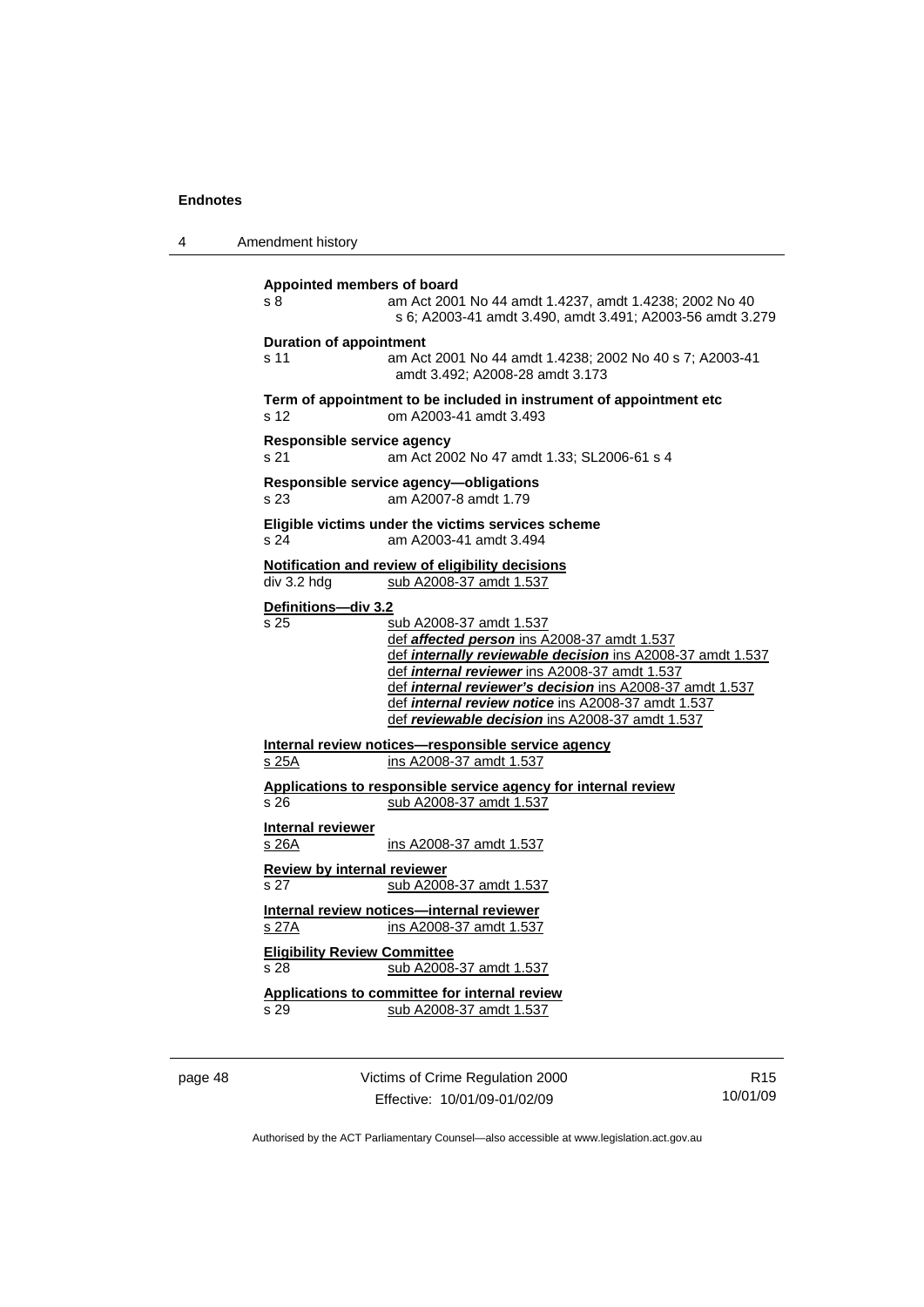**Endnotes**

4 Amendment history

**Appointed members of board**
s 8 am Act 2001 No 44 amdt 1.4237, amdt 1.4238; 2002 No 40 s 6; A2003-41 amdt 3.490, amdt 3.491; A2003-56 amdt 3.279

**Duration of appointment**
s 11 am Act 2001 No 44 amdt 1.4238; 2002 No 40 s 7; A2003-41 amdt 3.492; A2008-28 amdt 3.173

**Term of appointment to be included in instrument of appointment etc**
s 12 om A2003-41 amdt 3.493

**Responsible service agency**
s 21 am Act 2002 No 47 amdt 1.33; SL2006-61 s 4

**Responsible service agency—obligations**
s 23 am A2007-8 amdt 1.79

**Eligible victims under the victims services scheme**
s 24 am A2003-41 amdt 3.494

**Notification and review of eligibility decisions**
div 3.2 hdg sub A2008-37 amdt 1.537

**Definitions—div 3.2**
s 25 sub A2008-37 amdt 1.537
def ***affected person*** ins A2008-37 amdt 1.537
def ***internally reviewable decision*** ins A2008-37 amdt 1.537
def ***internal reviewer*** ins A2008-37 amdt 1.537
def ***internal reviewer's decision*** ins A2008-37 amdt 1.537
def ***internal review notice*** ins A2008-37 amdt 1.537
def ***reviewable decision*** ins A2008-37 amdt 1.537

**Internal review notices—responsible service agency**
s 25A ins A2008-37 amdt 1.537

**Applications to responsible service agency for internal review**
s 26 sub A2008-37 amdt 1.537

**Internal reviewer**
s 26A ins A2008-37 amdt 1.537

**Review by internal reviewer**
s 27 sub A2008-37 amdt 1.537

**Internal review notices—internal reviewer**
s 27A ins A2008-37 amdt 1.537

**Eligibility Review Committee**
s 28 sub A2008-37 amdt 1.537

**Applications to committee for internal review**
s 29 sub A2008-37 amdt 1.537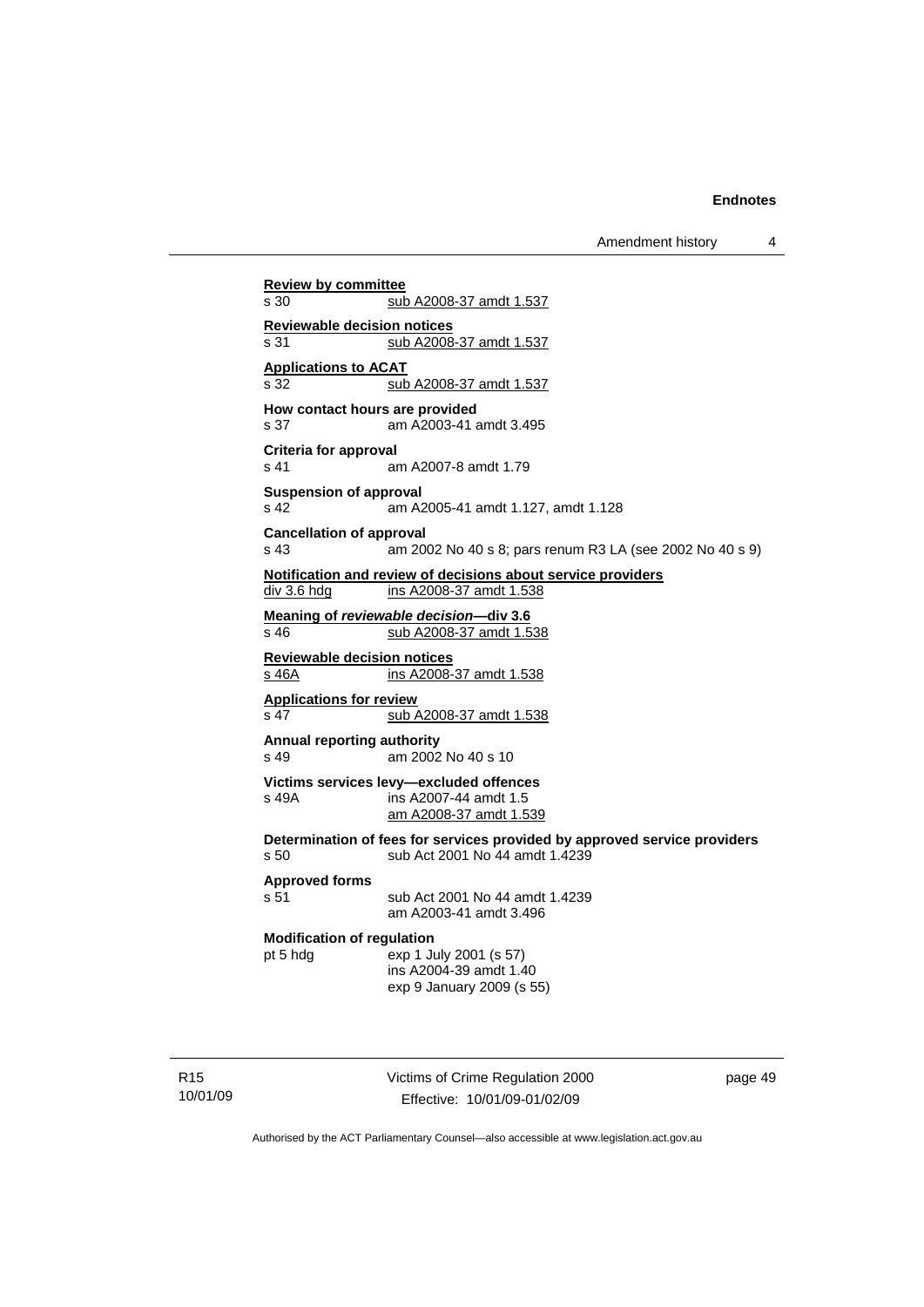**Review by committee**
s 30 sub A2008-37 amdt 1.537

**Reviewable decision notices**
s 31 sub A2008-37 amdt 1.537

**Applications to ACAT**
s 32 sub A2008-37 amdt 1.537

**How contact hours are provided**
s 37 am A2003-41 amdt 3.495

**Criteria for approval**
s 41 am A2007-8 amdt 1.79

**Suspension of approval**
s 42 am A2005-41 amdt 1.127, amdt 1.128

**Cancellation of approval**
s 43 am 2002 No 40 s 8; pars renum R3 LA (see 2002 No 40 s 9)

**Notification and review of decisions about service providers**
div 3.6 hdg ins A2008-37 amdt 1.538

**Meaning of *reviewable decision*—div 3.6**
s 46 sub A2008-37 amdt 1.538

**Reviewable decision notices**
s 46A ins A2008-37 amdt 1.538

**Applications for review**
s 47 sub A2008-37 amdt 1.538

**Annual reporting authority**
s 49 am 2002 No 40 s 10

**Victims services levy—excluded offences**
s 49A ins A2007-44 amdt 1.5
am A2008-37 amdt 1.539

**Determination of fees for services provided by approved service providers**
s 50 sub Act 2001 No 44 amdt 1.4239

**Approved forms**
s 51 sub Act 2001 No 44 amdt 1.4239
am A2003-41 amdt 3.496

**Modification of regulation**
pt 5 hdg exp 1 July 2001 (s 57)
ins A2004-39 amdt 1.40
exp 9 January 2009 (s 55)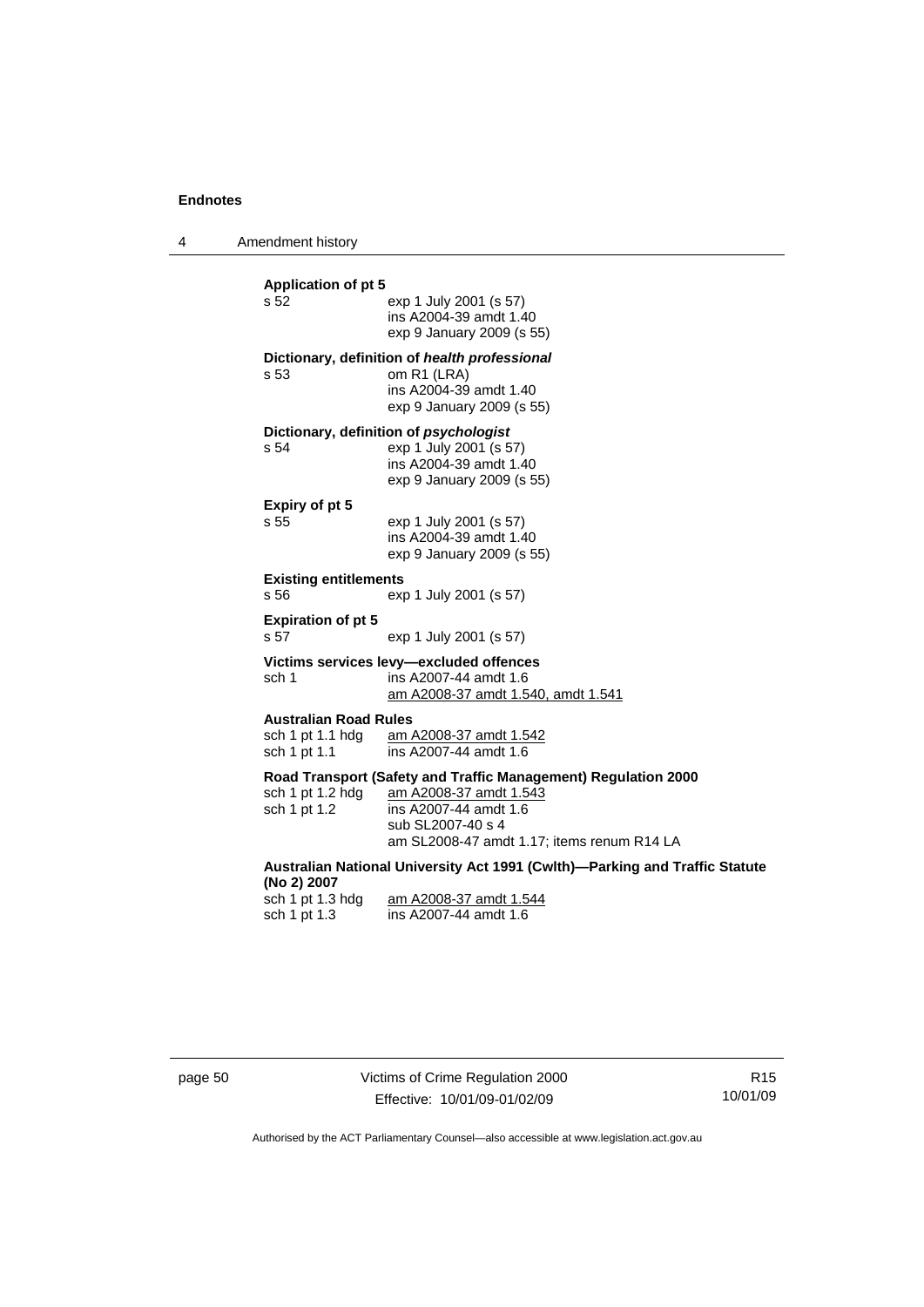**Application of pt 5**

s 52 exp 1 July 2001 (s 57)
ins A2004-39 amdt 1.40
exp 9 January 2009 (s 55)

**Dictionary, definition of *health professional***

s 53 om R1 (LRA)
ins A2004-39 amdt 1.40
exp 9 January 2009 (s 55)

**Dictionary, definition of *psychologist***

s 54 exp 1 July 2001 (s 57)
ins A2004-39 amdt 1.40
exp 9 January 2009 (s 55)

**Expiry of pt 5**

s 55 exp 1 July 2001 (s 57)
ins A2004-39 amdt 1.40
exp 9 January 2009 (s 55)

**Existing entitlements**

s 56 exp 1 July 2001 (s 57)

**Expiration of pt 5**

s 57 exp 1 July 2001 (s 57)

**Victims services levy—excluded offences**

sch 1 ins A2007-44 amdt 1.6
am A2008-37 amdt 1.540, amdt 1.541

**Australian Road Rules**

sch 1 pt 1.1 hdg am A2008-37 amdt 1.542
sch 1 pt 1.1 ins A2007-44 amdt 1.6

**Road Transport (Safety and Traffic Management) Regulation 2000**

sch 1 pt 1.2 hdg am A2008-37 amdt 1.543
sch 1 pt 1.2 ins A2007-44 amdt 1.6
sub SL2007-40 s 4
am SL2008-47 amdt 1.17; items renum R14 LA

**Australian National University Act 1991 (Cwlth)—Parking and Traffic Statute (No 2) 2007**

sch 1 pt 1.3 hdg am A2008-37 amdt 1.544
sch 1 pt 1.3 ins A2007-44 amdt 1.6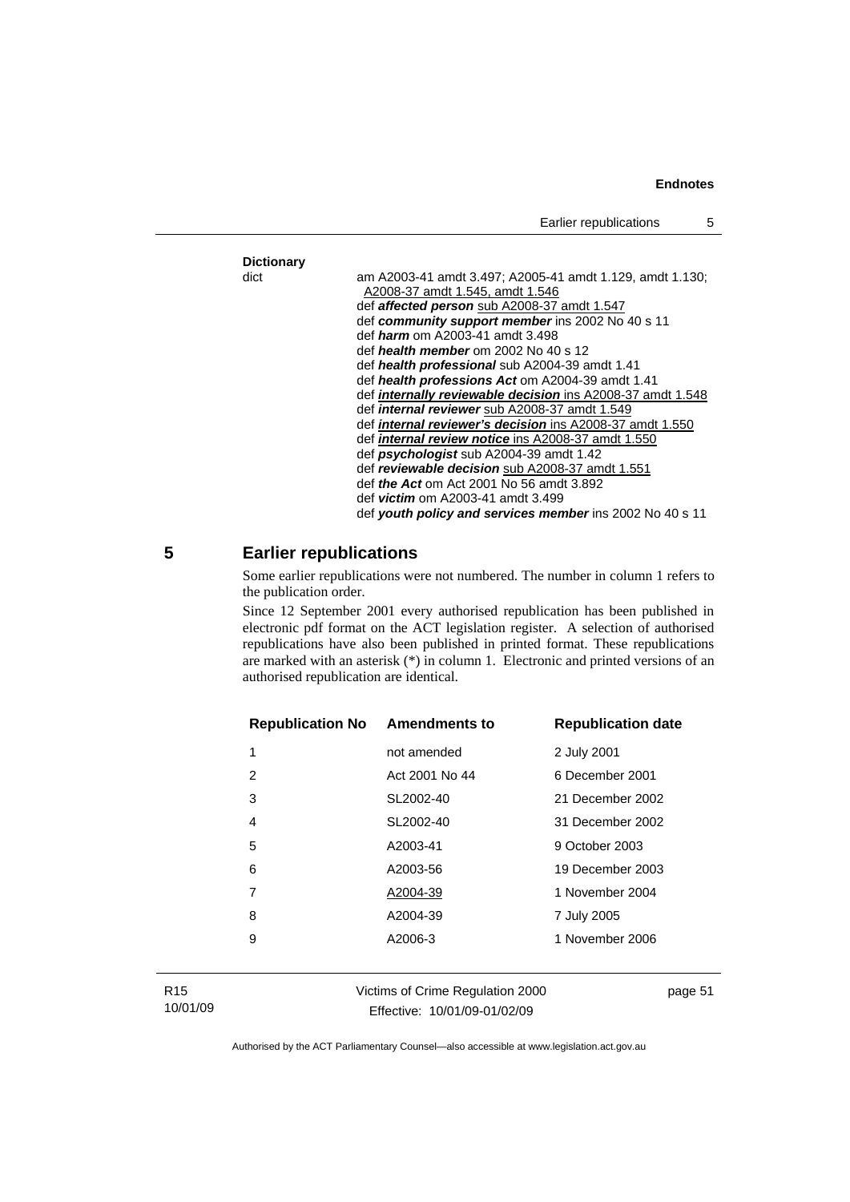**Dictionary**

dict — am A2003-41 amdt 3.497; A2005-41 amdt 1.129, amdt 1.130; A2008-37 amdt 1.545, amdt 1.546

def ***affected person*** sub A2008-37 amdt 1.547

def ***community support member*** ins 2002 No 40 s 11

def ***harm*** om A2003-41 amdt 3.498

def ***health member*** om 2002 No 40 s 12

def ***health professional*** sub A2004-39 amdt 1.41

def ***health professions Act*** om A2004-39 amdt 1.41

def ***internally reviewable decision*** ins A2008-37 amdt 1.548

def ***internal reviewer*** sub A2008-37 amdt 1.549

def ***internal reviewer's decision*** ins A2008-37 amdt 1.550

def ***internal review notice*** ins A2008-37 amdt 1.550

def ***psychologist*** sub A2004-39 amdt 1.42

def ***reviewable decision*** sub A2008-37 amdt 1.551

def ***the Act*** om Act 2001 No 56 amdt 3.892

def ***victim*** om A2003-41 amdt 3.499

def ***youth policy and services member*** ins 2002 No 40 s 11

## 5 Earlier republications

Some earlier republications were not numbered. The number in column 1 refers to the publication order.

Since 12 September 2001 every authorised republication has been published in electronic pdf format on the ACT legislation register. A selection of authorised republications have also been published in printed format. These republications are marked with an asterisk (*) in column 1. Electronic and printed versions of an authorised republication are identical.

| Republication No | Amendments to | Republication date |
|---|---|---|
| 1 | not amended | 2 July 2001 |
| 2 | Act 2001 No 44 | 6 December 2001 |
| 3 | SL2002-40 | 21 December 2002 |
| 4 | SL2002-40 | 31 December 2002 |
| 5 | A2003-41 | 9 October 2003 |
| 6 | A2003-56 | 19 December 2003 |
| 7 | A2004-39 | 1 November 2004 |
| 8 | A2004-39 | 7 July 2005 |
| 9 | A2006-3 | 1 November 2006 |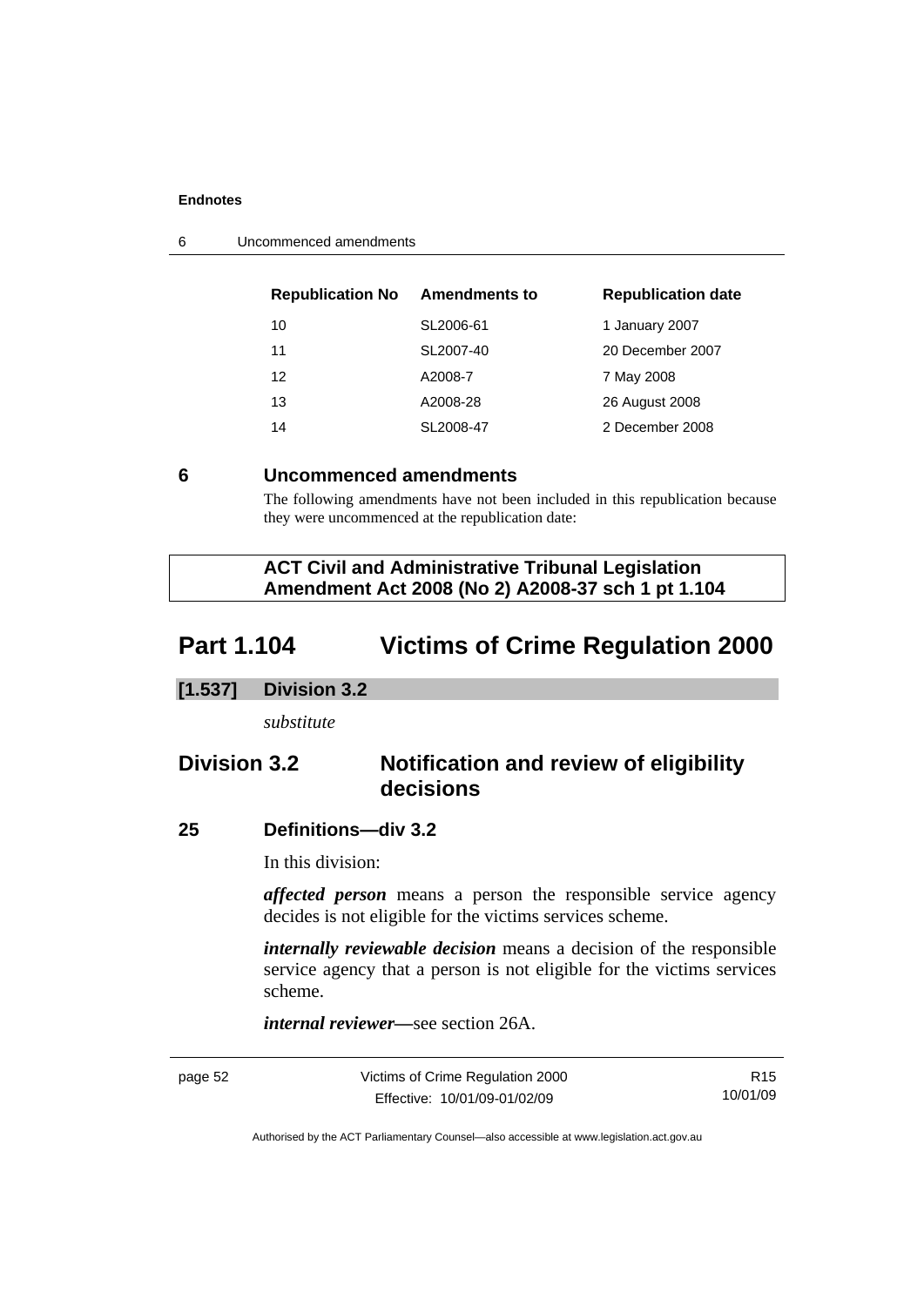| Republication No | Amendments to | Republication date |
|---|---|---|
| 10 | SL2006-61 | 1 January 2007 |
| 11 | SL2007-40 | 20 December 2007 |
| 12 | A2008-7 | 7 May 2008 |
| 13 | A2008-28 | 26 August 2008 |
| 14 | SL2008-47 | 2 December 2008 |

## 6 Uncommenced amendments

The following amendments have not been included in this republication because they were uncommenced at the republication date:

**ACT Civil and Administrative Tribunal Legislation Amendment Act 2008 (No 2) A2008-37 sch 1 pt 1.104**

# Part 1.104 Victims of Crime Regulation 2000

### [1.537] Division 3.2

*substitute*

## Division 3.2 Notification and review of eligibility decisions

### 25 Definitions—div 3.2

In this division:

***affected person*** means a person the responsible service agency decides is not eligible for the victims services scheme.

***internally reviewable decision*** means a decision of the responsible service agency that a person is not eligible for the victims services scheme.

***internal reviewer***—see section 26A.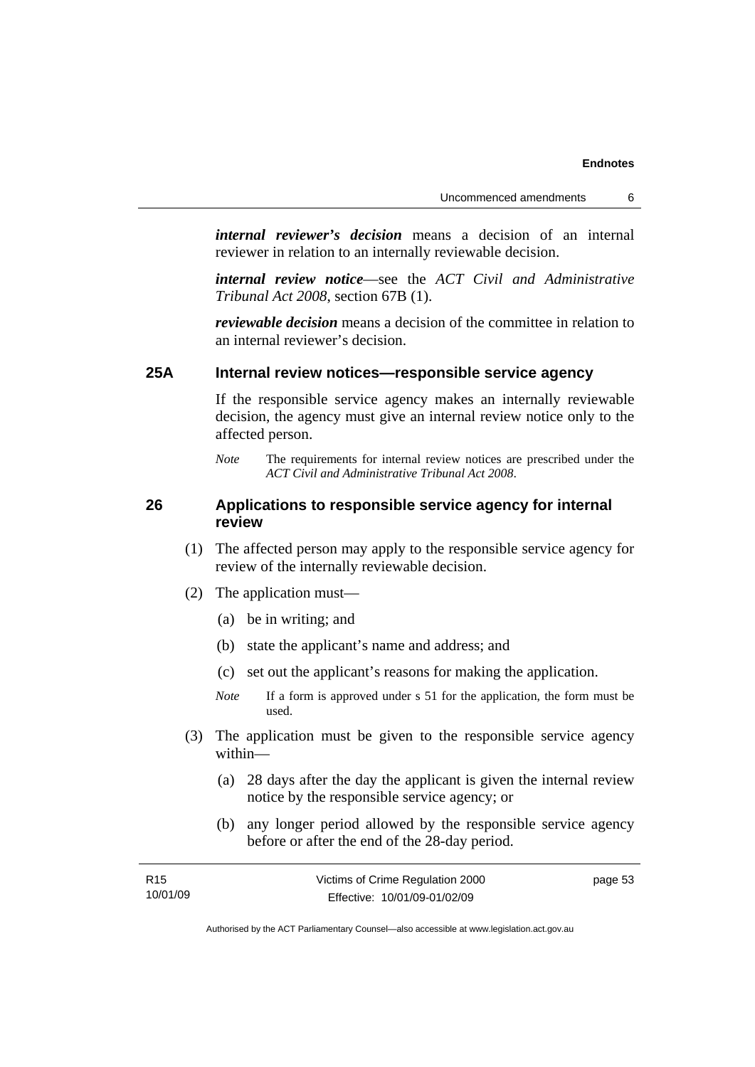***internal reviewer's decision*** means a decision of an internal reviewer in relation to an internally reviewable decision.

***internal review notice***—see the *ACT Civil and Administrative Tribunal Act 2008*, section 67B (1).

***reviewable decision*** means a decision of the committee in relation to an internal reviewer's decision.

### 25A Internal review notices—responsible service agency

If the responsible service agency makes an internally reviewable decision, the agency must give an internal review notice only to the affected person.

*Note* The requirements for internal review notices are prescribed under the *ACT Civil and Administrative Tribunal Act 2008*.

### 26 Applications to responsible service agency for internal review

(1) The affected person may apply to the responsible service agency for review of the internally reviewable decision.

(2) The application must—

(a) be in writing; and

(b) state the applicant's name and address; and

(c) set out the applicant's reasons for making the application.

*Note* If a form is approved under s 51 for the application, the form must be used.

(3) The application must be given to the responsible service agency within—

(a) 28 days after the day the applicant is given the internal review notice by the responsible service agency; or

(b) any longer period allowed by the responsible service agency before or after the end of the 28-day period.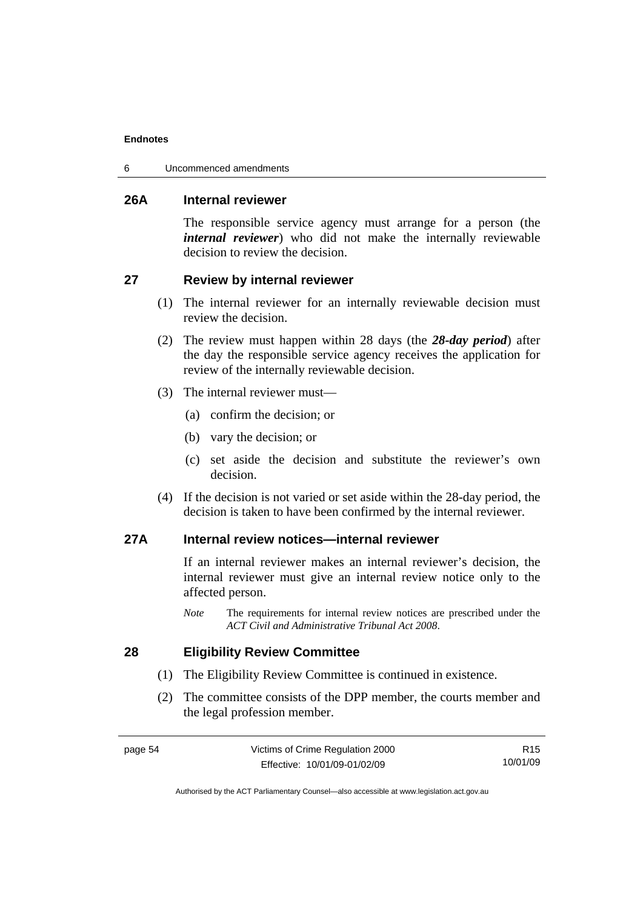### 26A Internal reviewer

The responsible service agency must arrange for a person (the ***internal reviewer***) who did not make the internally reviewable decision to review the decision.

### 27 Review by internal reviewer

(1) The internal reviewer for an internally reviewable decision must review the decision.

(2) The review must happen within 28 days (the ***28-day period***) after the day the responsible service agency receives the application for review of the internally reviewable decision.

(3) The internal reviewer must—

(a) confirm the decision; or

(b) vary the decision; or

(c) set aside the decision and substitute the reviewer's own decision.

(4) If the decision is not varied or set aside within the 28-day period, the decision is taken to have been confirmed by the internal reviewer.

### 27A Internal review notices—internal reviewer

If an internal reviewer makes an internal reviewer's decision, the internal reviewer must give an internal review notice only to the affected person.

*Note* The requirements for internal review notices are prescribed under the *ACT Civil and Administrative Tribunal Act 2008*.

### 28 Eligibility Review Committee

(1) The Eligibility Review Committee is continued in existence.

(2) The committee consists of the DPP member, the courts member and the legal profession member.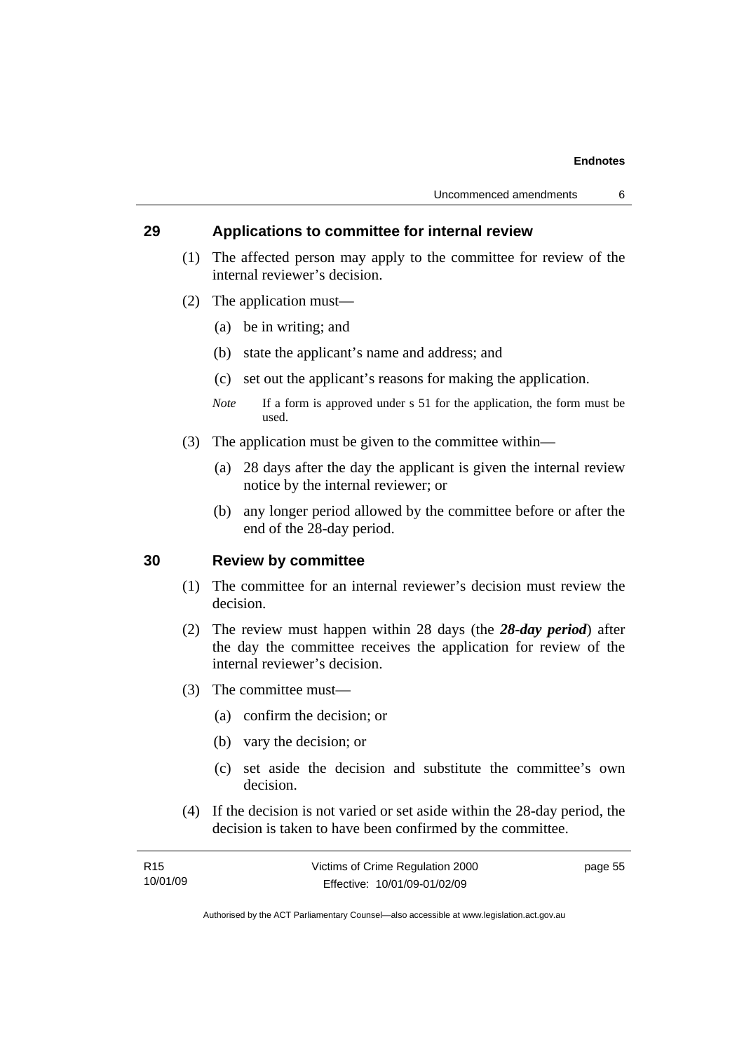## 29 Applications to committee for internal review

(1) The affected person may apply to the committee for review of the internal reviewer's decision.

(2) The application must—

(a) be in writing; and

(b) state the applicant's name and address; and

(c) set out the applicant's reasons for making the application.

*Note* If a form is approved under s 51 for the application, the form must be used.

(3) The application must be given to the committee within—

(a) 28 days after the day the applicant is given the internal review notice by the internal reviewer; or

(b) any longer period allowed by the committee before or after the end of the 28-day period.

## 30 Review by committee

(1) The committee for an internal reviewer's decision must review the decision.

(2) The review must happen within 28 days (the ***28-day period***) after the day the committee receives the application for review of the internal reviewer's decision.

(3) The committee must—

(a) confirm the decision; or

(b) vary the decision; or

(c) set aside the decision and substitute the committee's own decision.

(4) If the decision is not varied or set aside within the 28-day period, the decision is taken to have been confirmed by the committee.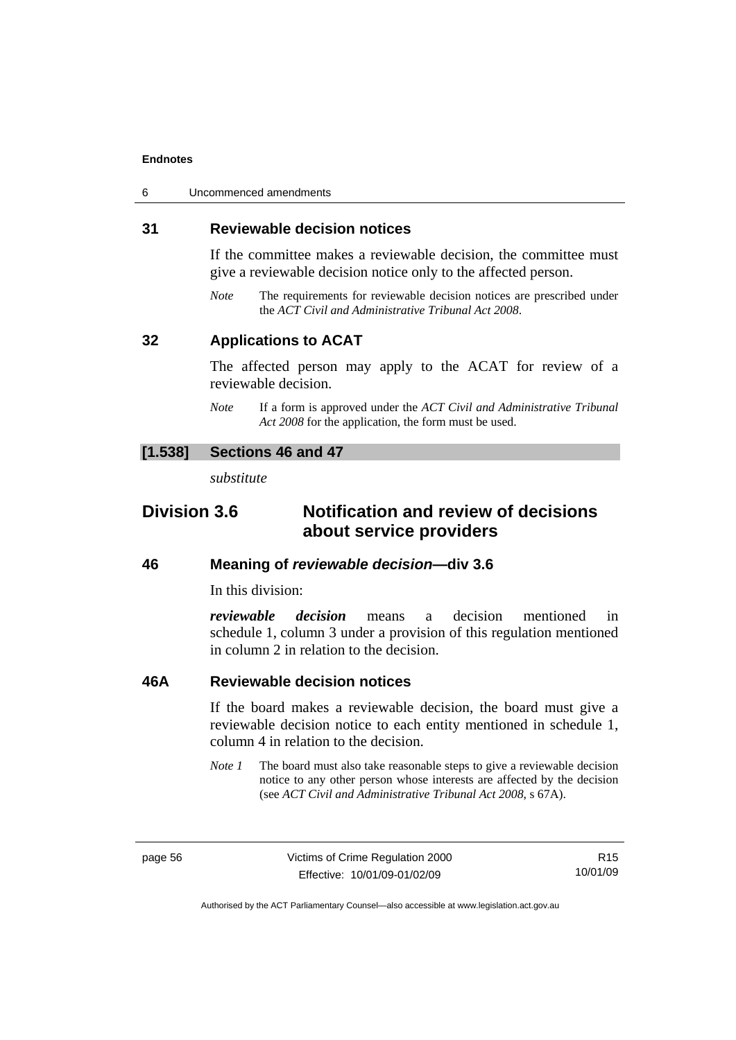### 31 Reviewable decision notices

If the committee makes a reviewable decision, the committee must give a reviewable decision notice only to the affected person.

*Note* The requirements for reviewable decision notices are prescribed under the *ACT Civil and Administrative Tribunal Act 2008*.

### 32 Applications to ACAT

The affected person may apply to the ACAT for review of a reviewable decision.

*Note* If a form is approved under the *ACT Civil and Administrative Tribunal Act 2008* for the application, the form must be used.

### [1.538] Sections 46 and 47

*substitute*

## Division 3.6 Notification and review of decisions about service providers

### 46 Meaning of *reviewable decision*—div 3.6

In this division:

***reviewable decision*** means a decision mentioned in schedule 1, column 3 under a provision of this regulation mentioned in column 2 in relation to the decision.

### 46A Reviewable decision notices

If the board makes a reviewable decision, the board must give a reviewable decision notice to each entity mentioned in schedule 1, column 4 in relation to the decision.

*Note 1* The board must also take reasonable steps to give a reviewable decision notice to any other person whose interests are affected by the decision (see *ACT Civil and Administrative Tribunal Act 2008*, s 67A).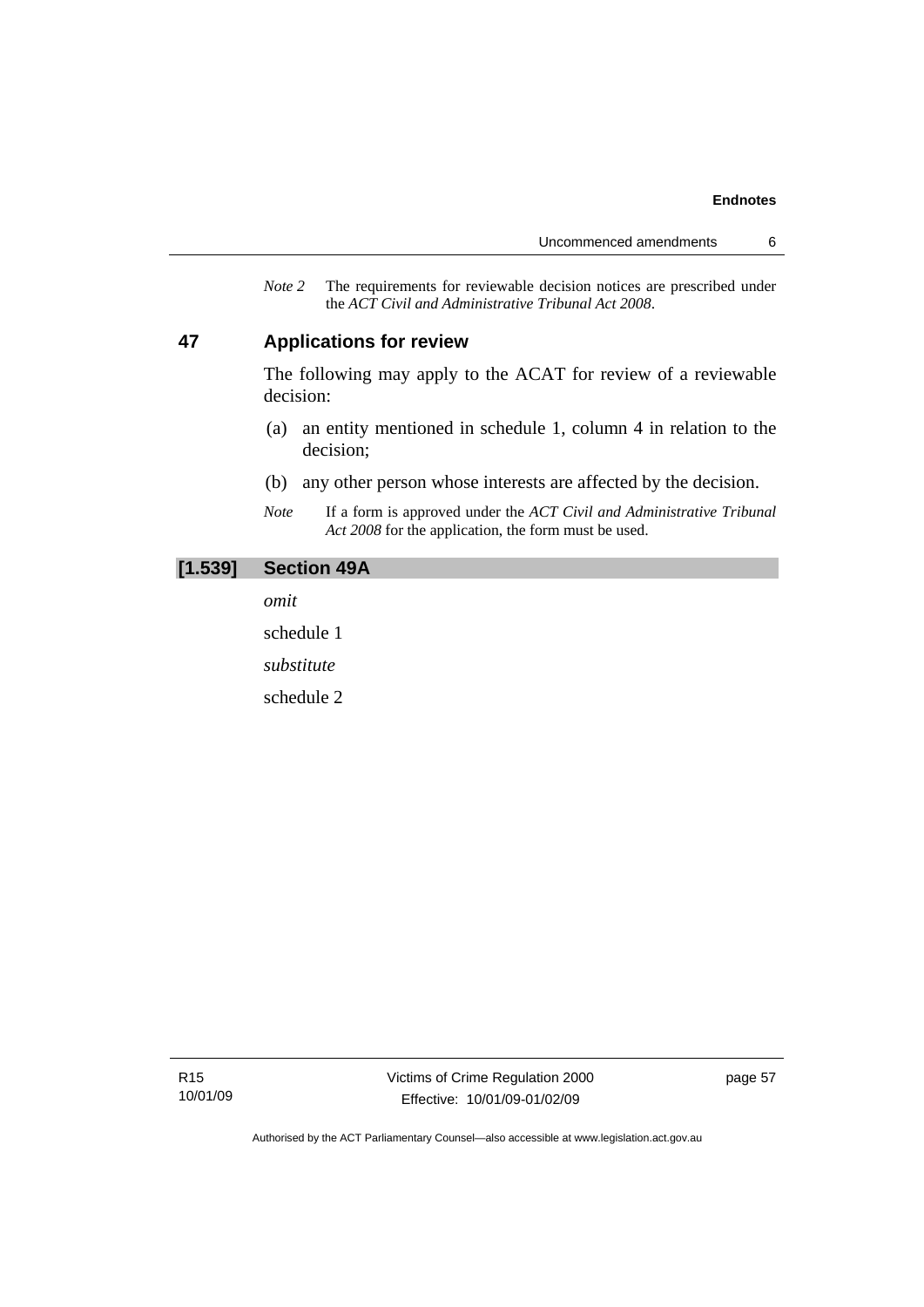*Note 2* The requirements for reviewable decision notices are prescribed under the *ACT Civil and Administrative Tribunal Act 2008*.

### 47 Applications for review

The following may apply to the ACAT for review of a reviewable decision:

(a) an entity mentioned in schedule 1, column 4 in relation to the decision;

(b) any other person whose interests are affected by the decision.

*Note* If a form is approved under the *ACT Civil and Administrative Tribunal Act 2008* for the application, the form must be used.

### [1.539] Section 49A

*omit*

schedule 1

*substitute*

schedule 2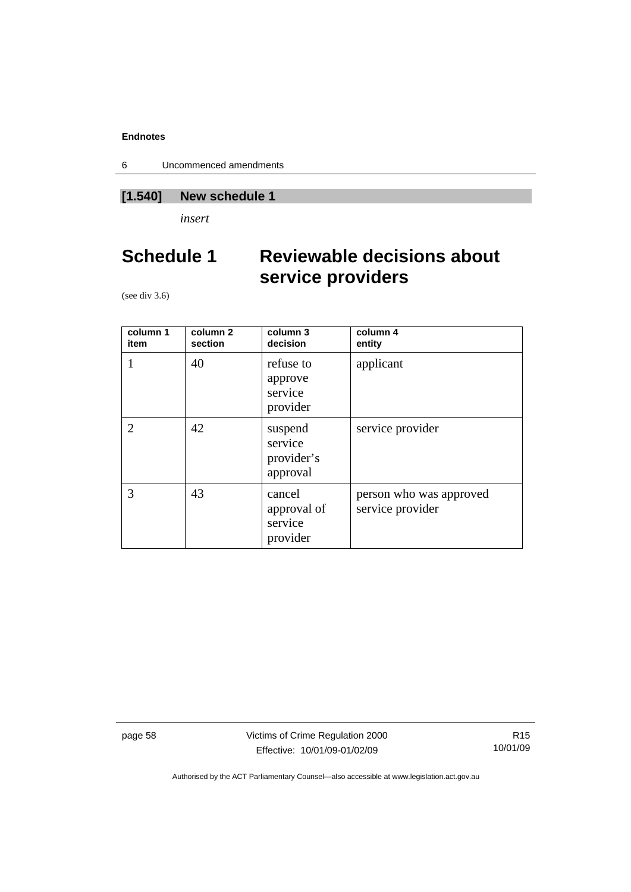**[1.540] New schedule 1**

*insert*

# Schedule 1 Reviewable decisions about service providers

(see div 3.6)

| column 1 item | column 2 section | column 3 decision | column 4 entity |
|---|---|---|---|
| 1 | 40 | refuse to approve service provider | applicant |
| 2 | 42 | suspend service provider's approval | service provider |
| 3 | 43 | cancel approval of service provider | person who was approved service provider |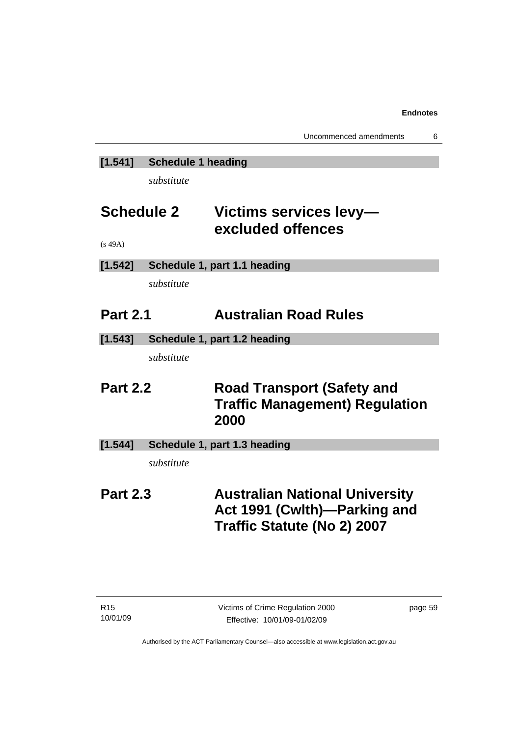**[1.541] Schedule 1 heading**

*substitute*

# Schedule 2 Victims services levy—excluded offences

(s 49A)

**[1.542] Schedule 1, part 1.1 heading**

*substitute*

## Part 2.1 Australian Road Rules

**[1.543] Schedule 1, part 1.2 heading**

*substitute*

## Part 2.2 Road Transport (Safety and Traffic Management) Regulation 2000

**[1.544] Schedule 1, part 1.3 heading**

*substitute*

## Part 2.3 Australian National University Act 1991 (Cwlth)—Parking and Traffic Statute (No 2) 2007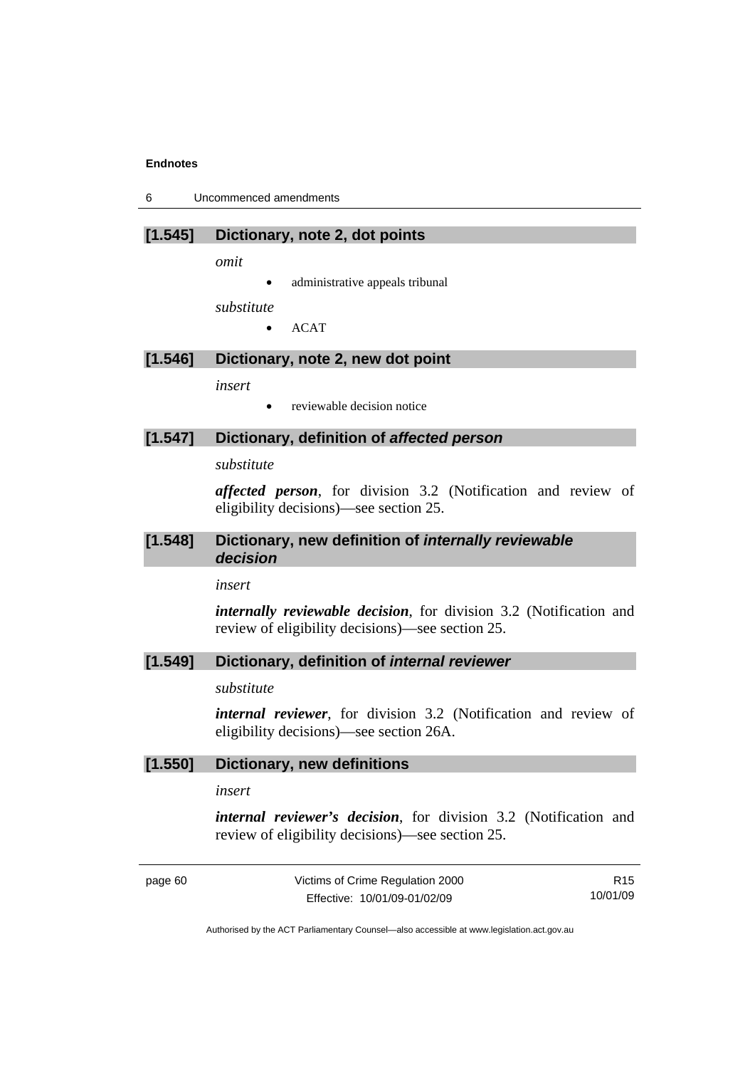### [1.545] Dictionary, note 2, dot points

*omit*

- administrative appeals tribunal

*substitute*

- ACAT

### [1.546] Dictionary, note 2, new dot point

*insert*

- reviewable decision notice

### [1.547] Dictionary, definition of *affected person*

*substitute*

***affected person***, for division 3.2 (Notification and review of eligibility decisions)—see section 25.

### [1.548] Dictionary, new definition of *internally reviewable decision*

*insert*

***internally reviewable decision***, for division 3.2 (Notification and review of eligibility decisions)—see section 25.

### [1.549] Dictionary, definition of *internal reviewer*

*substitute*

***internal reviewer***, for division 3.2 (Notification and review of eligibility decisions)—see section 26A.

### [1.550] Dictionary, new definitions

*insert*

***internal reviewer's decision***, for division 3.2 (Notification and review of eligibility decisions)—see section 25.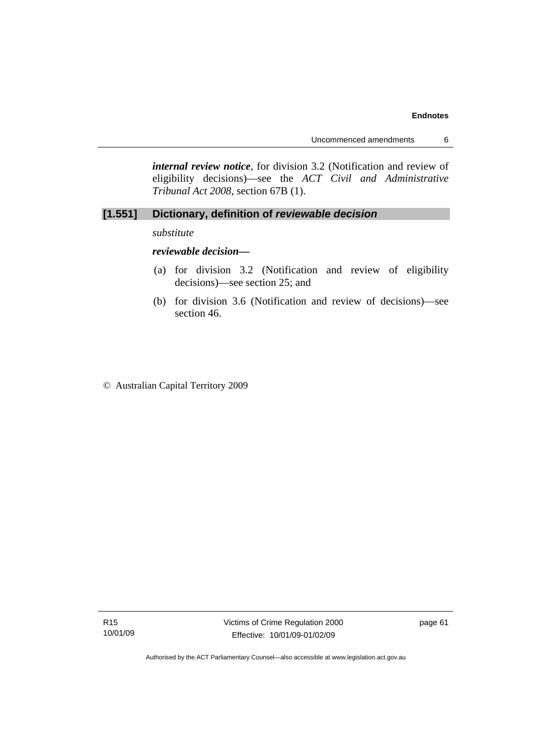***internal review notice***, for division 3.2 (Notification and review of eligibility decisions)—see the *ACT Civil and Administrative Tribunal Act 2008*, section 67B (1).

### [1.551] Dictionary, definition of *reviewable decision*

*substitute*

***reviewable decision***—

(a) for division 3.2 (Notification and review of eligibility decisions)—see section 25; and

(b) for division 3.6 (Notification and review of decisions)—see section 46.

© Australian Capital Territory 2009